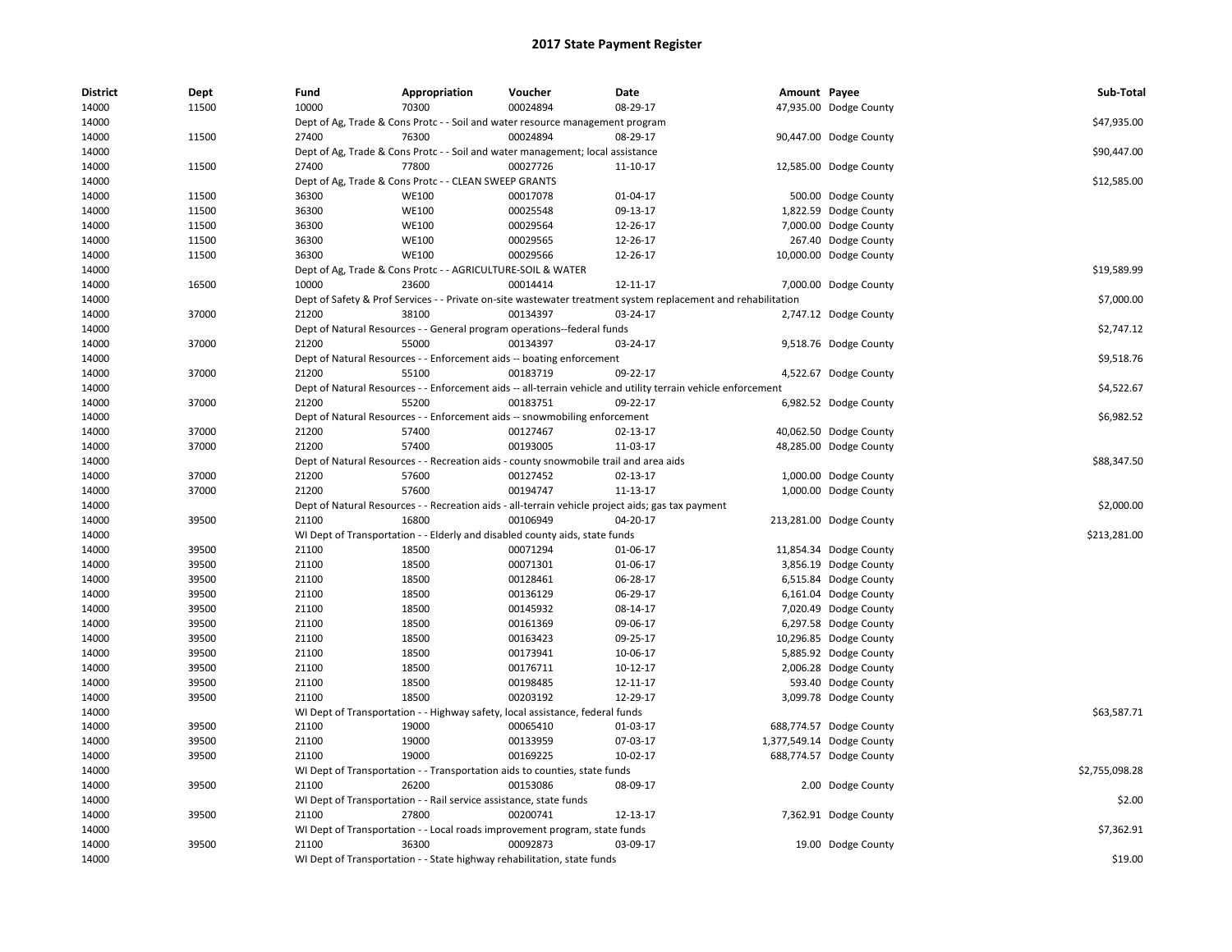# 2017 State Payment Register

| District | Dept | Fund | Appropriation | Voucher | Date | Amount | Payee | Sub-Total |
|---|---|---|---|---|---|---|---|---|
| 14000 | 11500 | 10000 | 70300 | 00024894 | 08-29-17 | 47,935.00 | Dodge County | |
| 14000 | | Dept of Ag, Trade & Cons Protc - - Soil and water resource management program | | | | | | $47,935.00 |
| 14000 | 11500 | 27400 | 76300 | 00024894 | 08-29-17 | 90,447.00 | Dodge County | |
| 14000 | | Dept of Ag, Trade & Cons Protc - - Soil and water management; local assistance | | | | | | $90,447.00 |
| 14000 | 11500 | 27400 | 77800 | 00027726 | 11-10-17 | 12,585.00 | Dodge County | |
| 14000 | | Dept of Ag, Trade & Cons Protc - - CLEAN SWEEP GRANTS | | | | | | $12,585.00 |
| 14000 | 11500 | 36300 | WE100 | 00017078 | 01-04-17 | 500.00 | Dodge County | |
| 14000 | 11500 | 36300 | WE100 | 00025548 | 09-13-17 | 1,822.59 | Dodge County | |
| 14000 | 11500 | 36300 | WE100 | 00029564 | 12-26-17 | 7,000.00 | Dodge County | |
| 14000 | 11500 | 36300 | WE100 | 00029565 | 12-26-17 | 267.40 | Dodge County | |
| 14000 | 11500 | 36300 | WE100 | 00029566 | 12-26-17 | 10,000.00 | Dodge County | |
| 14000 | | Dept of Ag, Trade & Cons Protc - - AGRICULTURE-SOIL & WATER | | | | | | $19,589.99 |
| 14000 | 16500 | 10000 | 23600 | 00014414 | 12-11-17 | 7,000.00 | Dodge County | |
| 14000 | | Dept of Safety & Prof Services - - Private on-site wastewater treatment system replacement and rehabilitation | | | | | | $7,000.00 |
| 14000 | 37000 | 21200 | 38100 | 00134397 | 03-24-17 | 2,747.12 | Dodge County | |
| 14000 | | Dept of Natural Resources - - General program operations--federal funds | | | | | | $2,747.12 |
| 14000 | 37000 | 21200 | 55000 | 00134397 | 03-24-17 | 9,518.76 | Dodge County | |
| 14000 | | Dept of Natural Resources - - Enforcement aids -- boating enforcement | | | | | | $9,518.76 |
| 14000 | 37000 | 21200 | 55100 | 00183719 | 09-22-17 | 4,522.67 | Dodge County | |
| 14000 | | Dept of Natural Resources - - Enforcement aids -- all-terrain vehicle and utility terrain vehicle enforcement | | | | | | $4,522.67 |
| 14000 | 37000 | 21200 | 55200 | 00183751 | 09-22-17 | 6,982.52 | Dodge County | |
| 14000 | | Dept of Natural Resources - - Enforcement aids -- snowmobiling enforcement | | | | | | $6,982.52 |
| 14000 | 37000 | 21200 | 57400 | 00127467 | 02-13-17 | 40,062.50 | Dodge County | |
| 14000 | 37000 | 21200 | 57400 | 00193005 | 11-03-17 | 48,285.00 | Dodge County | |
| 14000 | | Dept of Natural Resources - - Recreation aids - county snowmobile trail and area aids | | | | | | $88,347.50 |
| 14000 | 37000 | 21200 | 57600 | 00127452 | 02-13-17 | 1,000.00 | Dodge County | |
| 14000 | 37000 | 21200 | 57600 | 00194747 | 11-13-17 | 1,000.00 | Dodge County | |
| 14000 | | Dept of Natural Resources - - Recreation aids - all-terrain vehicle project aids; gas tax payment | | | | | | $2,000.00 |
| 14000 | 39500 | 21100 | 16800 | 00106949 | 04-20-17 | 213,281.00 | Dodge County | |
| 14000 | | WI Dept of Transportation - - Elderly and disabled county aids, state funds | | | | | | $213,281.00 |
| 14000 | 39500 | 21100 | 18500 | 00071294 | 01-06-17 | 11,854.34 | Dodge County | |
| 14000 | 39500 | 21100 | 18500 | 00071301 | 01-06-17 | 3,856.19 | Dodge County | |
| 14000 | 39500 | 21100 | 18500 | 00128461 | 06-28-17 | 6,515.84 | Dodge County | |
| 14000 | 39500 | 21100 | 18500 | 00136129 | 06-29-17 | 6,161.04 | Dodge County | |
| 14000 | 39500 | 21100 | 18500 | 00145932 | 08-14-17 | 7,020.49 | Dodge County | |
| 14000 | 39500 | 21100 | 18500 | 00161369 | 09-06-17 | 6,297.58 | Dodge County | |
| 14000 | 39500 | 21100 | 18500 | 00163423 | 09-25-17 | 10,296.85 | Dodge County | |
| 14000 | 39500 | 21100 | 18500 | 00173941 | 10-06-17 | 5,885.92 | Dodge County | |
| 14000 | 39500 | 21100 | 18500 | 00176711 | 10-12-17 | 2,006.28 | Dodge County | |
| 14000 | 39500 | 21100 | 18500 | 00198485 | 12-11-17 | 593.40 | Dodge County | |
| 14000 | 39500 | 21100 | 18500 | 00203192 | 12-29-17 | 3,099.78 | Dodge County | |
| 14000 | | WI Dept of Transportation - - Highway safety, local assistance, federal funds | | | | | | $63,587.71 |
| 14000 | 39500 | 21100 | 19000 | 00065410 | 01-03-17 | 688,774.57 | Dodge County | |
| 14000 | 39500 | 21100 | 19000 | 00133959 | 07-03-17 | 1,377,549.14 | Dodge County | |
| 14000 | 39500 | 21100 | 19000 | 00169225 | 10-02-17 | 688,774.57 | Dodge County | |
| 14000 | | WI Dept of Transportation - - Transportation aids to counties, state funds | | | | | | $2,755,098.28 |
| 14000 | 39500 | 21100 | 26200 | 00153086 | 08-09-17 | 2.00 | Dodge County | |
| 14000 | | WI Dept of Transportation - - Rail service assistance, state funds | | | | | | $2.00 |
| 14000 | 39500 | 21100 | 27800 | 00200741 | 12-13-17 | 7,362.91 | Dodge County | |
| 14000 | | WI Dept of Transportation - - Local roads improvement program, state funds | | | | | | $7,362.91 |
| 14000 | 39500 | 21100 | 36300 | 00092873 | 03-09-17 | 19.00 | Dodge County | |
| 14000 | | WI Dept of Transportation - - State highway rehabilitation, state funds | | | | | | $19.00 |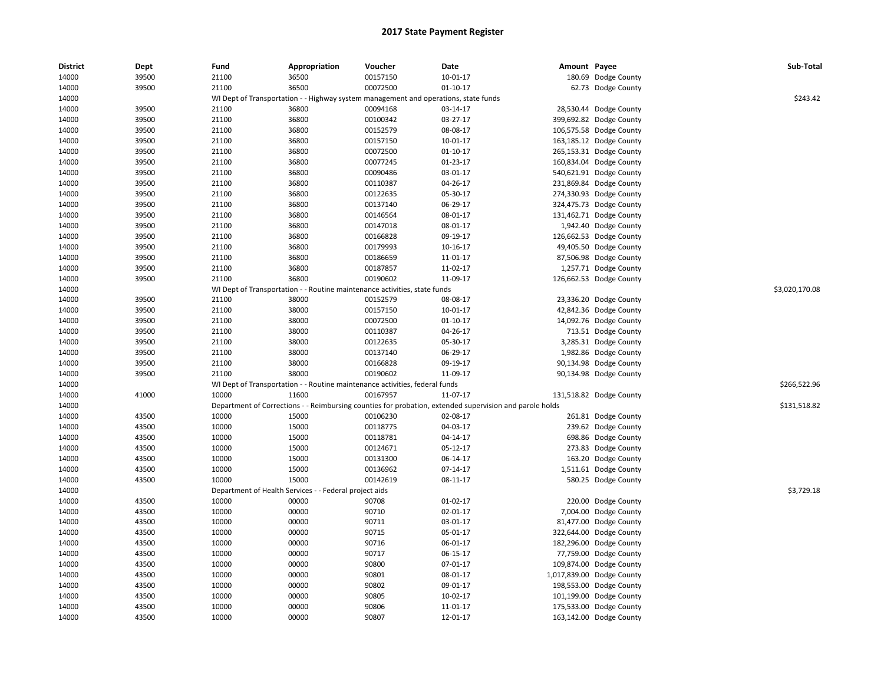# 2017 State Payment Register

| District | Dept | Fund | Appropriation | Voucher | Date | Amount | Payee | Sub-Total |
|---|---|---|---|---|---|---|---|---|
| 14000 | 39500 | 21100 | 36500 | 00157150 | 10-01-17 | 180.69 | Dodge County | |
| 14000 | 39500 | 21100 | 36500 | 00072500 | 01-10-17 | 62.73 | Dodge County | |
| 14000 | | WI Dept of Transportation - - Highway system management and operations, state funds | | | | | | $243.42 |
| 14000 | 39500 | 21100 | 36800 | 00094168 | 03-14-17 | 28,530.44 | Dodge County | |
| 14000 | 39500 | 21100 | 36800 | 00100342 | 03-27-17 | 399,692.82 | Dodge County | |
| 14000 | 39500 | 21100 | 36800 | 00152579 | 08-08-17 | 106,575.58 | Dodge County | |
| 14000 | 39500 | 21100 | 36800 | 00157150 | 10-01-17 | 163,185.12 | Dodge County | |
| 14000 | 39500 | 21100 | 36800 | 00072500 | 01-10-17 | 265,153.31 | Dodge County | |
| 14000 | 39500 | 21100 | 36800 | 00077245 | 01-23-17 | 160,834.04 | Dodge County | |
| 14000 | 39500 | 21100 | 36800 | 00090486 | 03-01-17 | 540,621.91 | Dodge County | |
| 14000 | 39500 | 21100 | 36800 | 00110387 | 04-26-17 | 231,869.84 | Dodge County | |
| 14000 | 39500 | 21100 | 36800 | 00122635 | 05-30-17 | 274,330.93 | Dodge County | |
| 14000 | 39500 | 21100 | 36800 | 00137140 | 06-29-17 | 324,475.73 | Dodge County | |
| 14000 | 39500 | 21100 | 36800 | 00146564 | 08-01-17 | 131,462.71 | Dodge County | |
| 14000 | 39500 | 21100 | 36800 | 00147018 | 08-01-17 | 1,942.40 | Dodge County | |
| 14000 | 39500 | 21100 | 36800 | 00166828 | 09-19-17 | 126,662.53 | Dodge County | |
| 14000 | 39500 | 21100 | 36800 | 00179993 | 10-16-17 | 49,405.50 | Dodge County | |
| 14000 | 39500 | 21100 | 36800 | 00186659 | 11-01-17 | 87,506.98 | Dodge County | |
| 14000 | 39500 | 21100 | 36800 | 00187857 | 11-02-17 | 1,257.71 | Dodge County | |
| 14000 | 39500 | 21100 | 36800 | 00190602 | 11-09-17 | 126,662.53 | Dodge County | |
| 14000 | | WI Dept of Transportation - - Routine maintenance activities, state funds | | | | | | $3,020,170.08 |
| 14000 | 39500 | 21100 | 38000 | 00152579 | 08-08-17 | 23,336.20 | Dodge County | |
| 14000 | 39500 | 21100 | 38000 | 00157150 | 10-01-17 | 42,842.36 | Dodge County | |
| 14000 | 39500 | 21100 | 38000 | 00072500 | 01-10-17 | 14,092.76 | Dodge County | |
| 14000 | 39500 | 21100 | 38000 | 00110387 | 04-26-17 | 713.51 | Dodge County | |
| 14000 | 39500 | 21100 | 38000 | 00122635 | 05-30-17 | 3,285.31 | Dodge County | |
| 14000 | 39500 | 21100 | 38000 | 00137140 | 06-29-17 | 1,982.86 | Dodge County | |
| 14000 | 39500 | 21100 | 38000 | 00166828 | 09-19-17 | 90,134.98 | Dodge County | |
| 14000 | 39500 | 21100 | 38000 | 00190602 | 11-09-17 | 90,134.98 | Dodge County | |
| 14000 | | WI Dept of Transportation - - Routine maintenance activities, federal funds | | | | | | $266,522.96 |
| 14000 | 41000 | 10000 | 11600 | 00167957 | 11-07-17 | 131,518.82 | Dodge County | |
| 14000 | | Department of Corrections - - Reimbursing counties for probation, extended supervision and parole holds | | | | | | $131,518.82 |
| 14000 | 43500 | 10000 | 15000 | 00106230 | 02-08-17 | 261.81 | Dodge County | |
| 14000 | 43500 | 10000 | 15000 | 00118775 | 04-03-17 | 239.62 | Dodge County | |
| 14000 | 43500 | 10000 | 15000 | 00118781 | 04-14-17 | 698.86 | Dodge County | |
| 14000 | 43500 | 10000 | 15000 | 00124671 | 05-12-17 | 273.83 | Dodge County | |
| 14000 | 43500 | 10000 | 15000 | 00131300 | 06-14-17 | 163.20 | Dodge County | |
| 14000 | 43500 | 10000 | 15000 | 00136962 | 07-14-17 | 1,511.61 | Dodge County | |
| 14000 | 43500 | 10000 | 15000 | 00142619 | 08-11-17 | 580.25 | Dodge County | |
| 14000 | | Department of Health Services - - Federal project aids | | | | | | $3,729.18 |
| 14000 | 43500 | 10000 | 00000 | 90708 | 01-02-17 | 220.00 | Dodge County | |
| 14000 | 43500 | 10000 | 00000 | 90710 | 02-01-17 | 7,004.00 | Dodge County | |
| 14000 | 43500 | 10000 | 00000 | 90711 | 03-01-17 | 81,477.00 | Dodge County | |
| 14000 | 43500 | 10000 | 00000 | 90715 | 05-01-17 | 322,644.00 | Dodge County | |
| 14000 | 43500 | 10000 | 00000 | 90716 | 06-01-17 | 182,296.00 | Dodge County | |
| 14000 | 43500 | 10000 | 00000 | 90717 | 06-15-17 | 77,759.00 | Dodge County | |
| 14000 | 43500 | 10000 | 00000 | 90800 | 07-01-17 | 109,874.00 | Dodge County | |
| 14000 | 43500 | 10000 | 00000 | 90801 | 08-01-17 | 1,017,839.00 | Dodge County | |
| 14000 | 43500 | 10000 | 00000 | 90802 | 09-01-17 | 198,553.00 | Dodge County | |
| 14000 | 43500 | 10000 | 00000 | 90805 | 10-02-17 | 101,199.00 | Dodge County | |
| 14000 | 43500 | 10000 | 00000 | 90806 | 11-01-17 | 175,533.00 | Dodge County | |
| 14000 | 43500 | 10000 | 00000 | 90807 | 12-01-17 | 163,142.00 | Dodge County | |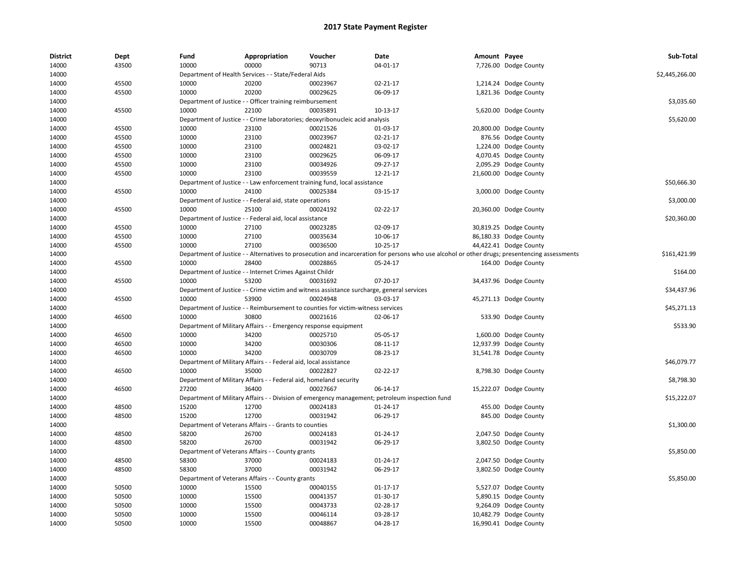## 2017 State Payment Register

| District | Dept | Fund | Appropriation | Voucher | Date | Amount | Payee | Sub-Total |
|---|---|---|---|---|---|---|---|---|
| 14000 | 43500 | 10000 | 00000 | 90713 | 04-01-17 | 7,726.00 | Dodge County | |
| 14000 | | Department of Health Services - - State/Federal Aids | | | | | | $2,445,266.00 |
| 14000 | 45500 | 10000 | 20200 | 00023967 | 02-21-17 | 1,214.24 | Dodge County | |
| 14000 | 45500 | 10000 | 20200 | 00029625 | 06-09-17 | 1,821.36 | Dodge County | |
| 14000 | | Department of Justice - - Officer training reimbursement | | | | | | $3,035.60 |
| 14000 | 45500 | 10000 | 22100 | 00035891 | 10-13-17 | 5,620.00 | Dodge County | |
| 14000 | | Department of Justice - - Crime laboratories; deoxyribonucleic acid analysis | | | | | | $5,620.00 |
| 14000 | 45500 | 10000 | 23100 | 00021526 | 01-03-17 | 20,800.00 | Dodge County | |
| 14000 | 45500 | 10000 | 23100 | 00023967 | 02-21-17 | 876.56 | Dodge County | |
| 14000 | 45500 | 10000 | 23100 | 00024821 | 03-02-17 | 1,224.00 | Dodge County | |
| 14000 | 45500 | 10000 | 23100 | 00029625 | 06-09-17 | 4,070.45 | Dodge County | |
| 14000 | 45500 | 10000 | 23100 | 00034926 | 09-27-17 | 2,095.29 | Dodge County | |
| 14000 | 45500 | 10000 | 23100 | 00039559 | 12-21-17 | 21,600.00 | Dodge County | |
| 14000 | | Department of Justice - - Law enforcement training fund, local assistance | | | | | | $50,666.30 |
| 14000 | 45500 | 10000 | 24100 | 00025384 | 03-15-17 | 3,000.00 | Dodge County | |
| 14000 | | Department of Justice - - Federal aid, state operations | | | | | | $3,000.00 |
| 14000 | 45500 | 10000 | 25100 | 00024192 | 02-22-17 | 20,360.00 | Dodge County | |
| 14000 | | Department of Justice - - Federal aid, local assistance | | | | | | $20,360.00 |
| 14000 | 45500 | 10000 | 27100 | 00023285 | 02-09-17 | 30,819.25 | Dodge County | |
| 14000 | 45500 | 10000 | 27100 | 00035634 | 10-06-17 | 86,180.33 | Dodge County | |
| 14000 | 45500 | 10000 | 27100 | 00036500 | 10-25-17 | 44,422.41 | Dodge County | |
| 14000 | | Department of Justice - - Alternatives to prosecution and incarceration for persons who use alcohol or other drugs; presentencing assessments | | | | | | $161,421.99 |
| 14000 | 45500 | 10000 | 28400 | 00028865 | 05-24-17 | 164.00 | Dodge County | |
| 14000 | | Department of Justice - - Internet Crimes Against Childr | | | | | | $164.00 |
| 14000 | 45500 | 10000 | 53200 | 00031692 | 07-20-17 | 34,437.96 | Dodge County | |
| 14000 | | Department of Justice - - Crime victim and witness assistance surcharge, general services | | | | | | $34,437.96 |
| 14000 | 45500 | 10000 | 53900 | 00024948 | 03-03-17 | 45,271.13 | Dodge County | |
| 14000 | | Department of Justice - - Reimbursement to counties for victim-witness services | | | | | | $45,271.13 |
| 14000 | 46500 | 10000 | 30800 | 00021616 | 02-06-17 | 533.90 | Dodge County | |
| 14000 | | Department of Military Affairs - - Emergency response equipment | | | | | | $533.90 |
| 14000 | 46500 | 10000 | 34200 | 00025710 | 05-05-17 | 1,600.00 | Dodge County | |
| 14000 | 46500 | 10000 | 34200 | 00030306 | 08-11-17 | 12,937.99 | Dodge County | |
| 14000 | 46500 | 10000 | 34200 | 00030709 | 08-23-17 | 31,541.78 | Dodge County | |
| 14000 | | Department of Military Affairs - - Federal aid, local assistance | | | | | | $46,079.77 |
| 14000 | 46500 | 10000 | 35000 | 00022827 | 02-22-17 | 8,798.30 | Dodge County | |
| 14000 | | Department of Military Affairs - - Federal aid, homeland security | | | | | | $8,798.30 |
| 14000 | 46500 | 27200 | 36400 | 00027667 | 06-14-17 | 15,222.07 | Dodge County | |
| 14000 | | Department of Military Affairs - - Division of emergency management; petroleum inspection fund | | | | | | $15,222.07 |
| 14000 | 48500 | 15200 | 12700 | 00024183 | 01-24-17 | 455.00 | Dodge County | |
| 14000 | 48500 | 15200 | 12700 | 00031942 | 06-29-17 | 845.00 | Dodge County | |
| 14000 | | Department of Veterans Affairs - - Grants to counties | | | | | | $1,300.00 |
| 14000 | 48500 | 58200 | 26700 | 00024183 | 01-24-17 | 2,047.50 | Dodge County | |
| 14000 | 48500 | 58200 | 26700 | 00031942 | 06-29-17 | 3,802.50 | Dodge County | |
| 14000 | | Department of Veterans Affairs - - County grants | | | | | | $5,850.00 |
| 14000 | 48500 | 58300 | 37000 | 00024183 | 01-24-17 | 2,047.50 | Dodge County | |
| 14000 | 48500 | 58300 | 37000 | 00031942 | 06-29-17 | 3,802.50 | Dodge County | |
| 14000 | | Department of Veterans Affairs - - County grants | | | | | | $5,850.00 |
| 14000 | 50500 | 10000 | 15500 | 00040155 | 01-17-17 | 5,527.07 | Dodge County | |
| 14000 | 50500 | 10000 | 15500 | 00041357 | 01-30-17 | 5,890.15 | Dodge County | |
| 14000 | 50500 | 10000 | 15500 | 00043733 | 02-28-17 | 9,264.09 | Dodge County | |
| 14000 | 50500 | 10000 | 15500 | 00046114 | 03-28-17 | 10,482.79 | Dodge County | |
| 14000 | 50500 | 10000 | 15500 | 00048867 | 04-28-17 | 16,990.41 | Dodge County | |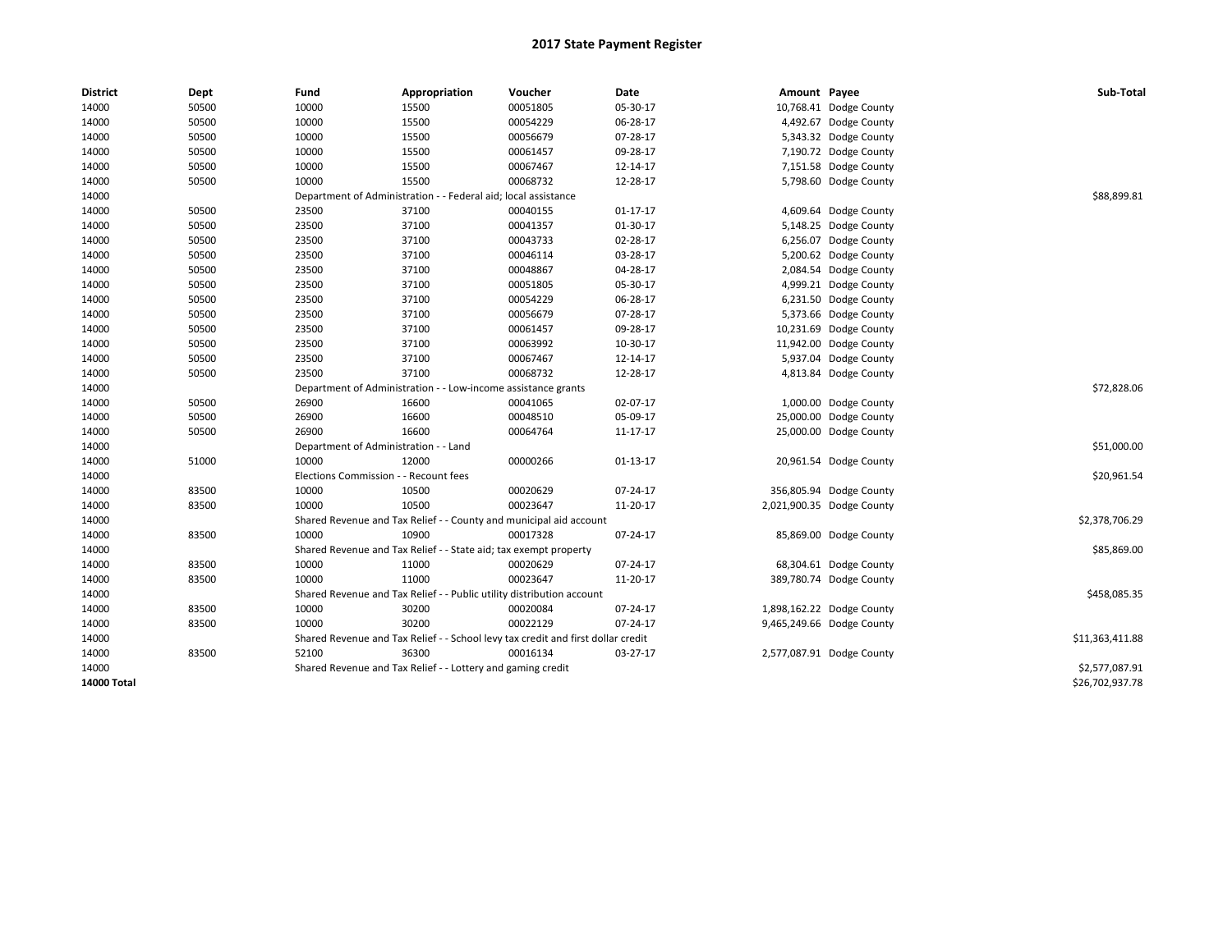# 2017 State Payment Register

| District | Dept | Fund | Appropriation | Voucher | Date | Amount | Payee | Sub-Total |
|---|---|---|---|---|---|---|---|---|
| 14000 | 50500 | 10000 | 15500 | 00051805 | 05-30-17 | 10,768.41 | Dodge County | |
| 14000 | 50500 | 10000 | 15500 | 00054229 | 06-28-17 | 4,492.67 | Dodge County | |
| 14000 | 50500 | 10000 | 15500 | 00056679 | 07-28-17 | 5,343.32 | Dodge County | |
| 14000 | 50500 | 10000 | 15500 | 00061457 | 09-28-17 | 7,190.72 | Dodge County | |
| 14000 | 50500 | 10000 | 15500 | 00067467 | 12-14-17 | 7,151.58 | Dodge County | |
| 14000 | 50500 | 10000 | 15500 | 00068732 | 12-28-17 | 5,798.60 | Dodge County | |
| 14000 | | Department of Administration - - Federal aid; local assistance | | | | | | $88,899.81 |
| 14000 | 50500 | 23500 | 37100 | 00040155 | 01-17-17 | 4,609.64 | Dodge County | |
| 14000 | 50500 | 23500 | 37100 | 00041357 | 01-30-17 | 5,148.25 | Dodge County | |
| 14000 | 50500 | 23500 | 37100 | 00043733 | 02-28-17 | 6,256.07 | Dodge County | |
| 14000 | 50500 | 23500 | 37100 | 00046114 | 03-28-17 | 5,200.62 | Dodge County | |
| 14000 | 50500 | 23500 | 37100 | 00048867 | 04-28-17 | 2,084.54 | Dodge County | |
| 14000 | 50500 | 23500 | 37100 | 00051805 | 05-30-17 | 4,999.21 | Dodge County | |
| 14000 | 50500 | 23500 | 37100 | 00054229 | 06-28-17 | 6,231.50 | Dodge County | |
| 14000 | 50500 | 23500 | 37100 | 00056679 | 07-28-17 | 5,373.66 | Dodge County | |
| 14000 | 50500 | 23500 | 37100 | 00061457 | 09-28-17 | 10,231.69 | Dodge County | |
| 14000 | 50500 | 23500 | 37100 | 00063992 | 10-30-17 | 11,942.00 | Dodge County | |
| 14000 | 50500 | 23500 | 37100 | 00067467 | 12-14-17 | 5,937.04 | Dodge County | |
| 14000 | 50500 | 23500 | 37100 | 00068732 | 12-28-17 | 4,813.84 | Dodge County | |
| 14000 | | Department of Administration - - Low-income assistance grants | | | | | | $72,828.06 |
| 14000 | 50500 | 26900 | 16600 | 00041065 | 02-07-17 | 1,000.00 | Dodge County | |
| 14000 | 50500 | 26900 | 16600 | 00048510 | 05-09-17 | 25,000.00 | Dodge County | |
| 14000 | 50500 | 26900 | 16600 | 00064764 | 11-17-17 | 25,000.00 | Dodge County | |
| 14000 | | Department of Administration - - Land | | | | | | $51,000.00 |
| 14000 | 51000 | 10000 | 12000 | 00000266 | 01-13-17 | 20,961.54 | Dodge County | |
| 14000 | | Elections Commission - - Recount fees | | | | | | $20,961.54 |
| 14000 | 83500 | 10000 | 10500 | 00020629 | 07-24-17 | 356,805.94 | Dodge County | |
| 14000 | 83500 | 10000 | 10500 | 00023647 | 11-20-17 | 2,021,900.35 | Dodge County | |
| 14000 | | Shared Revenue and Tax Relief - - County and municipal aid account | | | | | | $2,378,706.29 |
| 14000 | 83500 | 10000 | 10900 | 00017328 | 07-24-17 | 85,869.00 | Dodge County | |
| 14000 | | Shared Revenue and Tax Relief - - State aid; tax exempt property | | | | | | $85,869.00 |
| 14000 | 83500 | 10000 | 11000 | 00020629 | 07-24-17 | 68,304.61 | Dodge County | |
| 14000 | 83500 | 10000 | 11000 | 00023647 | 11-20-17 | 389,780.74 | Dodge County | |
| 14000 | | Shared Revenue and Tax Relief - - Public utility distribution account | | | | | | $458,085.35 |
| 14000 | 83500 | 10000 | 30200 | 00020084 | 07-24-17 | 1,898,162.22 | Dodge County | |
| 14000 | 83500 | 10000 | 30200 | 00022129 | 07-24-17 | 9,465,249.66 | Dodge County | |
| 14000 | | Shared Revenue and Tax Relief - - School levy tax credit and first dollar credit | | | | | | $11,363,411.88 |
| 14000 | 83500 | 52100 | 36300 | 00016134 | 03-27-17 | 2,577,087.91 | Dodge County | |
| 14000 | | Shared Revenue and Tax Relief - - Lottery and gaming credit | | | | | | $2,577,087.91 |
| **14000 Total** | | | | | | | | $26,702,937.78 |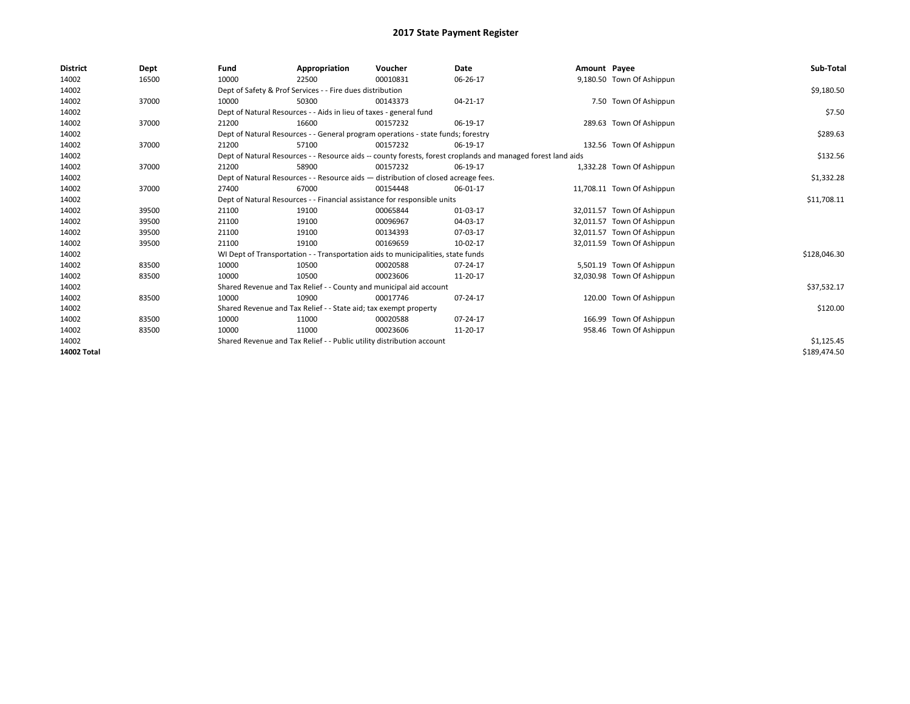# 2017 State Payment Register

| District | Dept | Fund | Appropriation | Voucher | Date | Amount | Payee | Sub-Total |
|---|---|---|---|---|---|---|---|---|
| 14002 | 16500 | 10000 | 22500 | 00010831 | 06-26-17 | 9,180.50 | Town Of Ashippun | |
| 14002 | | Dept of Safety & Prof Services - - Fire dues distribution | | | | | | $9,180.50 |
| 14002 | 37000 | 10000 | 50300 | 00143373 | 04-21-17 | 7.50 | Town Of Ashippun | |
| 14002 | | Dept of Natural Resources - - Aids in lieu of taxes - general fund | | | | | | $7.50 |
| 14002 | 37000 | 21200 | 16600 | 00157232 | 06-19-17 | 289.63 | Town Of Ashippun | |
| 14002 | | Dept of Natural Resources - - General program operations - state funds; forestry | | | | | | $289.63 |
| 14002 | 37000 | 21200 | 57100 | 00157232 | 06-19-17 | 132.56 | Town Of Ashippun | |
| 14002 | | Dept of Natural Resources - - Resource aids -- county forests, forest croplands and managed forest land aids | | | | | | $132.56 |
| 14002 | 37000 | 21200 | 58900 | 00157232 | 06-19-17 | 1,332.28 | Town Of Ashippun | |
| 14002 | | Dept of Natural Resources - - Resource aids — distribution of closed acreage fees. | | | | | | $1,332.28 |
| 14002 | 37000 | 27400 | 67000 | 00154448 | 06-01-17 | 11,708.11 | Town Of Ashippun | |
| 14002 | | Dept of Natural Resources - - Financial assistance for responsible units | | | | | | $11,708.11 |
| 14002 | 39500 | 21100 | 19100 | 00065844 | 01-03-17 | 32,011.57 | Town Of Ashippun | |
| 14002 | 39500 | 21100 | 19100 | 00096967 | 04-03-17 | 32,011.57 | Town Of Ashippun | |
| 14002 | 39500 | 21100 | 19100 | 00134393 | 07-03-17 | 32,011.57 | Town Of Ashippun | |
| 14002 | 39500 | 21100 | 19100 | 00169659 | 10-02-17 | 32,011.59 | Town Of Ashippun | |
| 14002 | | WI Dept of Transportation - - Transportation aids to municipalities, state funds | | | | | | $128,046.30 |
| 14002 | 83500 | 10000 | 10500 | 00020588 | 07-24-17 | 5,501.19 | Town Of Ashippun | |
| 14002 | 83500 | 10000 | 10500 | 00023606 | 11-20-17 | 32,030.98 | Town Of Ashippun | |
| 14002 | | Shared Revenue and Tax Relief - - County and municipal aid account | | | | | | $37,532.17 |
| 14002 | 83500 | 10000 | 10900 | 00017746 | 07-24-17 | 120.00 | Town Of Ashippun | |
| 14002 | | Shared Revenue and Tax Relief - - State aid; tax exempt property | | | | | | $120.00 |
| 14002 | 83500 | 10000 | 11000 | 00020588 | 07-24-17 | 166.99 | Town Of Ashippun | |
| 14002 | 83500 | 10000 | 11000 | 00023606 | 11-20-17 | 958.46 | Town Of Ashippun | |
| 14002 | | Shared Revenue and Tax Relief - - Public utility distribution account | | | | | | $1,125.45 |
| **14002 Total** | | | | | | | | $189,474.50 |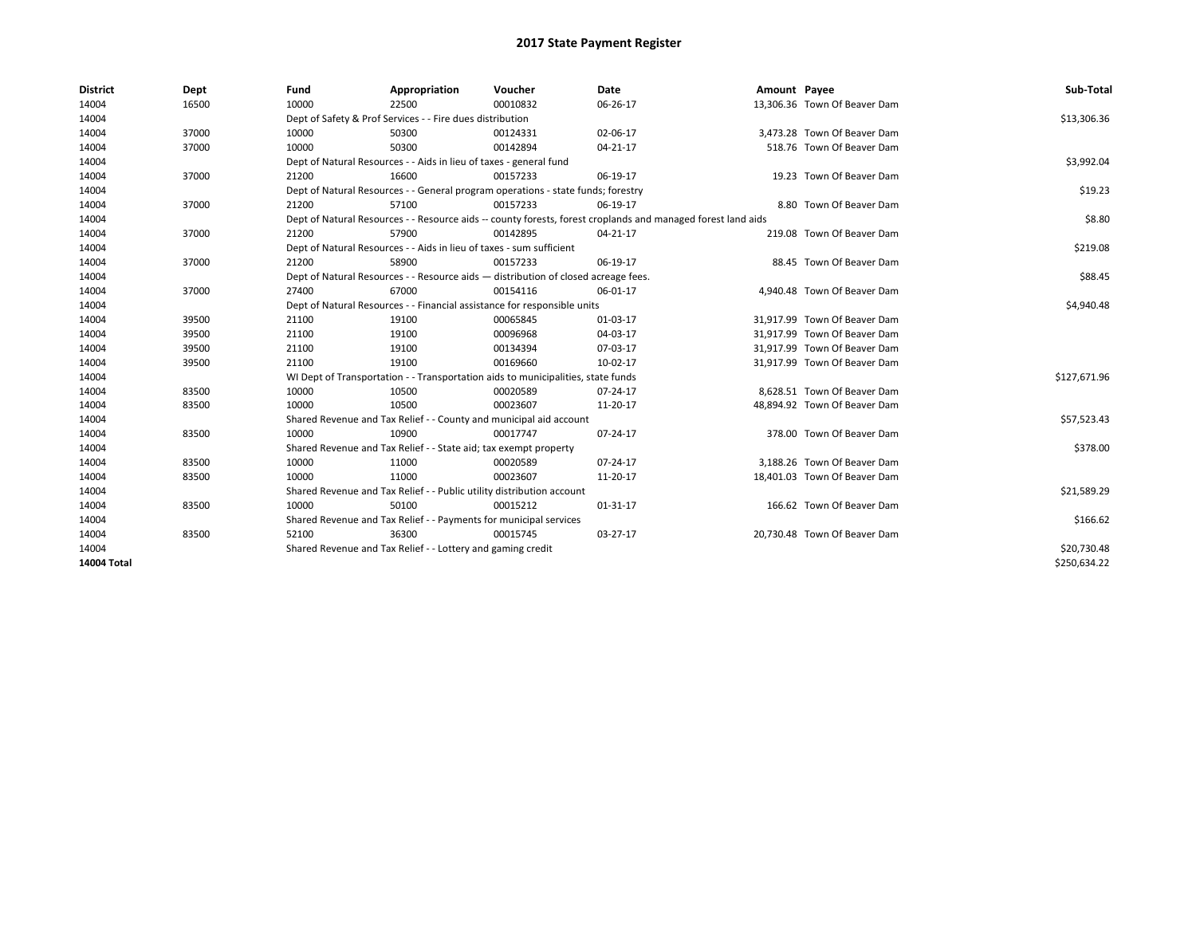# 2017 State Payment Register

| District | Dept | Fund | Appropriation | Voucher | Date | Amount | Payee | Sub-Total |
|---|---|---|---|---|---|---|---|---|
| 14004 | 16500 | 10000 | 22500 | 00010832 | 06-26-17 | 13,306.36 | Town Of Beaver Dam | |
| 14004 | | Dept of Safety & Prof Services - - Fire dues distribution | | | | | | $13,306.36 |
| 14004 | 37000 | 10000 | 50300 | 00124331 | 02-06-17 | 3,473.28 | Town Of Beaver Dam | |
| 14004 | 37000 | 10000 | 50300 | 00142894 | 04-21-17 | 518.76 | Town Of Beaver Dam | |
| 14004 | | Dept of Natural Resources - - Aids in lieu of taxes - general fund | | | | | | $3,992.04 |
| 14004 | 37000 | 21200 | 16600 | 00157233 | 06-19-17 | 19.23 | Town Of Beaver Dam | |
| 14004 | | Dept of Natural Resources - - General program operations - state funds; forestry | | | | | | $19.23 |
| 14004 | 37000 | 21200 | 57100 | 00157233 | 06-19-17 | 8.80 | Town Of Beaver Dam | |
| 14004 | | Dept of Natural Resources - - Resource aids -- county forests, forest croplands and managed forest land aids | | | | | | $8.80 |
| 14004 | 37000 | 21200 | 57900 | 00142895 | 04-21-17 | 219.08 | Town Of Beaver Dam | |
| 14004 | | Dept of Natural Resources - - Aids in lieu of taxes - sum sufficient | | | | | | $219.08 |
| 14004 | 37000 | 21200 | 58900 | 00157233 | 06-19-17 | 88.45 | Town Of Beaver Dam | |
| 14004 | | Dept of Natural Resources - - Resource aids — distribution of closed acreage fees. | | | | | | $88.45 |
| 14004 | 37000 | 27400 | 67000 | 00154116 | 06-01-17 | 4,940.48 | Town Of Beaver Dam | |
| 14004 | | Dept of Natural Resources - - Financial assistance for responsible units | | | | | | $4,940.48 |
| 14004 | 39500 | 21100 | 19100 | 00065845 | 01-03-17 | 31,917.99 | Town Of Beaver Dam | |
| 14004 | 39500 | 21100 | 19100 | 00096968 | 04-03-17 | 31,917.99 | Town Of Beaver Dam | |
| 14004 | 39500 | 21100 | 19100 | 00134394 | 07-03-17 | 31,917.99 | Town Of Beaver Dam | |
| 14004 | 39500 | 21100 | 19100 | 00169660 | 10-02-17 | 31,917.99 | Town Of Beaver Dam | |
| 14004 | | WI Dept of Transportation - - Transportation aids to municipalities, state funds | | | | | | $127,671.96 |
| 14004 | 83500 | 10000 | 10500 | 00020589 | 07-24-17 | 8,628.51 | Town Of Beaver Dam | |
| 14004 | 83500 | 10000 | 10500 | 00023607 | 11-20-17 | 48,894.92 | Town Of Beaver Dam | |
| 14004 | | Shared Revenue and Tax Relief - - County and municipal aid account | | | | | | $57,523.43 |
| 14004 | 83500 | 10000 | 10900 | 00017747 | 07-24-17 | 378.00 | Town Of Beaver Dam | |
| 14004 | | Shared Revenue and Tax Relief - - State aid; tax exempt property | | | | | | $378.00 |
| 14004 | 83500 | 10000 | 11000 | 00020589 | 07-24-17 | 3,188.26 | Town Of Beaver Dam | |
| 14004 | 83500 | 10000 | 11000 | 00023607 | 11-20-17 | 18,401.03 | Town Of Beaver Dam | |
| 14004 | | Shared Revenue and Tax Relief - - Public utility distribution account | | | | | | $21,589.29 |
| 14004 | 83500 | 10000 | 50100 | 00015212 | 01-31-17 | 166.62 | Town Of Beaver Dam | |
| 14004 | | Shared Revenue and Tax Relief - - Payments for municipal services | | | | | | $166.62 |
| 14004 | 83500 | 52100 | 36300 | 00015745 | 03-27-17 | 20,730.48 | Town Of Beaver Dam | |
| 14004 | | Shared Revenue and Tax Relief - - Lottery and gaming credit | | | | | | $20,730.48 |
| **14004 Total** | | | | | | | | $250,634.22 |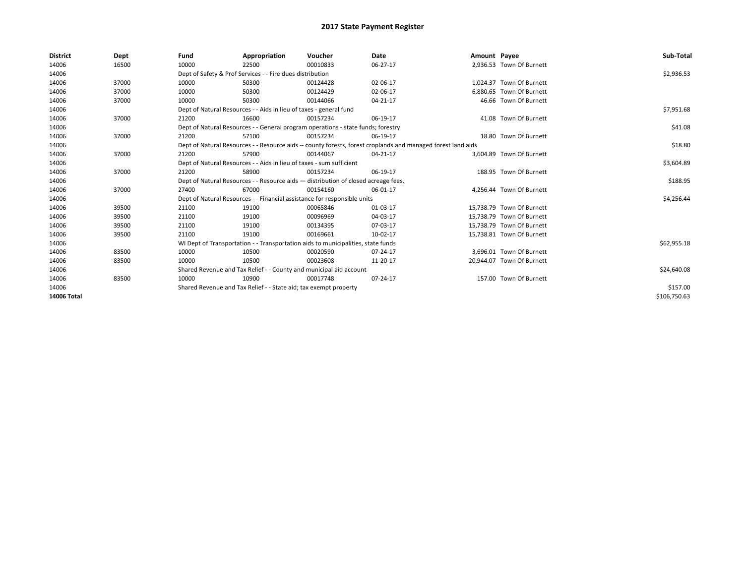# 2017 State Payment Register

| District | Dept | Fund | Appropriation | Voucher | Date | Amount | Payee | Sub-Total |
|---|---|---|---|---|---|---|---|---|
| 14006 | 16500 | 10000 | 22500 | 00010833 | 06-27-17 | 2,936.53 | Town Of Burnett | |
| 14006 | | Dept of Safety & Prof Services - - Fire dues distribution | | | | | | $2,936.53 |
| 14006 | 37000 | 10000 | 50300 | 00124428 | 02-06-17 | 1,024.37 | Town Of Burnett | |
| 14006 | 37000 | 10000 | 50300 | 00124429 | 02-06-17 | 6,880.65 | Town Of Burnett | |
| 14006 | 37000 | 10000 | 50300 | 00144066 | 04-21-17 | 46.66 | Town Of Burnett | |
| 14006 | | Dept of Natural Resources - - Aids in lieu of taxes - general fund | | | | | | $7,951.68 |
| 14006 | 37000 | 21200 | 16600 | 00157234 | 06-19-17 | 41.08 | Town Of Burnett | |
| 14006 | | Dept of Natural Resources - - General program operations - state funds; forestry | | | | | | $41.08 |
| 14006 | 37000 | 21200 | 57100 | 00157234 | 06-19-17 | 18.80 | Town Of Burnett | |
| 14006 | | Dept of Natural Resources - - Resource aids -- county forests, forest croplands and managed forest land aids | | | | | | $18.80 |
| 14006 | 37000 | 21200 | 57900 | 00144067 | 04-21-17 | 3,604.89 | Town Of Burnett | |
| 14006 | | Dept of Natural Resources - - Aids in lieu of taxes - sum sufficient | | | | | | $3,604.89 |
| 14006 | 37000 | 21200 | 58900 | 00157234 | 06-19-17 | 188.95 | Town Of Burnett | |
| 14006 | | Dept of Natural Resources - - Resource aids — distribution of closed acreage fees. | | | | | | $188.95 |
| 14006 | 37000 | 27400 | 67000 | 00154160 | 06-01-17 | 4,256.44 | Town Of Burnett | |
| 14006 | | Dept of Natural Resources - - Financial assistance for responsible units | | | | | | $4,256.44 |
| 14006 | 39500 | 21100 | 19100 | 00065846 | 01-03-17 | 15,738.79 | Town Of Burnett | |
| 14006 | 39500 | 21100 | 19100 | 00096969 | 04-03-17 | 15,738.79 | Town Of Burnett | |
| 14006 | 39500 | 21100 | 19100 | 00134395 | 07-03-17 | 15,738.79 | Town Of Burnett | |
| 14006 | 39500 | 21100 | 19100 | 00169661 | 10-02-17 | 15,738.81 | Town Of Burnett | |
| 14006 | | WI Dept of Transportation - - Transportation aids to municipalities, state funds | | | | | | $62,955.18 |
| 14006 | 83500 | 10000 | 10500 | 00020590 | 07-24-17 | 3,696.01 | Town Of Burnett | |
| 14006 | 83500 | 10000 | 10500 | 00023608 | 11-20-17 | 20,944.07 | Town Of Burnett | |
| 14006 | | Shared Revenue and Tax Relief - - County and municipal aid account | | | | | | $24,640.08 |
| 14006 | 83500 | 10000 | 10900 | 00017748 | 07-24-17 | 157.00 | Town Of Burnett | |
| 14006 | | Shared Revenue and Tax Relief - - State aid; tax exempt property | | | | | | $157.00 |
| **14006 Total** | | | | | | | | $106,750.63 |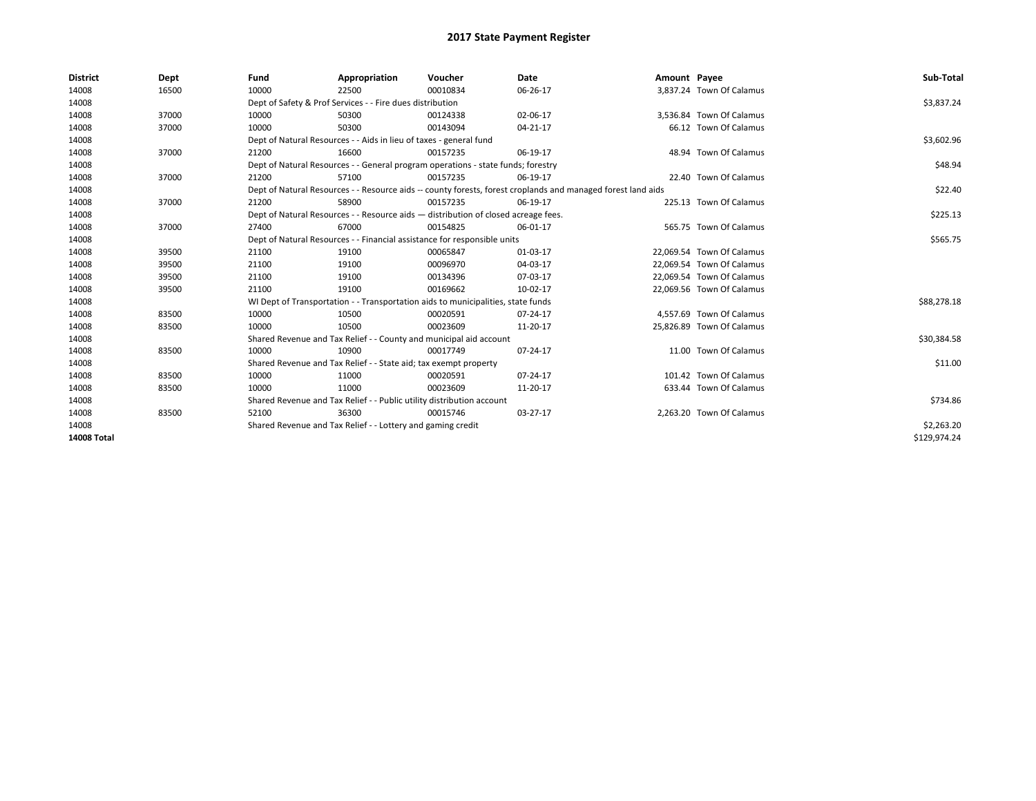# 2017 State Payment Register

| District | Dept | Fund | Appropriation | Voucher | Date | Amount | Payee | Sub-Total |
|---|---|---|---|---|---|---|---|---|
| 14008 | 16500 | 10000 | 22500 | 00010834 | 06-26-17 | 3,837.24 | Town Of Calamus | |
| 14008 | | Dept of Safety & Prof Services - - Fire dues distribution | | | | | | $3,837.24 |
| 14008 | 37000 | 10000 | 50300 | 00124338 | 02-06-17 | 3,536.84 | Town Of Calamus | |
| 14008 | 37000 | 10000 | 50300 | 00143094 | 04-21-17 | 66.12 | Town Of Calamus | |
| 14008 | | Dept of Natural Resources - - Aids in lieu of taxes - general fund | | | | | | $3,602.96 |
| 14008 | 37000 | 21200 | 16600 | 00157235 | 06-19-17 | 48.94 | Town Of Calamus | |
| 14008 | | Dept of Natural Resources - - General program operations - state funds; forestry | | | | | | $48.94 |
| 14008 | 37000 | 21200 | 57100 | 00157235 | 06-19-17 | 22.40 | Town Of Calamus | |
| 14008 | | Dept of Natural Resources - - Resource aids -- county forests, forest croplands and managed forest land aids | | | | | | $22.40 |
| 14008 | 37000 | 21200 | 58900 | 00157235 | 06-19-17 | 225.13 | Town Of Calamus | |
| 14008 | | Dept of Natural Resources - - Resource aids — distribution of closed acreage fees. | | | | | | $225.13 |
| 14008 | 37000 | 27400 | 67000 | 00154825 | 06-01-17 | 565.75 | Town Of Calamus | |
| 14008 | | Dept of Natural Resources - - Financial assistance for responsible units | | | | | | $565.75 |
| 14008 | 39500 | 21100 | 19100 | 00065847 | 01-03-17 | 22,069.54 | Town Of Calamus | |
| 14008 | 39500 | 21100 | 19100 | 00096970 | 04-03-17 | 22,069.54 | Town Of Calamus | |
| 14008 | 39500 | 21100 | 19100 | 00134396 | 07-03-17 | 22,069.54 | Town Of Calamus | |
| 14008 | 39500 | 21100 | 19100 | 00169662 | 10-02-17 | 22,069.56 | Town Of Calamus | |
| 14008 | | WI Dept of Transportation - - Transportation aids to municipalities, state funds | | | | | | $88,278.18 |
| 14008 | 83500 | 10000 | 10500 | 00020591 | 07-24-17 | 4,557.69 | Town Of Calamus | |
| 14008 | 83500 | 10000 | 10500 | 00023609 | 11-20-17 | 25,826.89 | Town Of Calamus | |
| 14008 | | Shared Revenue and Tax Relief - - County and municipal aid account | | | | | | $30,384.58 |
| 14008 | 83500 | 10000 | 10900 | 00017749 | 07-24-17 | 11.00 | Town Of Calamus | |
| 14008 | | Shared Revenue and Tax Relief - - State aid; tax exempt property | | | | | | $11.00 |
| 14008 | 83500 | 10000 | 11000 | 00020591 | 07-24-17 | 101.42 | Town Of Calamus | |
| 14008 | 83500 | 10000 | 11000 | 00023609 | 11-20-17 | 633.44 | Town Of Calamus | |
| 14008 | | Shared Revenue and Tax Relief - - Public utility distribution account | | | | | | $734.86 |
| 14008 | 83500 | 52100 | 36300 | 00015746 | 03-27-17 | 2,263.20 | Town Of Calamus | |
| 14008 | | Shared Revenue and Tax Relief - - Lottery and gaming credit | | | | | | $2,263.20 |
| **14008 Total** | | | | | | | | $129,974.24 |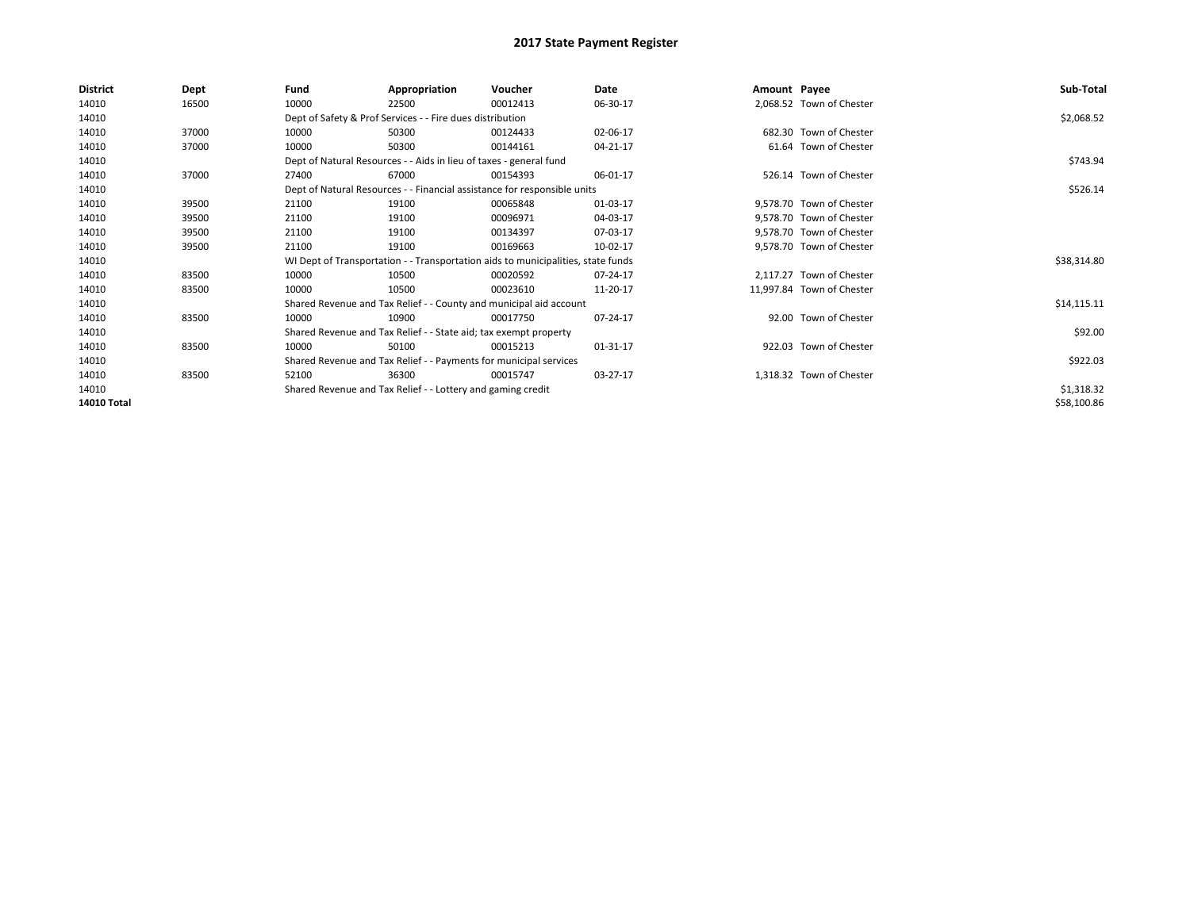# 2017 State Payment Register

| District | Dept | Fund | Appropriation | Voucher | Date | Amount | Payee | Sub-Total |
|---|---|---|---|---|---|---|---|---|
| 14010 | 16500 | 10000 | 22500 | 00012413 | 06-30-17 | 2,068.52 | Town of Chester | |
| 14010 | | Dept of Safety & Prof Services - - Fire dues distribution | | | | | | $2,068.52 |
| 14010 | 37000 | 10000 | 50300 | 00124433 | 02-06-17 | 682.30 | Town of Chester | |
| 14010 | 37000 | 10000 | 50300 | 00144161 | 04-21-17 | 61.64 | Town of Chester | |
| 14010 | | Dept of Natural Resources - - Aids in lieu of taxes - general fund | | | | | | $743.94 |
| 14010 | 37000 | 27400 | 67000 | 00154393 | 06-01-17 | 526.14 | Town of Chester | |
| 14010 | | Dept of Natural Resources - - Financial assistance for responsible units | | | | | | $526.14 |
| 14010 | 39500 | 21100 | 19100 | 00065848 | 01-03-17 | 9,578.70 | Town of Chester | |
| 14010 | 39500 | 21100 | 19100 | 00096971 | 04-03-17 | 9,578.70 | Town of Chester | |
| 14010 | 39500 | 21100 | 19100 | 00134397 | 07-03-17 | 9,578.70 | Town of Chester | |
| 14010 | 39500 | 21100 | 19100 | 00169663 | 10-02-17 | 9,578.70 | Town of Chester | |
| 14010 | | WI Dept of Transportation - - Transportation aids to municipalities, state funds | | | | | | $38,314.80 |
| 14010 | 83500 | 10000 | 10500 | 00020592 | 07-24-17 | 2,117.27 | Town of Chester | |
| 14010 | 83500 | 10000 | 10500 | 00023610 | 11-20-17 | 11,997.84 | Town of Chester | |
| 14010 | | Shared Revenue and Tax Relief - - County and municipal aid account | | | | | | $14,115.11 |
| 14010 | 83500 | 10000 | 10900 | 00017750 | 07-24-17 | 92.00 | Town of Chester | |
| 14010 | | Shared Revenue and Tax Relief - - State aid; tax exempt property | | | | | | $92.00 |
| 14010 | 83500 | 10000 | 50100 | 00015213 | 01-31-17 | 922.03 | Town of Chester | |
| 14010 | | Shared Revenue and Tax Relief - - Payments for municipal services | | | | | | $922.03 |
| 14010 | 83500 | 52100 | 36300 | 00015747 | 03-27-17 | 1,318.32 | Town of Chester | |
| 14010 | | Shared Revenue and Tax Relief - - Lottery and gaming credit | | | | | | $1,318.32 |
| **14010 Total** | | | | | | | | $58,100.86 |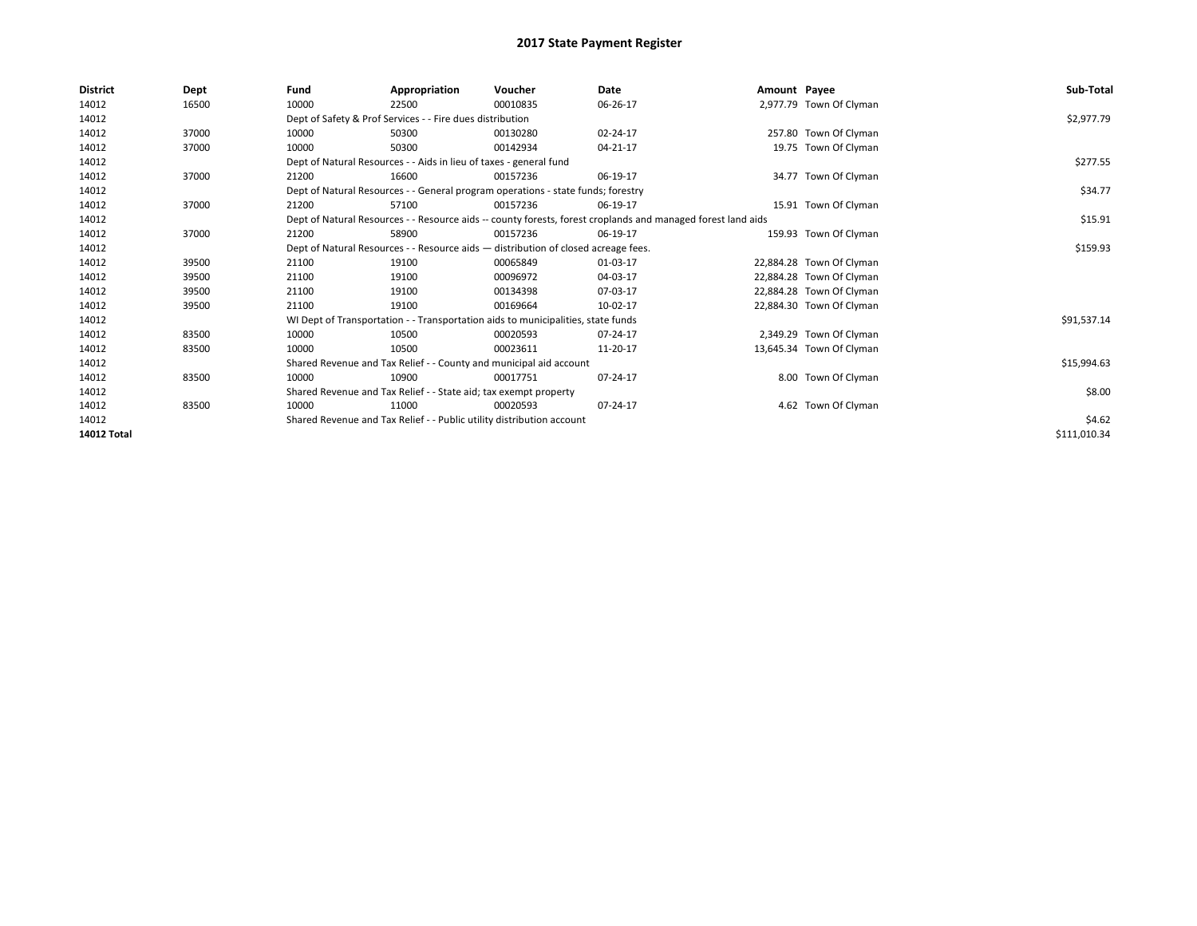# 2017 State Payment Register

| District | Dept | Fund | Appropriation | Voucher | Date | Amount | Payee | Sub-Total |
|---|---|---|---|---|---|---|---|---|
| 14012 | 16500 | 10000 | 22500 | 00010835 | 06-26-17 | 2,977.79 | Town Of Clyman | |
| 14012 | | Dept of Safety & Prof Services - - Fire dues distribution | | | | | | $2,977.79 |
| 14012 | 37000 | 10000 | 50300 | 00130280 | 02-24-17 | 257.80 | Town Of Clyman | |
| 14012 | 37000 | 10000 | 50300 | 00142934 | 04-21-17 | 19.75 | Town Of Clyman | |
| 14012 | | Dept of Natural Resources - - Aids in lieu of taxes - general fund | | | | | | $277.55 |
| 14012 | 37000 | 21200 | 16600 | 00157236 | 06-19-17 | 34.77 | Town Of Clyman | |
| 14012 | | Dept of Natural Resources - - General program operations - state funds; forestry | | | | | | $34.77 |
| 14012 | 37000 | 21200 | 57100 | 00157236 | 06-19-17 | 15.91 | Town Of Clyman | |
| 14012 | | Dept of Natural Resources - - Resource aids -- county forests, forest croplands and managed forest land aids | | | | | | $15.91 |
| 14012 | 37000 | 21200 | 58900 | 00157236 | 06-19-17 | 159.93 | Town Of Clyman | |
| 14012 | | Dept of Natural Resources - - Resource aids — distribution of closed acreage fees. | | | | | | $159.93 |
| 14012 | 39500 | 21100 | 19100 | 00065849 | 01-03-17 | 22,884.28 | Town Of Clyman | |
| 14012 | 39500 | 21100 | 19100 | 00096972 | 04-03-17 | 22,884.28 | Town Of Clyman | |
| 14012 | 39500 | 21100 | 19100 | 00134398 | 07-03-17 | 22,884.28 | Town Of Clyman | |
| 14012 | 39500 | 21100 | 19100 | 00169664 | 10-02-17 | 22,884.30 | Town Of Clyman | |
| 14012 | | WI Dept of Transportation - - Transportation aids to municipalities, state funds | | | | | | $91,537.14 |
| 14012 | 83500 | 10000 | 10500 | 00020593 | 07-24-17 | 2,349.29 | Town Of Clyman | |
| 14012 | 83500 | 10000 | 10500 | 00023611 | 11-20-17 | 13,645.34 | Town Of Clyman | |
| 14012 | | Shared Revenue and Tax Relief - - County and municipal aid account | | | | | | $15,994.63 |
| 14012 | 83500 | 10000 | 10900 | 00017751 | 07-24-17 | 8.00 | Town Of Clyman | |
| 14012 | | Shared Revenue and Tax Relief - - State aid; tax exempt property | | | | | | $8.00 |
| 14012 | 83500 | 10000 | 11000 | 00020593 | 07-24-17 | 4.62 | Town Of Clyman | |
| 14012 | | Shared Revenue and Tax Relief - - Public utility distribution account | | | | | | $4.62 |
| **14012 Total** | | | | | | | | $111,010.34 |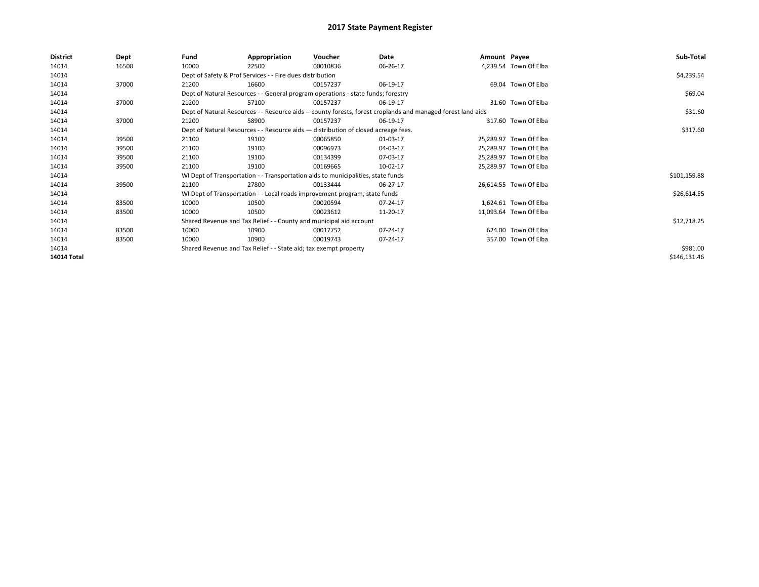# 2017 State Payment Register

| District | Dept | Fund | Appropriation | Voucher | Date | Amount | Payee | Sub-Total |
|---|---|---|---|---|---|---|---|---|
| 14014 | 16500 | 10000 | 22500 | 00010836 | 06-26-17 | 4,239.54 | Town Of Elba | |
| 14014 | | Dept of Safety & Prof Services - - Fire dues distribution | | | | | | $4,239.54 |
| 14014 | 37000 | 21200 | 16600 | 00157237 | 06-19-17 | 69.04 | Town Of Elba | |
| 14014 | | Dept of Natural Resources - - General program operations - state funds; forestry | | | | | | $69.04 |
| 14014 | 37000 | 21200 | 57100 | 00157237 | 06-19-17 | 31.60 | Town Of Elba | |
| 14014 | | Dept of Natural Resources - - Resource aids -- county forests, forest croplands and managed forest land aids | | | | | | $31.60 |
| 14014 | 37000 | 21200 | 58900 | 00157237 | 06-19-17 | 317.60 | Town Of Elba | |
| 14014 | | Dept of Natural Resources - - Resource aids — distribution of closed acreage fees. | | | | | | $317.60 |
| 14014 | 39500 | 21100 | 19100 | 00065850 | 01-03-17 | 25,289.97 | Town Of Elba | |
| 14014 | 39500 | 21100 | 19100 | 00096973 | 04-03-17 | 25,289.97 | Town Of Elba | |
| 14014 | 39500 | 21100 | 19100 | 00134399 | 07-03-17 | 25,289.97 | Town Of Elba | |
| 14014 | 39500 | 21100 | 19100 | 00169665 | 10-02-17 | 25,289.97 | Town Of Elba | |
| 14014 | | WI Dept of Transportation - - Transportation aids to municipalities, state funds | | | | | | $101,159.88 |
| 14014 | 39500 | 21100 | 27800 | 00133444 | 06-27-17 | 26,614.55 | Town Of Elba | |
| 14014 | | WI Dept of Transportation - - Local roads improvement program, state funds | | | | | | $26,614.55 |
| 14014 | 83500 | 10000 | 10500 | 00020594 | 07-24-17 | 1,624.61 | Town Of Elba | |
| 14014 | 83500 | 10000 | 10500 | 00023612 | 11-20-17 | 11,093.64 | Town Of Elba | |
| 14014 | | Shared Revenue and Tax Relief - - County and municipal aid account | | | | | | $12,718.25 |
| 14014 | 83500 | 10000 | 10900 | 00017752 | 07-24-17 | 624.00 | Town Of Elba | |
| 14014 | 83500 | 10000 | 10900 | 00019743 | 07-24-17 | 357.00 | Town Of Elba | |
| 14014 | | Shared Revenue and Tax Relief - - State aid; tax exempt property | | | | | | $981.00 |
| **14014 Total** | | | | | | | | $146,131.46 |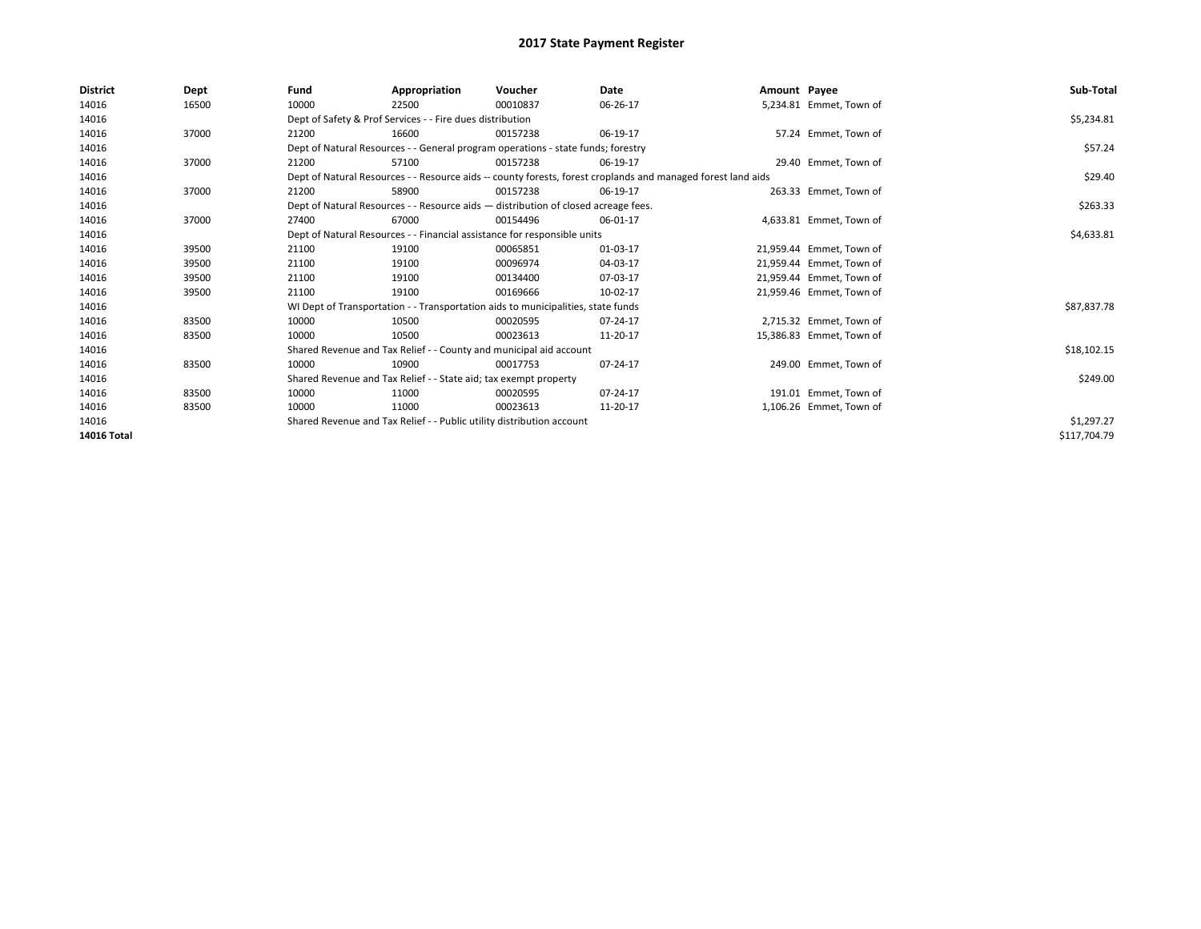# 2017 State Payment Register

| District | Dept | Fund | Appropriation | Voucher | Date | Amount | Payee | Sub-Total |
|---|---|---|---|---|---|---|---|---|
| 14016 | 16500 | 10000 | 22500 | 00010837 | 06-26-17 | 5,234.81 | Emmet, Town of | |
| 14016 | | Dept of Safety & Prof Services - - Fire dues distribution | | | | | | $5,234.81 |
| 14016 | 37000 | 21200 | 16600 | 00157238 | 06-19-17 | 57.24 | Emmet, Town of | |
| 14016 | | Dept of Natural Resources - - General program operations - state funds; forestry | | | | | | $57.24 |
| 14016 | 37000 | 21200 | 57100 | 00157238 | 06-19-17 | 29.40 | Emmet, Town of | |
| 14016 | | Dept of Natural Resources - - Resource aids -- county forests, forest croplands and managed forest land aids | | | | | | $29.40 |
| 14016 | 37000 | 21200 | 58900 | 00157238 | 06-19-17 | 263.33 | Emmet, Town of | |
| 14016 | | Dept of Natural Resources - - Resource aids — distribution of closed acreage fees. | | | | | | $263.33 |
| 14016 | 37000 | 27400 | 67000 | 00154496 | 06-01-17 | 4,633.81 | Emmet, Town of | |
| 14016 | | Dept of Natural Resources - - Financial assistance for responsible units | | | | | | $4,633.81 |
| 14016 | 39500 | 21100 | 19100 | 00065851 | 01-03-17 | 21,959.44 | Emmet, Town of | |
| 14016 | 39500 | 21100 | 19100 | 00096974 | 04-03-17 | 21,959.44 | Emmet, Town of | |
| 14016 | 39500 | 21100 | 19100 | 00134400 | 07-03-17 | 21,959.44 | Emmet, Town of | |
| 14016 | 39500 | 21100 | 19100 | 00169666 | 10-02-17 | 21,959.46 | Emmet, Town of | |
| 14016 | | WI Dept of Transportation - - Transportation aids to municipalities, state funds | | | | | | $87,837.78 |
| 14016 | 83500 | 10000 | 10500 | 00020595 | 07-24-17 | 2,715.32 | Emmet, Town of | |
| 14016 | 83500 | 10000 | 10500 | 00023613 | 11-20-17 | 15,386.83 | Emmet, Town of | |
| 14016 | | Shared Revenue and Tax Relief - - County and municipal aid account | | | | | | $18,102.15 |
| 14016 | 83500 | 10000 | 10900 | 00017753 | 07-24-17 | 249.00 | Emmet, Town of | |
| 14016 | | Shared Revenue and Tax Relief - - State aid; tax exempt property | | | | | | $249.00 |
| 14016 | 83500 | 10000 | 11000 | 00020595 | 07-24-17 | 191.01 | Emmet, Town of | |
| 14016 | 83500 | 10000 | 11000 | 00023613 | 11-20-17 | 1,106.26 | Emmet, Town of | |
| 14016 | | Shared Revenue and Tax Relief - - Public utility distribution account | | | | | | $1,297.27 |
| **14016 Total** | | | | | | | | $117,704.79 |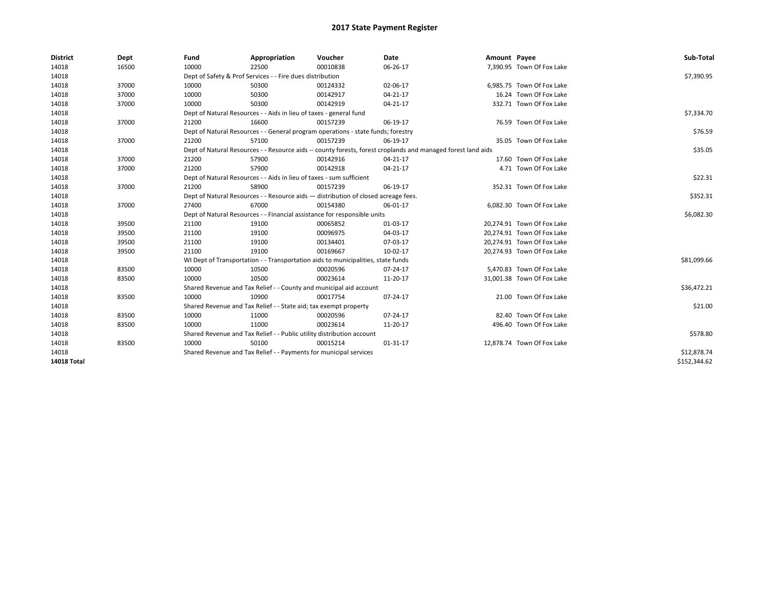# 2017 State Payment Register

| District | Dept | Fund | Appropriation | Voucher | Date | Amount | Payee | Sub-Total |
|---|---|---|---|---|---|---|---|---|
| 14018 | 16500 | 10000 | 22500 | 00010838 | 06-26-17 | 7,390.95 | Town Of Fox Lake | |
| 14018 | | Dept of Safety & Prof Services - - Fire dues distribution | | | | | | $7,390.95 |
| 14018 | 37000 | 10000 | 50300 | 00124332 | 02-06-17 | 6,985.75 | Town Of Fox Lake | |
| 14018 | 37000 | 10000 | 50300 | 00142917 | 04-21-17 | 16.24 | Town Of Fox Lake | |
| 14018 | 37000 | 10000 | 50300 | 00142919 | 04-21-17 | 332.71 | Town Of Fox Lake | |
| 14018 | | Dept of Natural Resources - - Aids in lieu of taxes - general fund | | | | | | $7,334.70 |
| 14018 | 37000 | 21200 | 16600 | 00157239 | 06-19-17 | 76.59 | Town Of Fox Lake | |
| 14018 | | Dept of Natural Resources - - General program operations - state funds; forestry | | | | | | $76.59 |
| 14018 | 37000 | 21200 | 57100 | 00157239 | 06-19-17 | 35.05 | Town Of Fox Lake | |
| 14018 | | Dept of Natural Resources - - Resource aids -- county forests, forest croplands and managed forest land aids | | | | | | $35.05 |
| 14018 | 37000 | 21200 | 57900 | 00142916 | 04-21-17 | 17.60 | Town Of Fox Lake | |
| 14018 | 37000 | 21200 | 57900 | 00142918 | 04-21-17 | 4.71 | Town Of Fox Lake | |
| 14018 | | Dept of Natural Resources - - Aids in lieu of taxes - sum sufficient | | | | | | $22.31 |
| 14018 | 37000 | 21200 | 58900 | 00157239 | 06-19-17 | 352.31 | Town Of Fox Lake | |
| 14018 | | Dept of Natural Resources - - Resource aids — distribution of closed acreage fees. | | | | | | $352.31 |
| 14018 | 37000 | 27400 | 67000 | 00154380 | 06-01-17 | 6,082.30 | Town Of Fox Lake | |
| 14018 | | Dept of Natural Resources - - Financial assistance for responsible units | | | | | | $6,082.30 |
| 14018 | 39500 | 21100 | 19100 | 00065852 | 01-03-17 | 20,274.91 | Town Of Fox Lake | |
| 14018 | 39500 | 21100 | 19100 | 00096975 | 04-03-17 | 20,274.91 | Town Of Fox Lake | |
| 14018 | 39500 | 21100 | 19100 | 00134401 | 07-03-17 | 20,274.91 | Town Of Fox Lake | |
| 14018 | 39500 | 21100 | 19100 | 00169667 | 10-02-17 | 20,274.93 | Town Of Fox Lake | |
| 14018 | | WI Dept of Transportation - - Transportation aids to municipalities, state funds | | | | | | $81,099.66 |
| 14018 | 83500 | 10000 | 10500 | 00020596 | 07-24-17 | 5,470.83 | Town Of Fox Lake | |
| 14018 | 83500 | 10000 | 10500 | 00023614 | 11-20-17 | 31,001.38 | Town Of Fox Lake | |
| 14018 | | Shared Revenue and Tax Relief - - County and municipal aid account | | | | | | $36,472.21 |
| 14018 | 83500 | 10000 | 10900 | 00017754 | 07-24-17 | 21.00 | Town Of Fox Lake | |
| 14018 | | Shared Revenue and Tax Relief - - State aid; tax exempt property | | | | | | $21.00 |
| 14018 | 83500 | 10000 | 11000 | 00020596 | 07-24-17 | 82.40 | Town Of Fox Lake | |
| 14018 | 83500 | 10000 | 11000 | 00023614 | 11-20-17 | 496.40 | Town Of Fox Lake | |
| 14018 | | Shared Revenue and Tax Relief - - Public utility distribution account | | | | | | $578.80 |
| 14018 | 83500 | 10000 | 50100 | 00015214 | 01-31-17 | 12,878.74 | Town Of Fox Lake | |
| 14018 | | Shared Revenue and Tax Relief - - Payments for municipal services | | | | | | $12,878.74 |
| **14018 Total** | | | | | | | | $152,344.62 |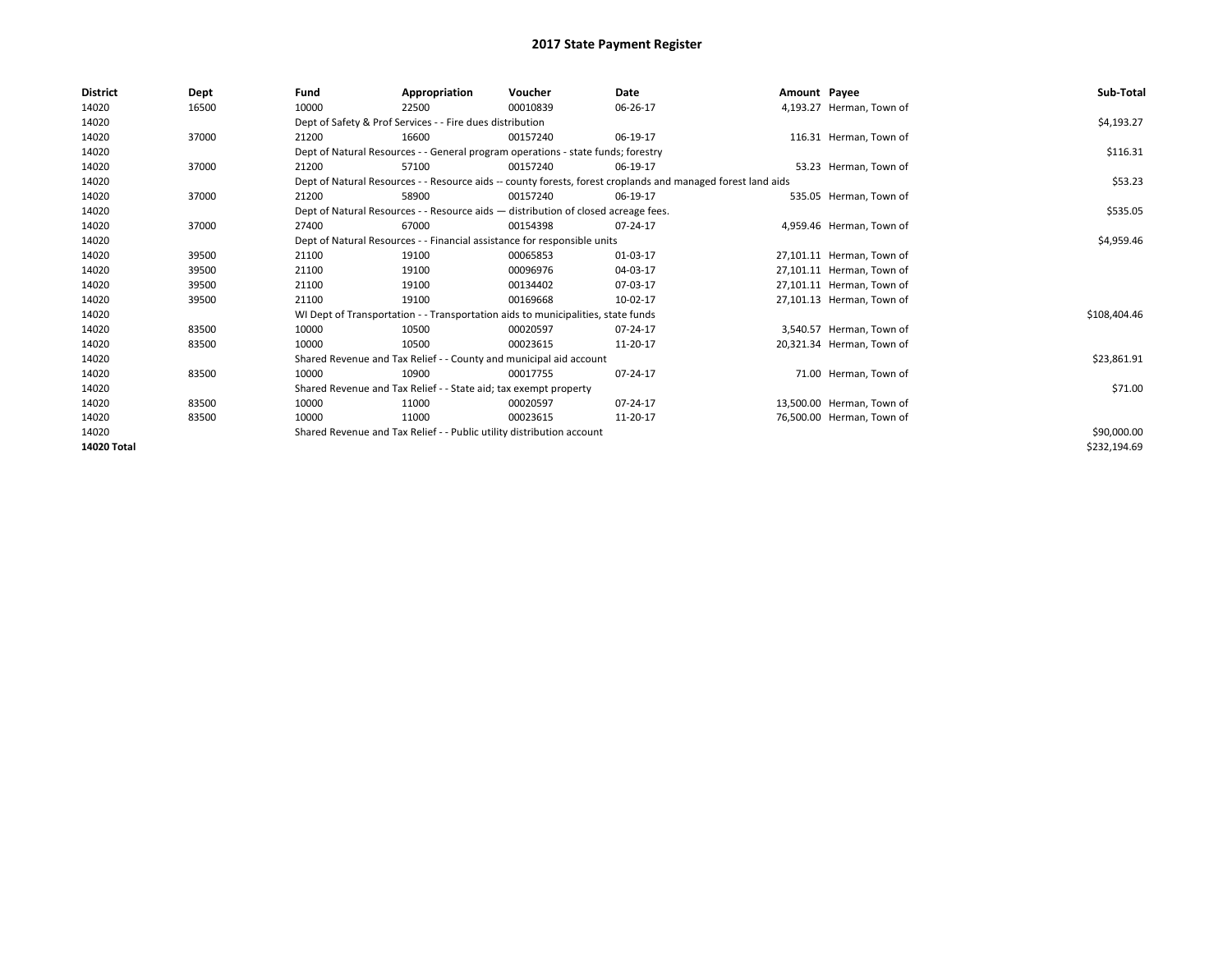# 2017 State Payment Register

| District | Dept | Fund | Appropriation | Voucher | Date | Amount | Payee | Sub-Total |
|---|---|---|---|---|---|---|---|---|
| 14020 | 16500 | 10000 | 22500 | 00010839 | 06-26-17 | 4,193.27 | Herman, Town of | |
| 14020 | | Dept of Safety & Prof Services - - Fire dues distribution | | | | | | $4,193.27 |
| 14020 | 37000 | 21200 | 16600 | 00157240 | 06-19-17 | 116.31 | Herman, Town of | |
| 14020 | | Dept of Natural Resources - - General program operations - state funds; forestry | | | | | | $116.31 |
| 14020 | 37000 | 21200 | 57100 | 00157240 | 06-19-17 | 53.23 | Herman, Town of | |
| 14020 | | Dept of Natural Resources - - Resource aids -- county forests, forest croplands and managed forest land aids | | | | | | $53.23 |
| 14020 | 37000 | 21200 | 58900 | 00157240 | 06-19-17 | 535.05 | Herman, Town of | |
| 14020 | | Dept of Natural Resources - - Resource aids — distribution of closed acreage fees. | | | | | | $535.05 |
| 14020 | 37000 | 27400 | 67000 | 00154398 | 07-24-17 | 4,959.46 | Herman, Town of | |
| 14020 | | Dept of Natural Resources - - Financial assistance for responsible units | | | | | | $4,959.46 |
| 14020 | 39500 | 21100 | 19100 | 00065853 | 01-03-17 | 27,101.11 | Herman, Town of | |
| 14020 | 39500 | 21100 | 19100 | 00096976 | 04-03-17 | 27,101.11 | Herman, Town of | |
| 14020 | 39500 | 21100 | 19100 | 00134402 | 07-03-17 | 27,101.11 | Herman, Town of | |
| 14020 | 39500 | 21100 | 19100 | 00169668 | 10-02-17 | 27,101.13 | Herman, Town of | |
| 14020 | | WI Dept of Transportation - - Transportation aids to municipalities, state funds | | | | | | $108,404.46 |
| 14020 | 83500 | 10000 | 10500 | 00020597 | 07-24-17 | 3,540.57 | Herman, Town of | |
| 14020 | 83500 | 10000 | 10500 | 00023615 | 11-20-17 | 20,321.34 | Herman, Town of | |
| 14020 | | Shared Revenue and Tax Relief - - County and municipal aid account | | | | | | $23,861.91 |
| 14020 | 83500 | 10000 | 10900 | 00017755 | 07-24-17 | 71.00 | Herman, Town of | |
| 14020 | | Shared Revenue and Tax Relief - - State aid; tax exempt property | | | | | | $71.00 |
| 14020 | 83500 | 10000 | 11000 | 00020597 | 07-24-17 | 13,500.00 | Herman, Town of | |
| 14020 | 83500 | 10000 | 11000 | 00023615 | 11-20-17 | 76,500.00 | Herman, Town of | |
| 14020 | | Shared Revenue and Tax Relief - - Public utility distribution account | | | | | | $90,000.00 |
| **14020 Total** | | | | | | | | $232,194.69 |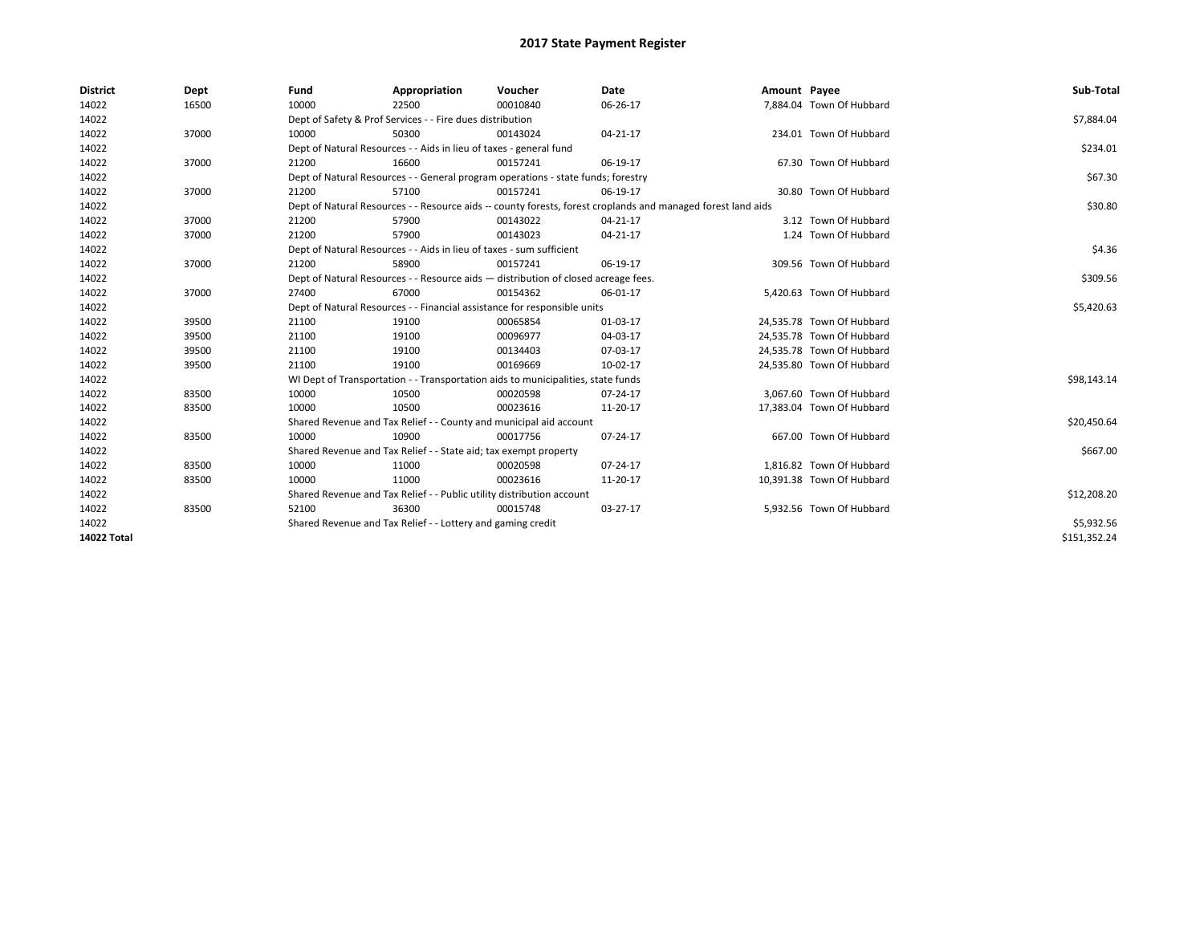# 2017 State Payment Register

| District | Dept | Fund | Appropriation | Voucher | Date | Amount | Payee | Sub-Total |
|---|---|---|---|---|---|---|---|---|
| 14022 | 16500 | 10000 | 22500 | 00010840 | 06-26-17 | 7,884.04 | Town Of Hubbard | |
| 14022 | | Dept of Safety & Prof Services - - Fire dues distribution | | | | | | $7,884.04 |
| 14022 | 37000 | 10000 | 50300 | 00143024 | 04-21-17 | 234.01 | Town Of Hubbard | |
| 14022 | | Dept of Natural Resources - - Aids in lieu of taxes - general fund | | | | | | $234.01 |
| 14022 | 37000 | 21200 | 16600 | 00157241 | 06-19-17 | 67.30 | Town Of Hubbard | |
| 14022 | | Dept of Natural Resources - - General program operations - state funds; forestry | | | | | | $67.30 |
| 14022 | 37000 | 21200 | 57100 | 00157241 | 06-19-17 | 30.80 | Town Of Hubbard | |
| 14022 | | Dept of Natural Resources - - Resource aids -- county forests, forest croplands and managed forest land aids | | | | | | $30.80 |
| 14022 | 37000 | 21200 | 57900 | 00143022 | 04-21-17 | 3.12 | Town Of Hubbard | |
| 14022 | 37000 | 21200 | 57900 | 00143023 | 04-21-17 | 1.24 | Town Of Hubbard | |
| 14022 | | Dept of Natural Resources - - Aids in lieu of taxes - sum sufficient | | | | | | $4.36 |
| 14022 | 37000 | 21200 | 58900 | 00157241 | 06-19-17 | 309.56 | Town Of Hubbard | |
| 14022 | | Dept of Natural Resources - - Resource aids — distribution of closed acreage fees. | | | | | | $309.56 |
| 14022 | 37000 | 27400 | 67000 | 00154362 | 06-01-17 | 5,420.63 | Town Of Hubbard | |
| 14022 | | Dept of Natural Resources - - Financial assistance for responsible units | | | | | | $5,420.63 |
| 14022 | 39500 | 21100 | 19100 | 00065854 | 01-03-17 | 24,535.78 | Town Of Hubbard | |
| 14022 | 39500 | 21100 | 19100 | 00096977 | 04-03-17 | 24,535.78 | Town Of Hubbard | |
| 14022 | 39500 | 21100 | 19100 | 00134403 | 07-03-17 | 24,535.78 | Town Of Hubbard | |
| 14022 | 39500 | 21100 | 19100 | 00169669 | 10-02-17 | 24,535.80 | Town Of Hubbard | |
| 14022 | | WI Dept of Transportation - - Transportation aids to municipalities, state funds | | | | | | $98,143.14 |
| 14022 | 83500 | 10000 | 10500 | 00020598 | 07-24-17 | 3,067.60 | Town Of Hubbard | |
| 14022 | 83500 | 10000 | 10500 | 00023616 | 11-20-17 | 17,383.04 | Town Of Hubbard | |
| 14022 | | Shared Revenue and Tax Relief - - County and municipal aid account | | | | | | $20,450.64 |
| 14022 | 83500 | 10000 | 10900 | 00017756 | 07-24-17 | 667.00 | Town Of Hubbard | |
| 14022 | | Shared Revenue and Tax Relief - - State aid; tax exempt property | | | | | | $667.00 |
| 14022 | 83500 | 10000 | 11000 | 00020598 | 07-24-17 | 1,816.82 | Town Of Hubbard | |
| 14022 | 83500 | 10000 | 11000 | 00023616 | 11-20-17 | 10,391.38 | Town Of Hubbard | |
| 14022 | | Shared Revenue and Tax Relief - - Public utility distribution account | | | | | | $12,208.20 |
| 14022 | 83500 | 52100 | 36300 | 00015748 | 03-27-17 | 5,932.56 | Town Of Hubbard | |
| 14022 | | Shared Revenue and Tax Relief - - Lottery and gaming credit | | | | | | $5,932.56 |
| **14022 Total** | | | | | | | | $151,352.24 |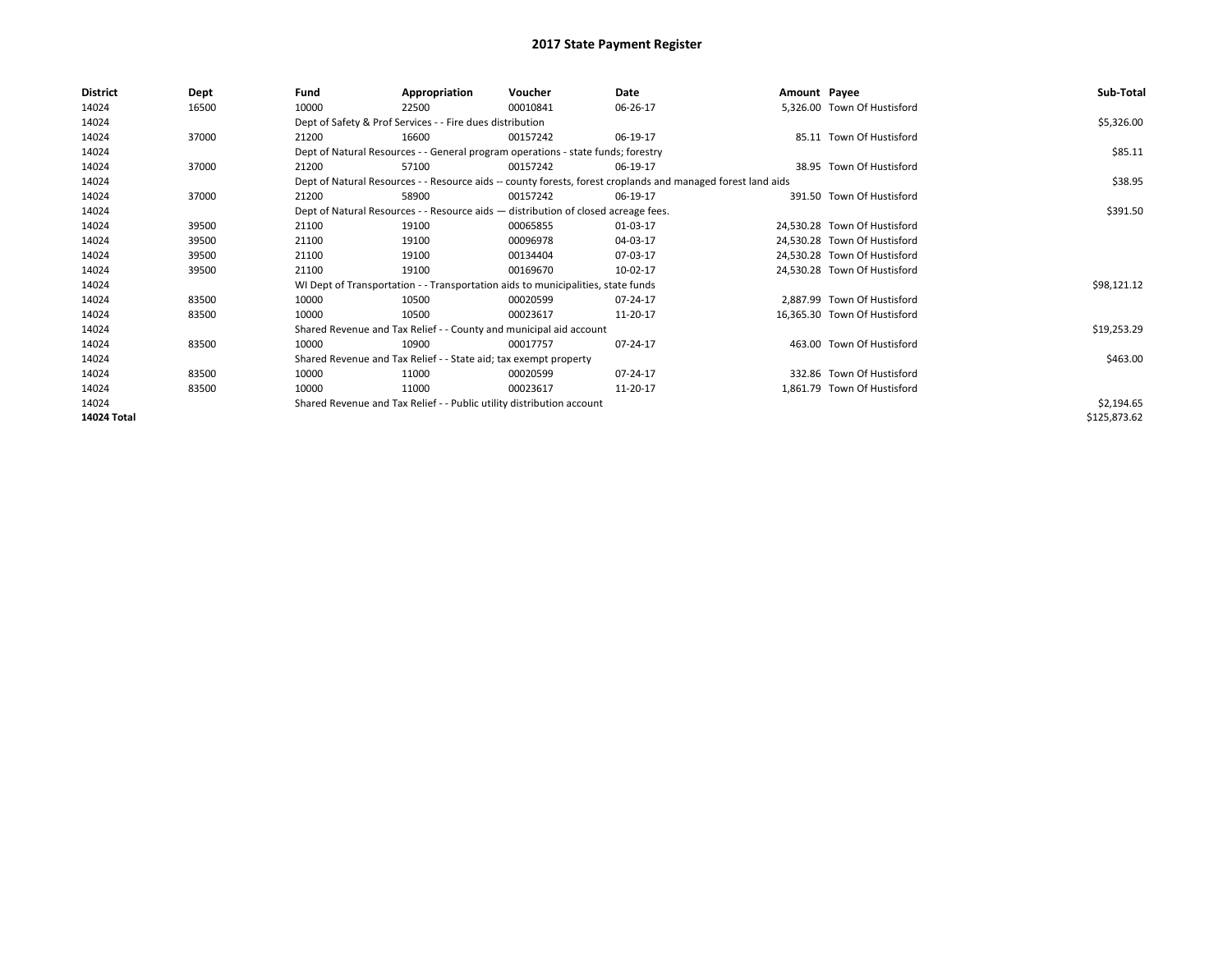# 2017 State Payment Register

| District | Dept | Fund | Appropriation | Voucher | Date | Amount | Payee | Sub-Total |
|---|---|---|---|---|---|---|---|---|
| 14024 | 16500 | 10000 | 22500 | 00010841 | 06-26-17 | 5,326.00 | Town Of Hustisford | |
| 14024 | | Dept of Safety & Prof Services - - Fire dues distribution | | | | | | $5,326.00 |
| 14024 | 37000 | 21200 | 16600 | 00157242 | 06-19-17 | 85.11 | Town Of Hustisford | |
| 14024 | | Dept of Natural Resources - - General program operations - state funds; forestry | | | | | | $85.11 |
| 14024 | 37000 | 21200 | 57100 | 00157242 | 06-19-17 | 38.95 | Town Of Hustisford | |
| 14024 | | Dept of Natural Resources - - Resource aids -- county forests, forest croplands and managed forest land aids | | | | | | $38.95 |
| 14024 | 37000 | 21200 | 58900 | 00157242 | 06-19-17 | 391.50 | Town Of Hustisford | |
| 14024 | | Dept of Natural Resources - - Resource aids — distribution of closed acreage fees. | | | | | | $391.50 |
| 14024 | 39500 | 21100 | 19100 | 00065855 | 01-03-17 | 24,530.28 | Town Of Hustisford | |
| 14024 | 39500 | 21100 | 19100 | 00096978 | 04-03-17 | 24,530.28 | Town Of Hustisford | |
| 14024 | 39500 | 21100 | 19100 | 00134404 | 07-03-17 | 24,530.28 | Town Of Hustisford | |
| 14024 | 39500 | 21100 | 19100 | 00169670 | 10-02-17 | 24,530.28 | Town Of Hustisford | |
| 14024 | | WI Dept of Transportation - - Transportation aids to municipalities, state funds | | | | | | $98,121.12 |
| 14024 | 83500 | 10000 | 10500 | 00020599 | 07-24-17 | 2,887.99 | Town Of Hustisford | |
| 14024 | 83500 | 10000 | 10500 | 00023617 | 11-20-17 | 16,365.30 | Town Of Hustisford | |
| 14024 | | Shared Revenue and Tax Relief - - County and municipal aid account | | | | | | $19,253.29 |
| 14024 | 83500 | 10000 | 10900 | 00017757 | 07-24-17 | 463.00 | Town Of Hustisford | |
| 14024 | | Shared Revenue and Tax Relief - - State aid; tax exempt property | | | | | | $463.00 |
| 14024 | 83500 | 10000 | 11000 | 00020599 | 07-24-17 | 332.86 | Town Of Hustisford | |
| 14024 | 83500 | 10000 | 11000 | 00023617 | 11-20-17 | 1,861.79 | Town Of Hustisford | |
| 14024 | | Shared Revenue and Tax Relief - - Public utility distribution account | | | | | | $2,194.65 |
| **14024 Total** | | | | | | | | $125,873.62 |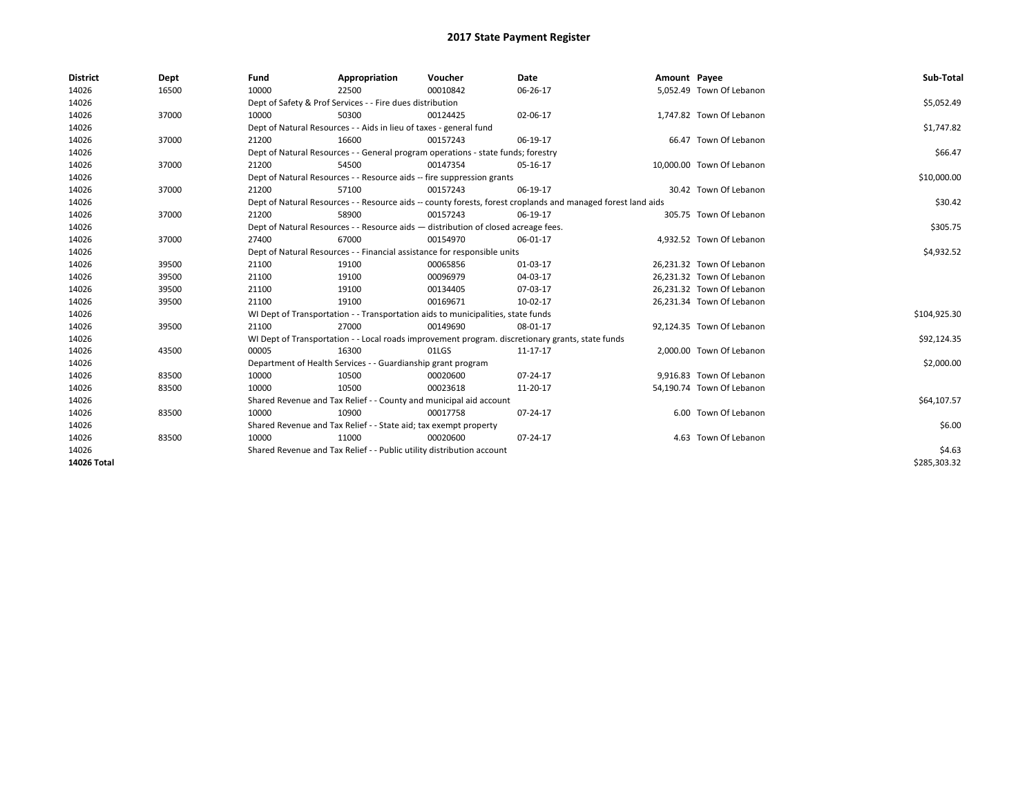# 2017 State Payment Register

| District | Dept | Fund | Appropriation | Voucher | Date | Amount | Payee | Sub-Total |
|---|---|---|---|---|---|---|---|---|
| 14026 | 16500 | 10000 | 22500 | 00010842 | 06-26-17 | 5,052.49 | Town Of Lebanon | |
| 14026 | | Dept of Safety & Prof Services - - Fire dues distribution | | | | | | $5,052.49 |
| 14026 | 37000 | 10000 | 50300 | 00124425 | 02-06-17 | 1,747.82 | Town Of Lebanon | |
| 14026 | | Dept of Natural Resources - - Aids in lieu of taxes - general fund | | | | | | $1,747.82 |
| 14026 | 37000 | 21200 | 16600 | 00157243 | 06-19-17 | 66.47 | Town Of Lebanon | |
| 14026 | | Dept of Natural Resources - - General program operations - state funds; forestry | | | | | | $66.47 |
| 14026 | 37000 | 21200 | 54500 | 00147354 | 05-16-17 | 10,000.00 | Town Of Lebanon | |
| 14026 | | Dept of Natural Resources - - Resource aids -- fire suppression grants | | | | | | $10,000.00 |
| 14026 | 37000 | 21200 | 57100 | 00157243 | 06-19-17 | 30.42 | Town Of Lebanon | |
| 14026 | | Dept of Natural Resources - - Resource aids -- county forests, forest croplands and managed forest land aids | | | | | | $30.42 |
| 14026 | 37000 | 21200 | 58900 | 00157243 | 06-19-17 | 305.75 | Town Of Lebanon | |
| 14026 | | Dept of Natural Resources - - Resource aids — distribution of closed acreage fees. | | | | | | $305.75 |
| 14026 | 37000 | 27400 | 67000 | 00154970 | 06-01-17 | 4,932.52 | Town Of Lebanon | |
| 14026 | | Dept of Natural Resources - - Financial assistance for responsible units | | | | | | $4,932.52 |
| 14026 | 39500 | 21100 | 19100 | 00065856 | 01-03-17 | 26,231.32 | Town Of Lebanon | |
| 14026 | 39500 | 21100 | 19100 | 00096979 | 04-03-17 | 26,231.32 | Town Of Lebanon | |
| 14026 | 39500 | 21100 | 19100 | 00134405 | 07-03-17 | 26,231.32 | Town Of Lebanon | |
| 14026 | 39500 | 21100 | 19100 | 00169671 | 10-02-17 | 26,231.34 | Town Of Lebanon | |
| 14026 | | WI Dept of Transportation - - Transportation aids to municipalities, state funds | | | | | | $104,925.30 |
| 14026 | 39500 | 21100 | 27000 | 00149690 | 08-01-17 | 92,124.35 | Town Of Lebanon | |
| 14026 | | WI Dept of Transportation - - Local roads improvement program. discretionary grants, state funds | | | | | | $92,124.35 |
| 14026 | 43500 | 00005 | 16300 | 01LGS | 11-17-17 | 2,000.00 | Town Of Lebanon | |
| 14026 | | Department of Health Services - - Guardianship grant program | | | | | | $2,000.00 |
| 14026 | 83500 | 10000 | 10500 | 00020600 | 07-24-17 | 9,916.83 | Town Of Lebanon | |
| 14026 | 83500 | 10000 | 10500 | 00023618 | 11-20-17 | 54,190.74 | Town Of Lebanon | |
| 14026 | | Shared Revenue and Tax Relief - - County and municipal aid account | | | | | | $64,107.57 |
| 14026 | 83500 | 10000 | 10900 | 00017758 | 07-24-17 | 6.00 | Town Of Lebanon | |
| 14026 | | Shared Revenue and Tax Relief - - State aid; tax exempt property | | | | | | $6.00 |
| 14026 | 83500 | 10000 | 11000 | 00020600 | 07-24-17 | 4.63 | Town Of Lebanon | |
| 14026 | | Shared Revenue and Tax Relief - - Public utility distribution account | | | | | | $4.63 |
| **14026 Total** | | | | | | | | $285,303.32 |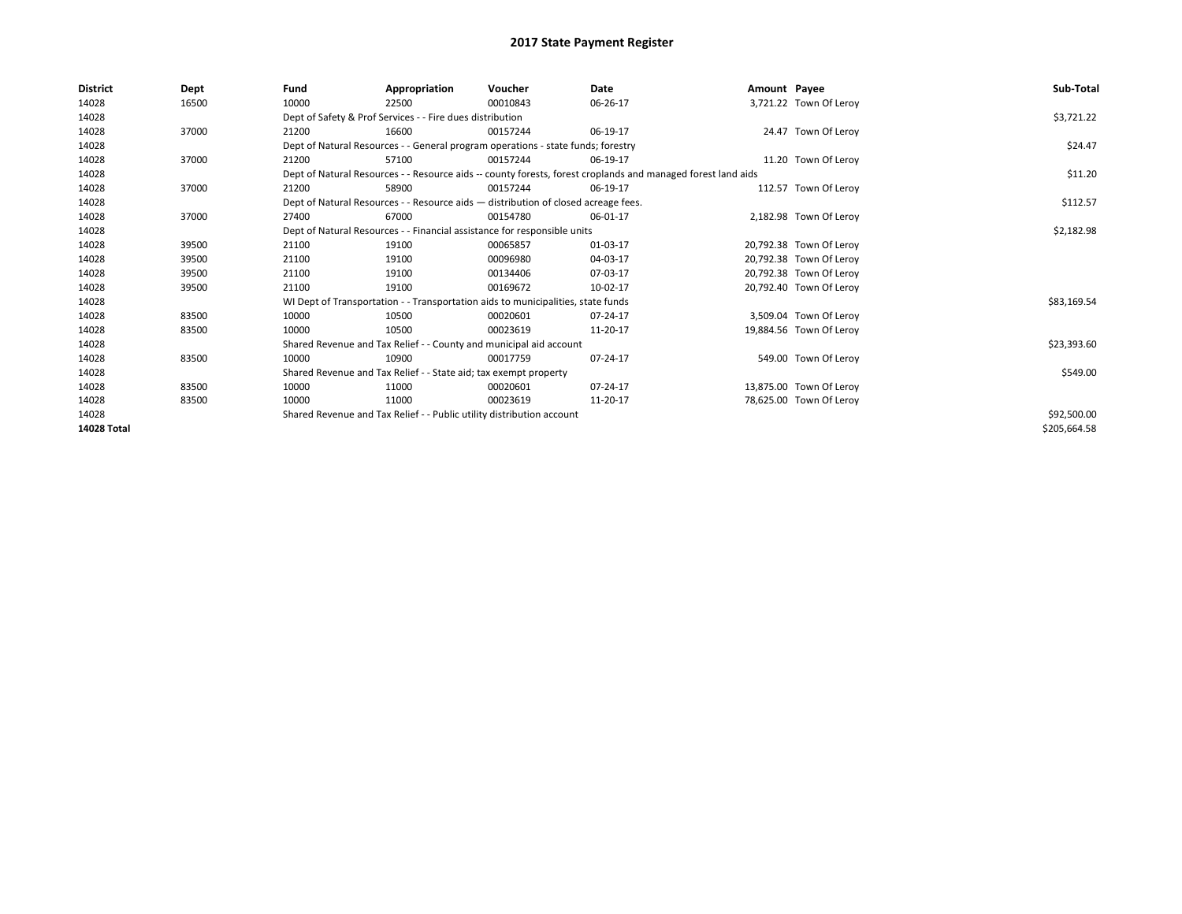# 2017 State Payment Register

| District | Dept | Fund | Appropriation | Voucher | Date | Amount | Payee | Sub-Total |
|---|---|---|---|---|---|---|---|---|
| 14028 | 16500 | 10000 | 22500 | 00010843 | 06-26-17 | 3,721.22 | Town Of Leroy | |
| 14028 | | Dept of Safety & Prof Services - - Fire dues distribution | | | | | | $3,721.22 |
| 14028 | 37000 | 21200 | 16600 | 00157244 | 06-19-17 | 24.47 | Town Of Leroy | |
| 14028 | | Dept of Natural Resources - - General program operations - state funds; forestry | | | | | | $24.47 |
| 14028 | 37000 | 21200 | 57100 | 00157244 | 06-19-17 | 11.20 | Town Of Leroy | |
| 14028 | | Dept of Natural Resources - - Resource aids -- county forests, forest croplands and managed forest land aids | | | | | | $11.20 |
| 14028 | 37000 | 21200 | 58900 | 00157244 | 06-19-17 | 112.57 | Town Of Leroy | |
| 14028 | | Dept of Natural Resources - - Resource aids — distribution of closed acreage fees. | | | | | | $112.57 |
| 14028 | 37000 | 27400 | 67000 | 00154780 | 06-01-17 | 2,182.98 | Town Of Leroy | |
| 14028 | | Dept of Natural Resources - - Financial assistance for responsible units | | | | | | $2,182.98 |
| 14028 | 39500 | 21100 | 19100 | 00065857 | 01-03-17 | 20,792.38 | Town Of Leroy | |
| 14028 | 39500 | 21100 | 19100 | 00096980 | 04-03-17 | 20,792.38 | Town Of Leroy | |
| 14028 | 39500 | 21100 | 19100 | 00134406 | 07-03-17 | 20,792.38 | Town Of Leroy | |
| 14028 | 39500 | 21100 | 19100 | 00169672 | 10-02-17 | 20,792.40 | Town Of Leroy | |
| 14028 | | WI Dept of Transportation - - Transportation aids to municipalities, state funds | | | | | | $83,169.54 |
| 14028 | 83500 | 10000 | 10500 | 00020601 | 07-24-17 | 3,509.04 | Town Of Leroy | |
| 14028 | 83500 | 10000 | 10500 | 00023619 | 11-20-17 | 19,884.56 | Town Of Leroy | |
| 14028 | | Shared Revenue and Tax Relief - - County and municipal aid account | | | | | | $23,393.60 |
| 14028 | 83500 | 10000 | 10900 | 00017759 | 07-24-17 | 549.00 | Town Of Leroy | |
| 14028 | | Shared Revenue and Tax Relief - - State aid; tax exempt property | | | | | | $549.00 |
| 14028 | 83500 | 10000 | 11000 | 00020601 | 07-24-17 | 13,875.00 | Town Of Leroy | |
| 14028 | 83500 | 10000 | 11000 | 00023619 | 11-20-17 | 78,625.00 | Town Of Leroy | |
| 14028 | | Shared Revenue and Tax Relief - - Public utility distribution account | | | | | | $92,500.00 |
| **14028 Total** | | | | | | | | $205,664.58 |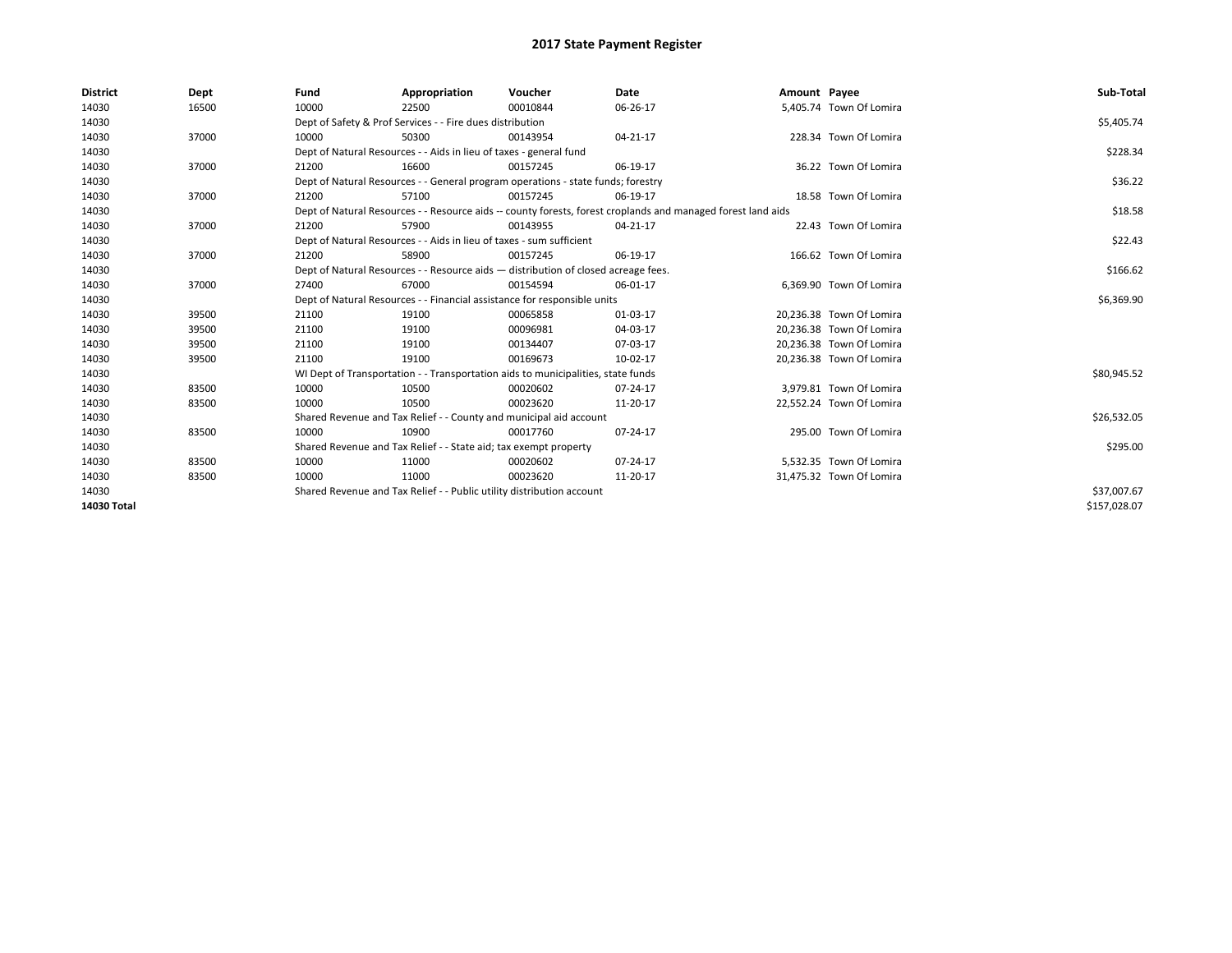# 2017 State Payment Register

| District | Dept | Fund | Appropriation | Voucher | Date | Amount | Payee | Sub-Total |
|---|---|---|---|---|---|---|---|---|
| 14030 | 16500 | 10000 | 22500 | 00010844 | 06-26-17 | 5,405.74 | Town Of Lomira | |
| 14030 | | Dept of Safety & Prof Services - - Fire dues distribution | | | | | | $5,405.74 |
| 14030 | 37000 | 10000 | 50300 | 00143954 | 04-21-17 | 228.34 | Town Of Lomira | |
| 14030 | | Dept of Natural Resources - - Aids in lieu of taxes - general fund | | | | | | $228.34 |
| 14030 | 37000 | 21200 | 16600 | 00157245 | 06-19-17 | 36.22 | Town Of Lomira | |
| 14030 | | Dept of Natural Resources - - General program operations - state funds; forestry | | | | | | $36.22 |
| 14030 | 37000 | 21200 | 57100 | 00157245 | 06-19-17 | 18.58 | Town Of Lomira | |
| 14030 | | Dept of Natural Resources - - Resource aids -- county forests, forest croplands and managed forest land aids | | | | | | $18.58 |
| 14030 | 37000 | 21200 | 57900 | 00143955 | 04-21-17 | 22.43 | Town Of Lomira | |
| 14030 | | Dept of Natural Resources - - Aids in lieu of taxes - sum sufficient | | | | | | $22.43 |
| 14030 | 37000 | 21200 | 58900 | 00157245 | 06-19-17 | 166.62 | Town Of Lomira | |
| 14030 | | Dept of Natural Resources - - Resource aids — distribution of closed acreage fees. | | | | | | $166.62 |
| 14030 | 37000 | 27400 | 67000 | 00154594 | 06-01-17 | 6,369.90 | Town Of Lomira | |
| 14030 | | Dept of Natural Resources - - Financial assistance for responsible units | | | | | | $6,369.90 |
| 14030 | 39500 | 21100 | 19100 | 00065858 | 01-03-17 | 20,236.38 | Town Of Lomira | |
| 14030 | 39500 | 21100 | 19100 | 00096981 | 04-03-17 | 20,236.38 | Town Of Lomira | |
| 14030 | 39500 | 21100 | 19100 | 00134407 | 07-03-17 | 20,236.38 | Town Of Lomira | |
| 14030 | 39500 | 21100 | 19100 | 00169673 | 10-02-17 | 20,236.38 | Town Of Lomira | |
| 14030 | | WI Dept of Transportation - - Transportation aids to municipalities, state funds | | | | | | $80,945.52 |
| 14030 | 83500 | 10000 | 10500 | 00020602 | 07-24-17 | 3,979.81 | Town Of Lomira | |
| 14030 | 83500 | 10000 | 10500 | 00023620 | 11-20-17 | 22,552.24 | Town Of Lomira | |
| 14030 | | Shared Revenue and Tax Relief - - County and municipal aid account | | | | | | $26,532.05 |
| 14030 | 83500 | 10000 | 10900 | 00017760 | 07-24-17 | 295.00 | Town Of Lomira | |
| 14030 | | Shared Revenue and Tax Relief - - State aid; tax exempt property | | | | | | $295.00 |
| 14030 | 83500 | 10000 | 11000 | 00020602 | 07-24-17 | 5,532.35 | Town Of Lomira | |
| 14030 | 83500 | 10000 | 11000 | 00023620 | 11-20-17 | 31,475.32 | Town Of Lomira | |
| 14030 | | Shared Revenue and Tax Relief - - Public utility distribution account | | | | | | $37,007.67 |
| **14030 Total** | | | | | | | | $157,028.07 |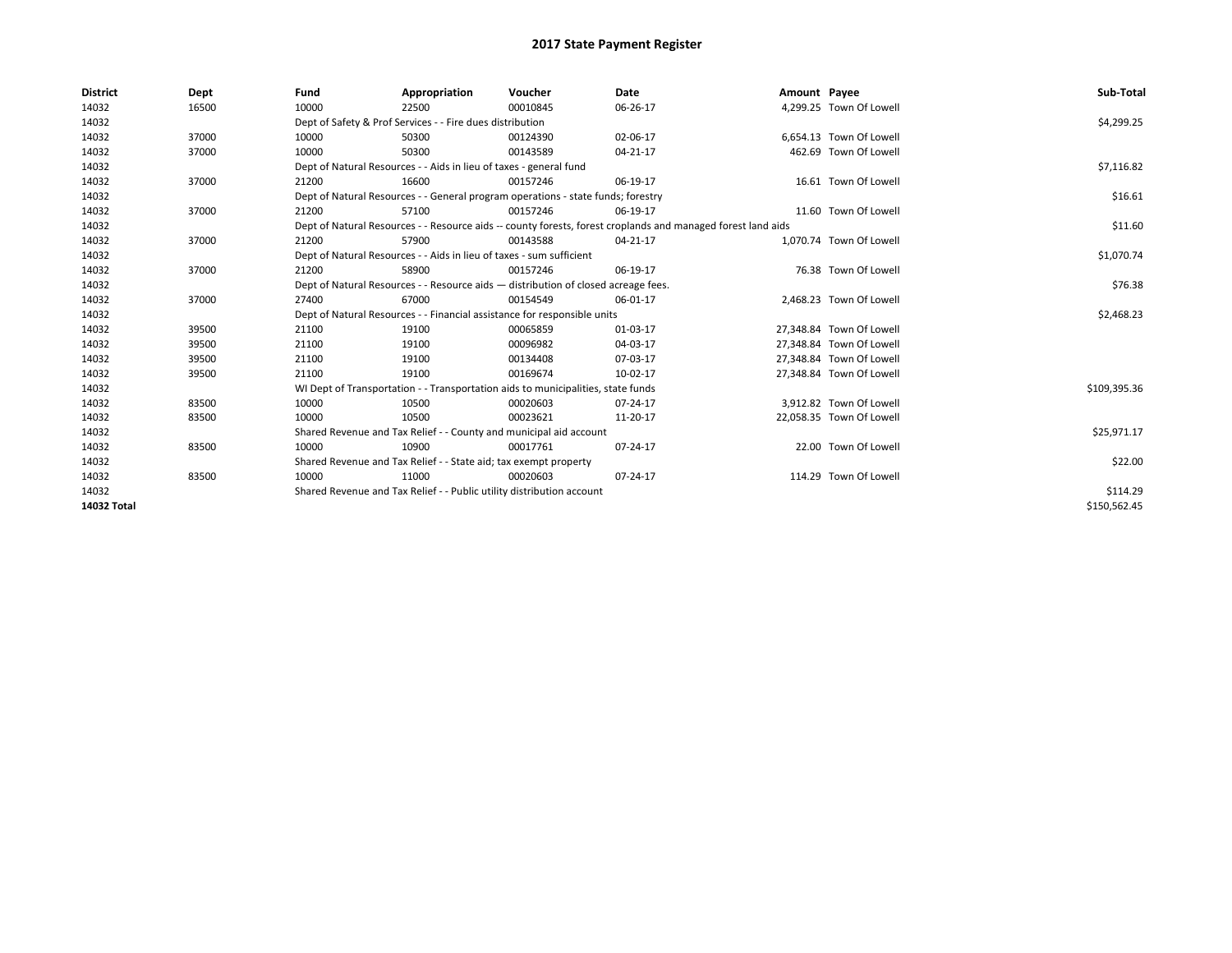# 2017 State Payment Register

| District | Dept | Fund | Appropriation | Voucher | Date | Amount | Payee | Sub-Total |
|---|---|---|---|---|---|---|---|---|
| 14032 | 16500 | 10000 | 22500 | 00010845 | 06-26-17 | 4,299.25 | Town Of Lowell | |
| 14032 | | Dept of Safety & Prof Services - - Fire dues distribution | | | | | | $4,299.25 |
| 14032 | 37000 | 10000 | 50300 | 00124390 | 02-06-17 | 6,654.13 | Town Of Lowell | |
| 14032 | 37000 | 10000 | 50300 | 00143589 | 04-21-17 | 462.69 | Town Of Lowell | |
| 14032 | | Dept of Natural Resources - - Aids in lieu of taxes - general fund | | | | | | $7,116.82 |
| 14032 | 37000 | 21200 | 16600 | 00157246 | 06-19-17 | 16.61 | Town Of Lowell | |
| 14032 | | Dept of Natural Resources - - General program operations - state funds; forestry | | | | | | $16.61 |
| 14032 | 37000 | 21200 | 57100 | 00157246 | 06-19-17 | 11.60 | Town Of Lowell | |
| 14032 | | Dept of Natural Resources - - Resource aids -- county forests, forest croplands and managed forest land aids | | | | | | $11.60 |
| 14032 | 37000 | 21200 | 57900 | 00143588 | 04-21-17 | 1,070.74 | Town Of Lowell | |
| 14032 | | Dept of Natural Resources - - Aids in lieu of taxes - sum sufficient | | | | | | $1,070.74 |
| 14032 | 37000 | 21200 | 58900 | 00157246 | 06-19-17 | 76.38 | Town Of Lowell | |
| 14032 | | Dept of Natural Resources - - Resource aids — distribution of closed acreage fees. | | | | | | $76.38 |
| 14032 | 37000 | 27400 | 67000 | 00154549 | 06-01-17 | 2,468.23 | Town Of Lowell | |
| 14032 | | Dept of Natural Resources - - Financial assistance for responsible units | | | | | | $2,468.23 |
| 14032 | 39500 | 21100 | 19100 | 00065859 | 01-03-17 | 27,348.84 | Town Of Lowell | |
| 14032 | 39500 | 21100 | 19100 | 00096982 | 04-03-17 | 27,348.84 | Town Of Lowell | |
| 14032 | 39500 | 21100 | 19100 | 00134408 | 07-03-17 | 27,348.84 | Town Of Lowell | |
| 14032 | 39500 | 21100 | 19100 | 00169674 | 10-02-17 | 27,348.84 | Town Of Lowell | |
| 14032 | | WI Dept of Transportation - - Transportation aids to municipalities, state funds | | | | | | $109,395.36 |
| 14032 | 83500 | 10000 | 10500 | 00020603 | 07-24-17 | 3,912.82 | Town Of Lowell | |
| 14032 | 83500 | 10000 | 10500 | 00023621 | 11-20-17 | 22,058.35 | Town Of Lowell | |
| 14032 | | Shared Revenue and Tax Relief - - County and municipal aid account | | | | | | $25,971.17 |
| 14032 | 83500 | 10000 | 10900 | 00017761 | 07-24-17 | 22.00 | Town Of Lowell | |
| 14032 | | Shared Revenue and Tax Relief - - State aid; tax exempt property | | | | | | $22.00 |
| 14032 | 83500 | 10000 | 11000 | 00020603 | 07-24-17 | 114.29 | Town Of Lowell | |
| 14032 | | Shared Revenue and Tax Relief - - Public utility distribution account | | | | | | $114.29 |
| **14032 Total** | | | | | | | | $150,562.45 |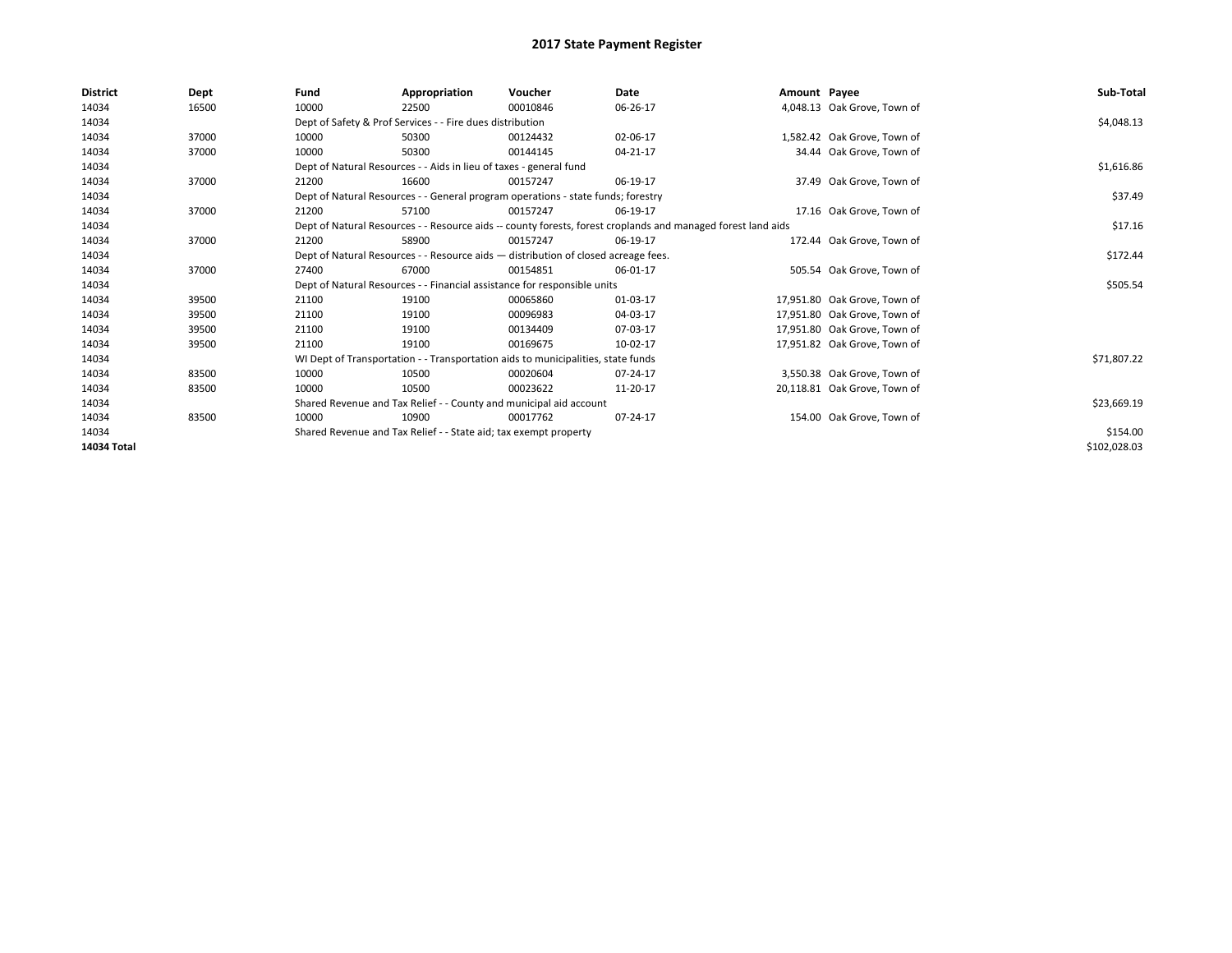# 2017 State Payment Register

| District | Dept | Fund | Appropriation | Voucher | Date | Amount | Payee | Sub-Total |
|---|---|---|---|---|---|---|---|---|
| 14034 | 16500 | 10000 | 22500 | 00010846 | 06-26-17 | 4,048.13 | Oak Grove, Town of | |
| 14034 | | Dept of Safety & Prof Services - - Fire dues distribution | | | | | | $4,048.13 |
| 14034 | 37000 | 10000 | 50300 | 00124432 | 02-06-17 | 1,582.42 | Oak Grove, Town of | |
| 14034 | 37000 | 10000 | 50300 | 00144145 | 04-21-17 | 34.44 | Oak Grove, Town of | |
| 14034 | | Dept of Natural Resources - - Aids in lieu of taxes - general fund | | | | | | $1,616.86 |
| 14034 | 37000 | 21200 | 16600 | 00157247 | 06-19-17 | 37.49 | Oak Grove, Town of | |
| 14034 | | Dept of Natural Resources - - General program operations - state funds; forestry | | | | | | $37.49 |
| 14034 | 37000 | 21200 | 57100 | 00157247 | 06-19-17 | 17.16 | Oak Grove, Town of | |
| 14034 | | Dept of Natural Resources - - Resource aids -- county forests, forest croplands and managed forest land aids | | | | | | $17.16 |
| 14034 | 37000 | 21200 | 58900 | 00157247 | 06-19-17 | 172.44 | Oak Grove, Town of | |
| 14034 | | Dept of Natural Resources - - Resource aids — distribution of closed acreage fees. | | | | | | $172.44 |
| 14034 | 37000 | 27400 | 67000 | 00154851 | 06-01-17 | 505.54 | Oak Grove, Town of | |
| 14034 | | Dept of Natural Resources - - Financial assistance for responsible units | | | | | | $505.54 |
| 14034 | 39500 | 21100 | 19100 | 00065860 | 01-03-17 | 17,951.80 | Oak Grove, Town of | |
| 14034 | 39500 | 21100 | 19100 | 00096983 | 04-03-17 | 17,951.80 | Oak Grove, Town of | |
| 14034 | 39500 | 21100 | 19100 | 00134409 | 07-03-17 | 17,951.80 | Oak Grove, Town of | |
| 14034 | 39500 | 21100 | 19100 | 00169675 | 10-02-17 | 17,951.82 | Oak Grove, Town of | |
| 14034 | | WI Dept of Transportation - - Transportation aids to municipalities, state funds | | | | | | $71,807.22 |
| 14034 | 83500 | 10000 | 10500 | 00020604 | 07-24-17 | 3,550.38 | Oak Grove, Town of | |
| 14034 | 83500 | 10000 | 10500 | 00023622 | 11-20-17 | 20,118.81 | Oak Grove, Town of | |
| 14034 | | Shared Revenue and Tax Relief - - County and municipal aid account | | | | | | $23,669.19 |
| 14034 | 83500 | 10000 | 10900 | 00017762 | 07-24-17 | 154.00 | Oak Grove, Town of | |
| 14034 | | Shared Revenue and Tax Relief - - State aid; tax exempt property | | | | | | $154.00 |
| **14034 Total** | | | | | | | | $102,028.03 |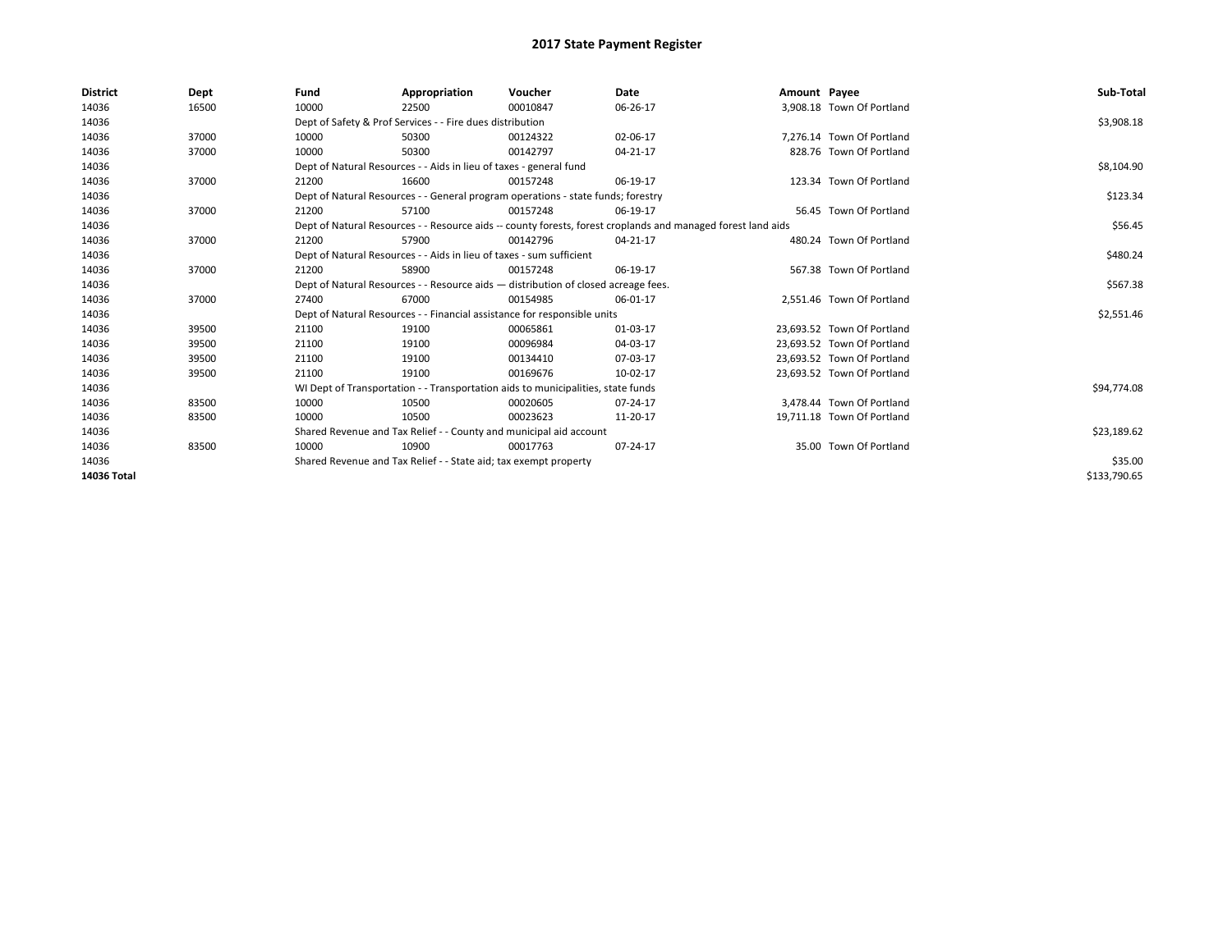# 2017 State Payment Register

| District | Dept | Fund | Appropriation | Voucher | Date | Amount | Payee | Sub-Total |
|---|---|---|---|---|---|---|---|---|
| 14036 | 16500 | 10000 | 22500 | 00010847 | 06-26-17 | 3,908.18 | Town Of Portland | |
| 14036 | | Dept of Safety & Prof Services - - Fire dues distribution | | | | | | $3,908.18 |
| 14036 | 37000 | 10000 | 50300 | 00124322 | 02-06-17 | 7,276.14 | Town Of Portland | |
| 14036 | 37000 | 10000 | 50300 | 00142797 | 04-21-17 | 828.76 | Town Of Portland | |
| 14036 | | Dept of Natural Resources - - Aids in lieu of taxes - general fund | | | | | | $8,104.90 |
| 14036 | 37000 | 21200 | 16600 | 00157248 | 06-19-17 | 123.34 | Town Of Portland | |
| 14036 | | Dept of Natural Resources - - General program operations - state funds; forestry | | | | | | $123.34 |
| 14036 | 37000 | 21200 | 57100 | 00157248 | 06-19-17 | 56.45 | Town Of Portland | |
| 14036 | | Dept of Natural Resources - - Resource aids -- county forests, forest croplands and managed forest land aids | | | | | | $56.45 |
| 14036 | 37000 | 21200 | 57900 | 00142796 | 04-21-17 | 480.24 | Town Of Portland | |
| 14036 | | Dept of Natural Resources - - Aids in lieu of taxes - sum sufficient | | | | | | $480.24 |
| 14036 | 37000 | 21200 | 58900 | 00157248 | 06-19-17 | 567.38 | Town Of Portland | |
| 14036 | | Dept of Natural Resources - - Resource aids — distribution of closed acreage fees. | | | | | | $567.38 |
| 14036 | 37000 | 27400 | 67000 | 00154985 | 06-01-17 | 2,551.46 | Town Of Portland | |
| 14036 | | Dept of Natural Resources - - Financial assistance for responsible units | | | | | | $2,551.46 |
| 14036 | 39500 | 21100 | 19100 | 00065861 | 01-03-17 | 23,693.52 | Town Of Portland | |
| 14036 | 39500 | 21100 | 19100 | 00096984 | 04-03-17 | 23,693.52 | Town Of Portland | |
| 14036 | 39500 | 21100 | 19100 | 00134410 | 07-03-17 | 23,693.52 | Town Of Portland | |
| 14036 | 39500 | 21100 | 19100 | 00169676 | 10-02-17 | 23,693.52 | Town Of Portland | |
| 14036 | | WI Dept of Transportation - - Transportation aids to municipalities, state funds | | | | | | $94,774.08 |
| 14036 | 83500 | 10000 | 10500 | 00020605 | 07-24-17 | 3,478.44 | Town Of Portland | |
| 14036 | 83500 | 10000 | 10500 | 00023623 | 11-20-17 | 19,711.18 | Town Of Portland | |
| 14036 | | Shared Revenue and Tax Relief - - County and municipal aid account | | | | | | $23,189.62 |
| 14036 | 83500 | 10000 | 10900 | 00017763 | 07-24-17 | 35.00 | Town Of Portland | |
| 14036 | | Shared Revenue and Tax Relief - - State aid; tax exempt property | | | | | | $35.00 |
| **14036 Total** | | | | | | | | $133,790.65 |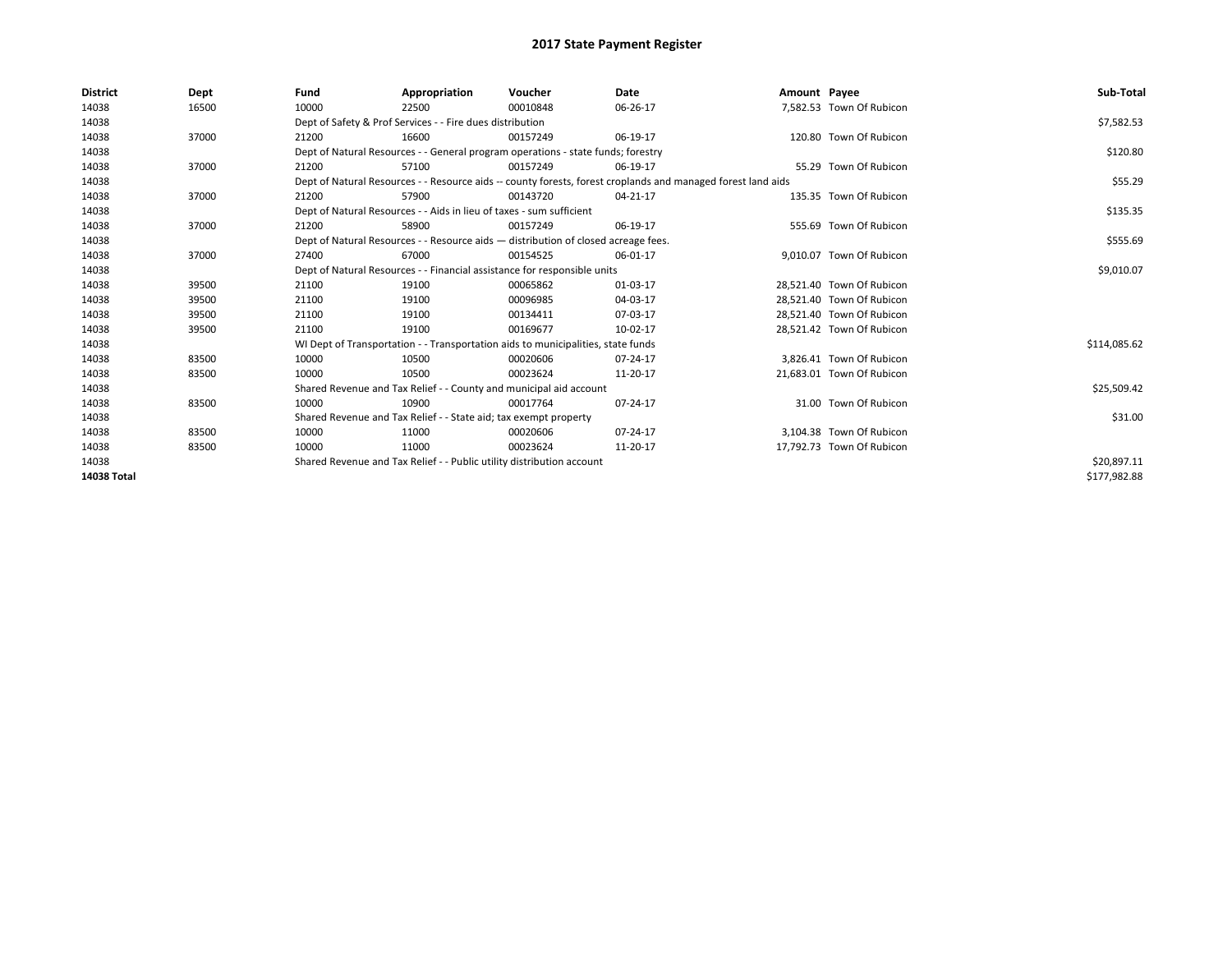# 2017 State Payment Register

| District | Dept | Fund | Appropriation | Voucher | Date | Amount | Payee | Sub-Total |
|---|---|---|---|---|---|---|---|---|
| 14038 | 16500 | 10000 | 22500 | 00010848 | 06-26-17 | 7,582.53 | Town Of Rubicon | |
| 14038 | | Dept of Safety & Prof Services - - Fire dues distribution | | | | | | $7,582.53 |
| 14038 | 37000 | 21200 | 16600 | 00157249 | 06-19-17 | 120.80 | Town Of Rubicon | |
| 14038 | | Dept of Natural Resources - - General program operations - state funds; forestry | | | | | | $120.80 |
| 14038 | 37000 | 21200 | 57100 | 00157249 | 06-19-17 | 55.29 | Town Of Rubicon | |
| 14038 | | Dept of Natural Resources - - Resource aids -- county forests, forest croplands and managed forest land aids | | | | | | $55.29 |
| 14038 | 37000 | 21200 | 57900 | 00143720 | 04-21-17 | 135.35 | Town Of Rubicon | |
| 14038 | | Dept of Natural Resources - - Aids in lieu of taxes - sum sufficient | | | | | | $135.35 |
| 14038 | 37000 | 21200 | 58900 | 00157249 | 06-19-17 | 555.69 | Town Of Rubicon | |
| 14038 | | Dept of Natural Resources - - Resource aids — distribution of closed acreage fees. | | | | | | $555.69 |
| 14038 | 37000 | 27400 | 67000 | 00154525 | 06-01-17 | 9,010.07 | Town Of Rubicon | |
| 14038 | | Dept of Natural Resources - - Financial assistance for responsible units | | | | | | $9,010.07 |
| 14038 | 39500 | 21100 | 19100 | 00065862 | 01-03-17 | 28,521.40 | Town Of Rubicon | |
| 14038 | 39500 | 21100 | 19100 | 00096985 | 04-03-17 | 28,521.40 | Town Of Rubicon | |
| 14038 | 39500 | 21100 | 19100 | 00134411 | 07-03-17 | 28,521.40 | Town Of Rubicon | |
| 14038 | 39500 | 21100 | 19100 | 00169677 | 10-02-17 | 28,521.42 | Town Of Rubicon | |
| 14038 | | WI Dept of Transportation - - Transportation aids to municipalities, state funds | | | | | | $114,085.62 |
| 14038 | 83500 | 10000 | 10500 | 00020606 | 07-24-17 | 3,826.41 | Town Of Rubicon | |
| 14038 | 83500 | 10000 | 10500 | 00023624 | 11-20-17 | 21,683.01 | Town Of Rubicon | |
| 14038 | | Shared Revenue and Tax Relief - - County and municipal aid account | | | | | | $25,509.42 |
| 14038 | 83500 | 10000 | 10900 | 00017764 | 07-24-17 | 31.00 | Town Of Rubicon | |
| 14038 | | Shared Revenue and Tax Relief - - State aid; tax exempt property | | | | | | $31.00 |
| 14038 | 83500 | 10000 | 11000 | 00020606 | 07-24-17 | 3,104.38 | Town Of Rubicon | |
| 14038 | 83500 | 10000 | 11000 | 00023624 | 11-20-17 | 17,792.73 | Town Of Rubicon | |
| 14038 | | Shared Revenue and Tax Relief - - Public utility distribution account | | | | | | $20,897.11 |
| **14038 Total** | | | | | | | | $177,982.88 |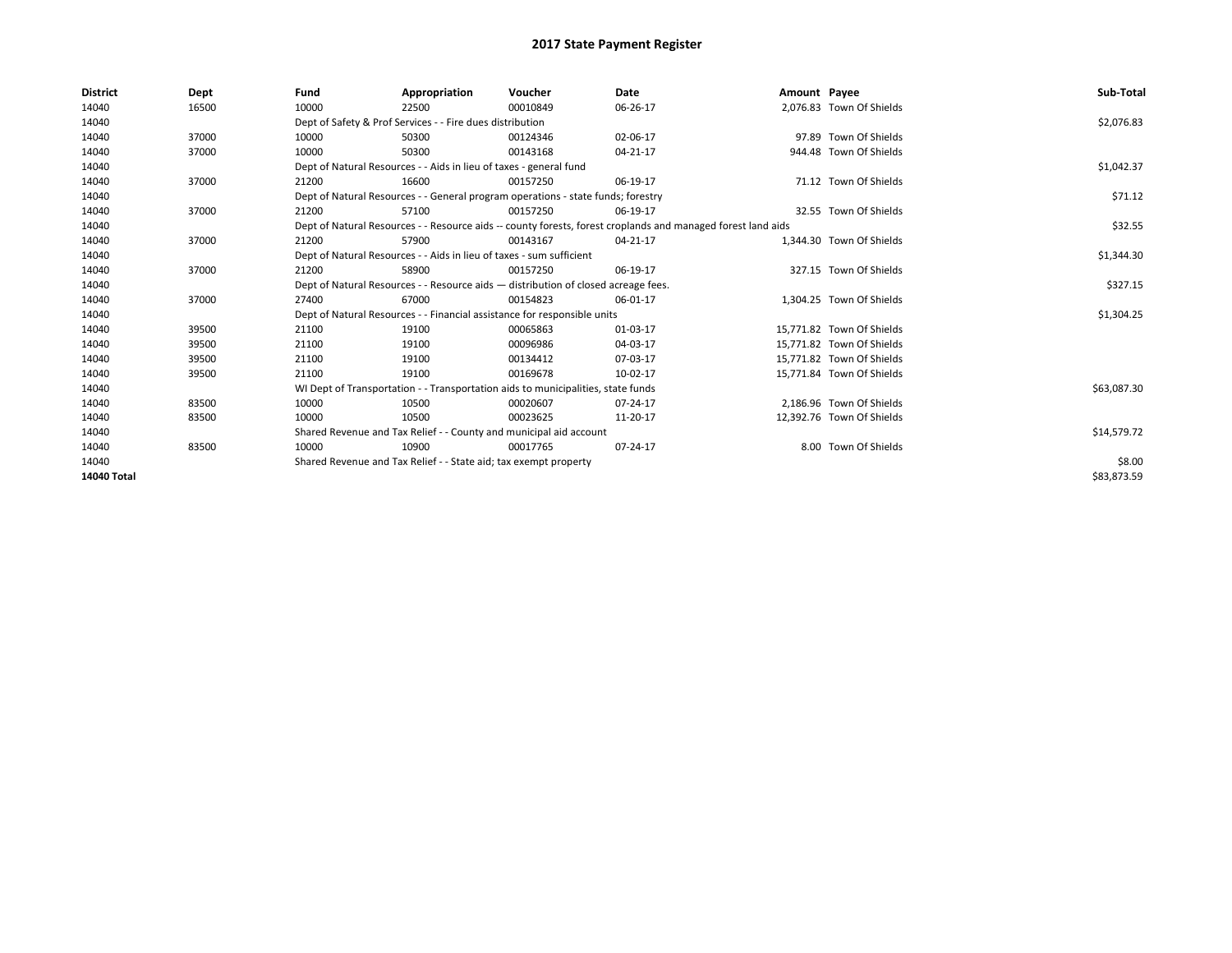# 2017 State Payment Register

| District | Dept | Fund | Appropriation | Voucher | Date | Amount | Payee | Sub-Total |
|---|---|---|---|---|---|---|---|---|
| 14040 | 16500 | 10000 | 22500 | 00010849 | 06-26-17 | 2,076.83 | Town Of Shields | |
| 14040 | | Dept of Safety & Prof Services - - Fire dues distribution | | | | | | $2,076.83 |
| 14040 | 37000 | 10000 | 50300 | 00124346 | 02-06-17 | 97.89 | Town Of Shields | |
| 14040 | 37000 | 10000 | 50300 | 00143168 | 04-21-17 | 944.48 | Town Of Shields | |
| 14040 | | Dept of Natural Resources - - Aids in lieu of taxes - general fund | | | | | | $1,042.37 |
| 14040 | 37000 | 21200 | 16600 | 00157250 | 06-19-17 | 71.12 | Town Of Shields | |
| 14040 | | Dept of Natural Resources - - General program operations - state funds; forestry | | | | | | $71.12 |
| 14040 | 37000 | 21200 | 57100 | 00157250 | 06-19-17 | 32.55 | Town Of Shields | |
| 14040 | | Dept of Natural Resources - - Resource aids -- county forests, forest croplands and managed forest land aids | | | | | | $32.55 |
| 14040 | 37000 | 21200 | 57900 | 00143167 | 04-21-17 | 1,344.30 | Town Of Shields | |
| 14040 | | Dept of Natural Resources - - Aids in lieu of taxes - sum sufficient | | | | | | $1,344.30 |
| 14040 | 37000 | 21200 | 58900 | 00157250 | 06-19-17 | 327.15 | Town Of Shields | |
| 14040 | | Dept of Natural Resources - - Resource aids — distribution of closed acreage fees. | | | | | | $327.15 |
| 14040 | 37000 | 27400 | 67000 | 00154823 | 06-01-17 | 1,304.25 | Town Of Shields | |
| 14040 | | Dept of Natural Resources - - Financial assistance for responsible units | | | | | | $1,304.25 |
| 14040 | 39500 | 21100 | 19100 | 00065863 | 01-03-17 | 15,771.82 | Town Of Shields | |
| 14040 | 39500 | 21100 | 19100 | 00096986 | 04-03-17 | 15,771.82 | Town Of Shields | |
| 14040 | 39500 | 21100 | 19100 | 00134412 | 07-03-17 | 15,771.82 | Town Of Shields | |
| 14040 | 39500 | 21100 | 19100 | 00169678 | 10-02-17 | 15,771.84 | Town Of Shields | |
| 14040 | | WI Dept of Transportation - - Transportation aids to municipalities, state funds | | | | | | $63,087.30 |
| 14040 | 83500 | 10000 | 10500 | 00020607 | 07-24-17 | 2,186.96 | Town Of Shields | |
| 14040 | 83500 | 10000 | 10500 | 00023625 | 11-20-17 | 12,392.76 | Town Of Shields | |
| 14040 | | Shared Revenue and Tax Relief - - County and municipal aid account | | | | | | $14,579.72 |
| 14040 | 83500 | 10000 | 10900 | 00017765 | 07-24-17 | 8.00 | Town Of Shields | |
| 14040 | | Shared Revenue and Tax Relief - - State aid; tax exempt property | | | | | | $8.00 |
| **14040 Total** | | | | | | | | $83,873.59 |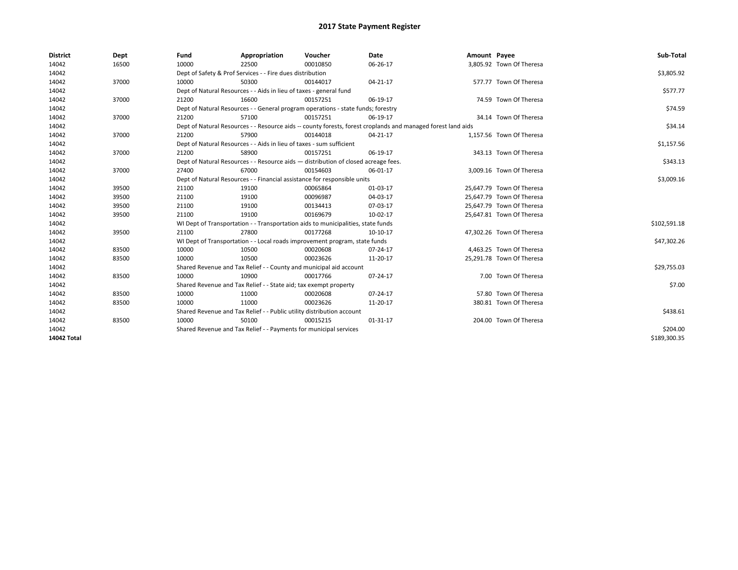# 2017 State Payment Register

| District | Dept | Fund | Appropriation | Voucher | Date | Amount | Payee | Sub-Total |
|---|---|---|---|---|---|---|---|---|
| 14042 | 16500 | 10000 | 22500 | 00010850 | 06-26-17 | 3,805.92 | Town Of Theresa | |
| 14042 | | Dept of Safety & Prof Services - - Fire dues distribution | | | | | | $3,805.92 |
| 14042 | 37000 | 10000 | 50300 | 00144017 | 04-21-17 | 577.77 | Town Of Theresa | |
| 14042 | | Dept of Natural Resources - - Aids in lieu of taxes - general fund | | | | | | $577.77 |
| 14042 | 37000 | 21200 | 16600 | 00157251 | 06-19-17 | 74.59 | Town Of Theresa | |
| 14042 | | Dept of Natural Resources - - General program operations - state funds; forestry | | | | | | $74.59 |
| 14042 | 37000 | 21200 | 57100 | 00157251 | 06-19-17 | 34.14 | Town Of Theresa | |
| 14042 | | Dept of Natural Resources - - Resource aids -- county forests, forest croplands and managed forest land aids | | | | | | $34.14 |
| 14042 | 37000 | 21200 | 57900 | 00144018 | 04-21-17 | 1,157.56 | Town Of Theresa | |
| 14042 | | Dept of Natural Resources - - Aids in lieu of taxes - sum sufficient | | | | | | $1,157.56 |
| 14042 | 37000 | 21200 | 58900 | 00157251 | 06-19-17 | 343.13 | Town Of Theresa | |
| 14042 | | Dept of Natural Resources - - Resource aids — distribution of closed acreage fees. | | | | | | $343.13 |
| 14042 | 37000 | 27400 | 67000 | 00154603 | 06-01-17 | 3,009.16 | Town Of Theresa | |
| 14042 | | Dept of Natural Resources - - Financial assistance for responsible units | | | | | | $3,009.16 |
| 14042 | 39500 | 21100 | 19100 | 00065864 | 01-03-17 | 25,647.79 | Town Of Theresa | |
| 14042 | 39500 | 21100 | 19100 | 00096987 | 04-03-17 | 25,647.79 | Town Of Theresa | |
| 14042 | 39500 | 21100 | 19100 | 00134413 | 07-03-17 | 25,647.79 | Town Of Theresa | |
| 14042 | 39500 | 21100 | 19100 | 00169679 | 10-02-17 | 25,647.81 | Town Of Theresa | |
| 14042 | | WI Dept of Transportation - - Transportation aids to municipalities, state funds | | | | | | $102,591.18 |
| 14042 | 39500 | 21100 | 27800 | 00177268 | 10-10-17 | 47,302.26 | Town Of Theresa | |
| 14042 | | WI Dept of Transportation - - Local roads improvement program, state funds | | | | | | $47,302.26 |
| 14042 | 83500 | 10000 | 10500 | 00020608 | 07-24-17 | 4,463.25 | Town Of Theresa | |
| 14042 | 83500 | 10000 | 10500 | 00023626 | 11-20-17 | 25,291.78 | Town Of Theresa | |
| 14042 | | Shared Revenue and Tax Relief - - County and municipal aid account | | | | | | $29,755.03 |
| 14042 | 83500 | 10000 | 10900 | 00017766 | 07-24-17 | 7.00 | Town Of Theresa | |
| 14042 | | Shared Revenue and Tax Relief - - State aid; tax exempt property | | | | | | $7.00 |
| 14042 | 83500 | 10000 | 11000 | 00020608 | 07-24-17 | 57.80 | Town Of Theresa | |
| 14042 | 83500 | 10000 | 11000 | 00023626 | 11-20-17 | 380.81 | Town Of Theresa | |
| 14042 | | Shared Revenue and Tax Relief - - Public utility distribution account | | | | | | $438.61 |
| 14042 | 83500 | 10000 | 50100 | 00015215 | 01-31-17 | 204.00 | Town Of Theresa | |
| 14042 | | Shared Revenue and Tax Relief - - Payments for municipal services | | | | | | $204.00 |
| **14042 Total** | | | | | | | | $189,300.35 |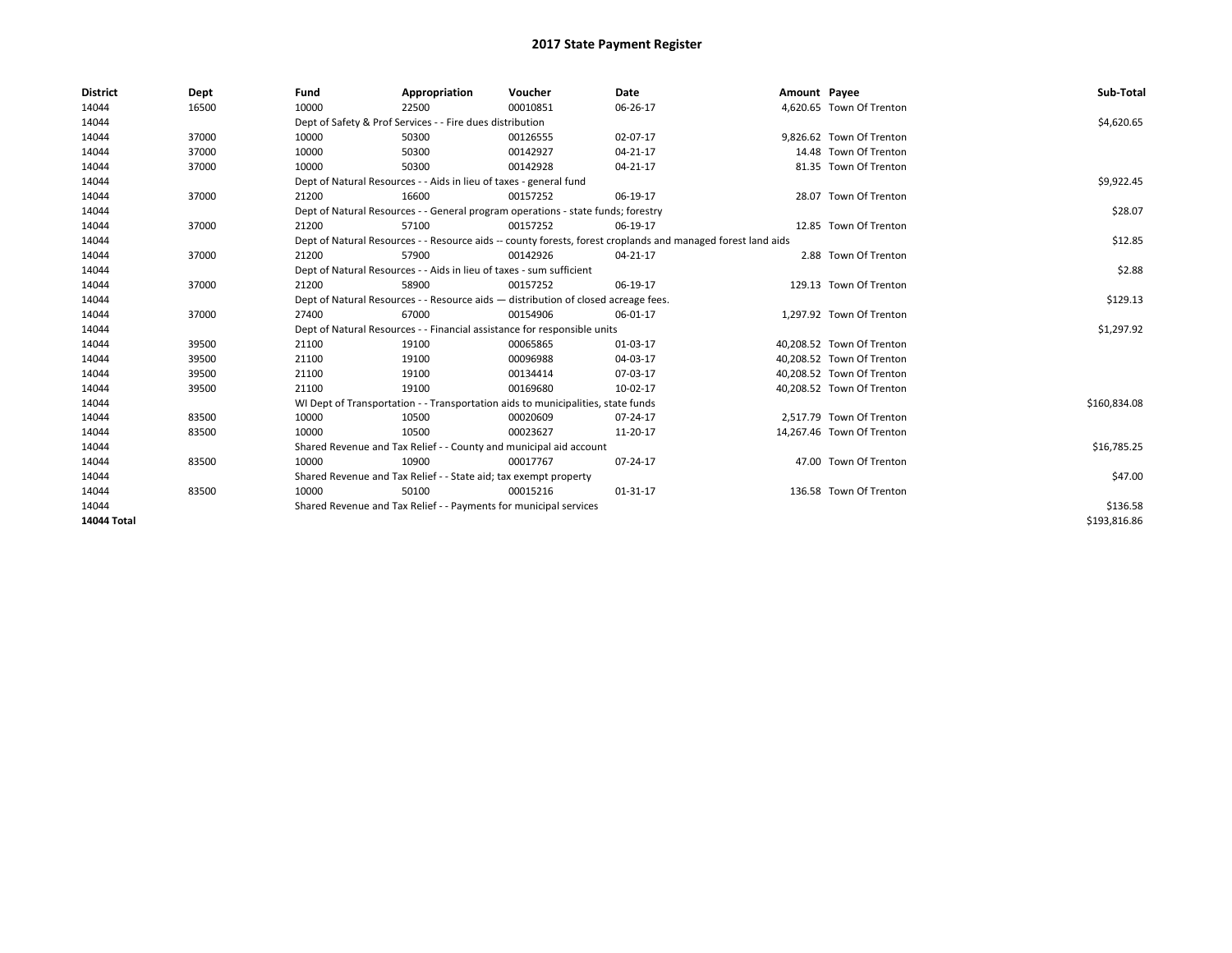# 2017 State Payment Register

| District | Dept | Fund | Appropriation | Voucher | Date | Amount | Payee | Sub-Total |
|---|---|---|---|---|---|---|---|---|
| 14044 | 16500 | 10000 | 22500 | 00010851 | 06-26-17 | 4,620.65 | Town Of Trenton | |
| 14044 | | Dept of Safety & Prof Services - - Fire dues distribution | | | | | | $4,620.65 |
| 14044 | 37000 | 10000 | 50300 | 00126555 | 02-07-17 | 9,826.62 | Town Of Trenton | |
| 14044 | 37000 | 10000 | 50300 | 00142927 | 04-21-17 | 14.48 | Town Of Trenton | |
| 14044 | 37000 | 10000 | 50300 | 00142928 | 04-21-17 | 81.35 | Town Of Trenton | |
| 14044 | | Dept of Natural Resources - - Aids in lieu of taxes - general fund | | | | | | $9,922.45 |
| 14044 | 37000 | 21200 | 16600 | 00157252 | 06-19-17 | 28.07 | Town Of Trenton | |
| 14044 | | Dept of Natural Resources - - General program operations - state funds; forestry | | | | | | $28.07 |
| 14044 | 37000 | 21200 | 57100 | 00157252 | 06-19-17 | 12.85 | Town Of Trenton | |
| 14044 | | Dept of Natural Resources - - Resource aids -- county forests, forest croplands and managed forest land aids | | | | | | $12.85 |
| 14044 | 37000 | 21200 | 57900 | 00142926 | 04-21-17 | 2.88 | Town Of Trenton | |
| 14044 | | Dept of Natural Resources - - Aids in lieu of taxes - sum sufficient | | | | | | $2.88 |
| 14044 | 37000 | 21200 | 58900 | 00157252 | 06-19-17 | 129.13 | Town Of Trenton | |
| 14044 | | Dept of Natural Resources - - Resource aids — distribution of closed acreage fees. | | | | | | $129.13 |
| 14044 | 37000 | 27400 | 67000 | 00154906 | 06-01-17 | 1,297.92 | Town Of Trenton | |
| 14044 | | Dept of Natural Resources - - Financial assistance for responsible units | | | | | | $1,297.92 |
| 14044 | 39500 | 21100 | 19100 | 00065865 | 01-03-17 | 40,208.52 | Town Of Trenton | |
| 14044 | 39500 | 21100 | 19100 | 00096988 | 04-03-17 | 40,208.52 | Town Of Trenton | |
| 14044 | 39500 | 21100 | 19100 | 00134414 | 07-03-17 | 40,208.52 | Town Of Trenton | |
| 14044 | 39500 | 21100 | 19100 | 00169680 | 10-02-17 | 40,208.52 | Town Of Trenton | |
| 14044 | | WI Dept of Transportation - - Transportation aids to municipalities, state funds | | | | | | $160,834.08 |
| 14044 | 83500 | 10000 | 10500 | 00020609 | 07-24-17 | 2,517.79 | Town Of Trenton | |
| 14044 | 83500 | 10000 | 10500 | 00023627 | 11-20-17 | 14,267.46 | Town Of Trenton | |
| 14044 | | Shared Revenue and Tax Relief - - County and municipal aid account | | | | | | $16,785.25 |
| 14044 | 83500 | 10000 | 10900 | 00017767 | 07-24-17 | 47.00 | Town Of Trenton | |
| 14044 | | Shared Revenue and Tax Relief - - State aid; tax exempt property | | | | | | $47.00 |
| 14044 | 83500 | 10000 | 50100 | 00015216 | 01-31-17 | 136.58 | Town Of Trenton | |
| 14044 | | Shared Revenue and Tax Relief - - Payments for municipal services | | | | | | $136.58 |
| **14044 Total** | | | | | | | | $193,816.86 |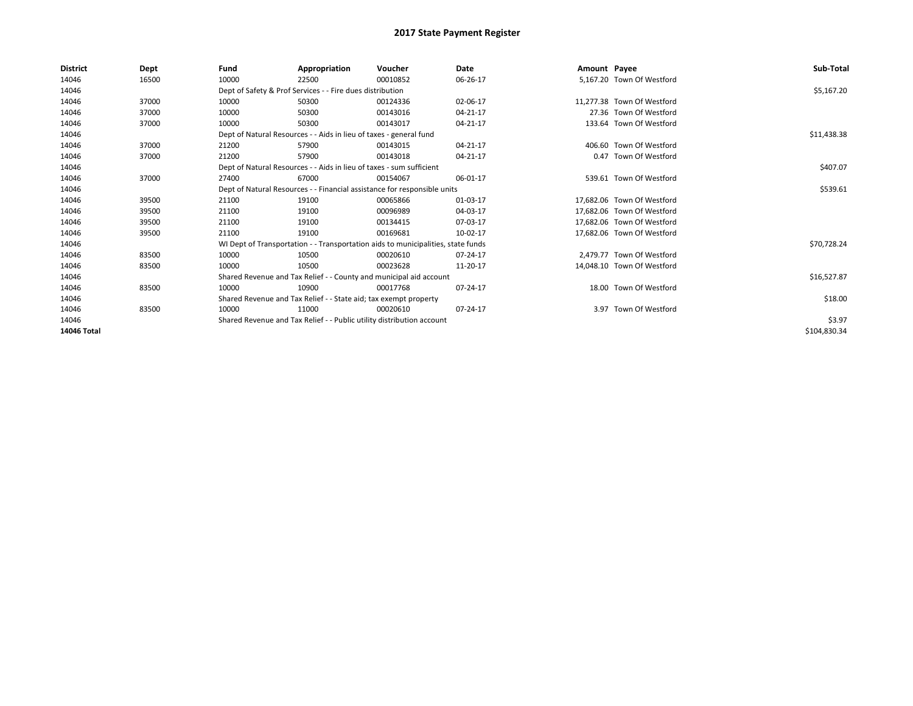# 2017 State Payment Register

| District | Dept | Fund | Appropriation | Voucher | Date | Amount | Payee | Sub-Total |
|---|---|---|---|---|---|---|---|---|
| 14046 | 16500 | 10000 | 22500 | 00010852 | 06-26-17 | 5,167.20 | Town Of Westford | |
| 14046 | | Dept of Safety & Prof Services - - Fire dues distribution | | | | | | $5,167.20 |
| 14046 | 37000 | 10000 | 50300 | 00124336 | 02-06-17 | 11,277.38 | Town Of Westford | |
| 14046 | 37000 | 10000 | 50300 | 00143016 | 04-21-17 | 27.36 | Town Of Westford | |
| 14046 | 37000 | 10000 | 50300 | 00143017 | 04-21-17 | 133.64 | Town Of Westford | |
| 14046 | | Dept of Natural Resources - - Aids in lieu of taxes - general fund | | | | | | $11,438.38 |
| 14046 | 37000 | 21200 | 57900 | 00143015 | 04-21-17 | 406.60 | Town Of Westford | |
| 14046 | 37000 | 21200 | 57900 | 00143018 | 04-21-17 | 0.47 | Town Of Westford | |
| 14046 | | Dept of Natural Resources - - Aids in lieu of taxes - sum sufficient | | | | | | $407.07 |
| 14046 | 37000 | 27400 | 67000 | 00154067 | 06-01-17 | 539.61 | Town Of Westford | |
| 14046 | | Dept of Natural Resources - - Financial assistance for responsible units | | | | | | $539.61 |
| 14046 | 39500 | 21100 | 19100 | 00065866 | 01-03-17 | 17,682.06 | Town Of Westford | |
| 14046 | 39500 | 21100 | 19100 | 00096989 | 04-03-17 | 17,682.06 | Town Of Westford | |
| 14046 | 39500 | 21100 | 19100 | 00134415 | 07-03-17 | 17,682.06 | Town Of Westford | |
| 14046 | 39500 | 21100 | 19100 | 00169681 | 10-02-17 | 17,682.06 | Town Of Westford | |
| 14046 | | WI Dept of Transportation - - Transportation aids to municipalities, state funds | | | | | | $70,728.24 |
| 14046 | 83500 | 10000 | 10500 | 00020610 | 07-24-17 | 2,479.77 | Town Of Westford | |
| 14046 | 83500 | 10000 | 10500 | 00023628 | 11-20-17 | 14,048.10 | Town Of Westford | |
| 14046 | | Shared Revenue and Tax Relief - - County and municipal aid account | | | | | | $16,527.87 |
| 14046 | 83500 | 10000 | 10900 | 00017768 | 07-24-17 | 18.00 | Town Of Westford | |
| 14046 | | Shared Revenue and Tax Relief - - State aid; tax exempt property | | | | | | $18.00 |
| 14046 | 83500 | 10000 | 11000 | 00020610 | 07-24-17 | 3.97 | Town Of Westford | |
| 14046 | | Shared Revenue and Tax Relief - - Public utility distribution account | | | | | | $3.97 |
| **14046 Total** | | | | | | | | $104,830.34 |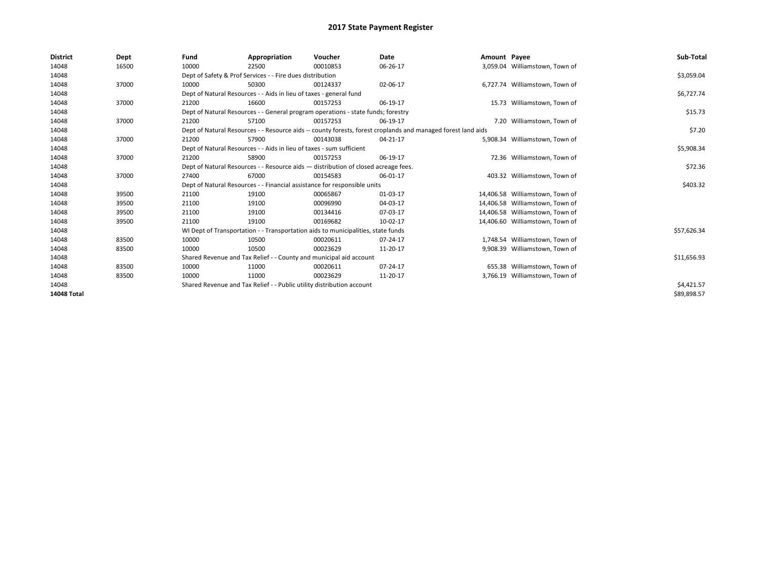# 2017 State Payment Register

| District | Dept | Fund | Appropriation | Voucher | Date | Amount | Payee | Sub-Total |
|---|---|---|---|---|---|---|---|---|
| 14048 | 16500 | 10000 | 22500 | 00010853 | 06-26-17 | 3,059.04 | Williamstown, Town of | |
| 14048 | | Dept of Safety & Prof Services - - Fire dues distribution | | | | | | $3,059.04 |
| 14048 | 37000 | 10000 | 50300 | 00124337 | 02-06-17 | 6,727.74 | Williamstown, Town of | |
| 14048 | | Dept of Natural Resources - - Aids in lieu of taxes - general fund | | | | | | $6,727.74 |
| 14048 | 37000 | 21200 | 16600 | 00157253 | 06-19-17 | 15.73 | Williamstown, Town of | |
| 14048 | | Dept of Natural Resources - - General program operations - state funds; forestry | | | | | | $15.73 |
| 14048 | 37000 | 21200 | 57100 | 00157253 | 06-19-17 | 7.20 | Williamstown, Town of | |
| 14048 | | Dept of Natural Resources - - Resource aids -- county forests, forest croplands and managed forest land aids | | | | | | $7.20 |
| 14048 | 37000 | 21200 | 57900 | 00143038 | 04-21-17 | 5,908.34 | Williamstown, Town of | |
| 14048 | | Dept of Natural Resources - - Aids in lieu of taxes - sum sufficient | | | | | | $5,908.34 |
| 14048 | 37000 | 21200 | 58900 | 00157253 | 06-19-17 | 72.36 | Williamstown, Town of | |
| 14048 | | Dept of Natural Resources - - Resource aids — distribution of closed acreage fees. | | | | | | $72.36 |
| 14048 | 37000 | 27400 | 67000 | 00154583 | 06-01-17 | 403.32 | Williamstown, Town of | |
| 14048 | | Dept of Natural Resources - - Financial assistance for responsible units | | | | | | $403.32 |
| 14048 | 39500 | 21100 | 19100 | 00065867 | 01-03-17 | 14,406.58 | Williamstown, Town of | |
| 14048 | 39500 | 21100 | 19100 | 00096990 | 04-03-17 | 14,406.58 | Williamstown, Town of | |
| 14048 | 39500 | 21100 | 19100 | 00134416 | 07-03-17 | 14,406.58 | Williamstown, Town of | |
| 14048 | 39500 | 21100 | 19100 | 00169682 | 10-02-17 | 14,406.60 | Williamstown, Town of | |
| 14048 | | WI Dept of Transportation - - Transportation aids to municipalities, state funds | | | | | | $57,626.34 |
| 14048 | 83500 | 10000 | 10500 | 00020611 | 07-24-17 | 1,748.54 | Williamstown, Town of | |
| 14048 | 83500 | 10000 | 10500 | 00023629 | 11-20-17 | 9,908.39 | Williamstown, Town of | |
| 14048 | | Shared Revenue and Tax Relief - - County and municipal aid account | | | | | | $11,656.93 |
| 14048 | 83500 | 10000 | 11000 | 00020611 | 07-24-17 | 655.38 | Williamstown, Town of | |
| 14048 | 83500 | 10000 | 11000 | 00023629 | 11-20-17 | 3,766.19 | Williamstown, Town of | |
| 14048 | | Shared Revenue and Tax Relief - - Public utility distribution account | | | | | | $4,421.57 |
| **14048 Total** | | | | | | | | $89,898.57 |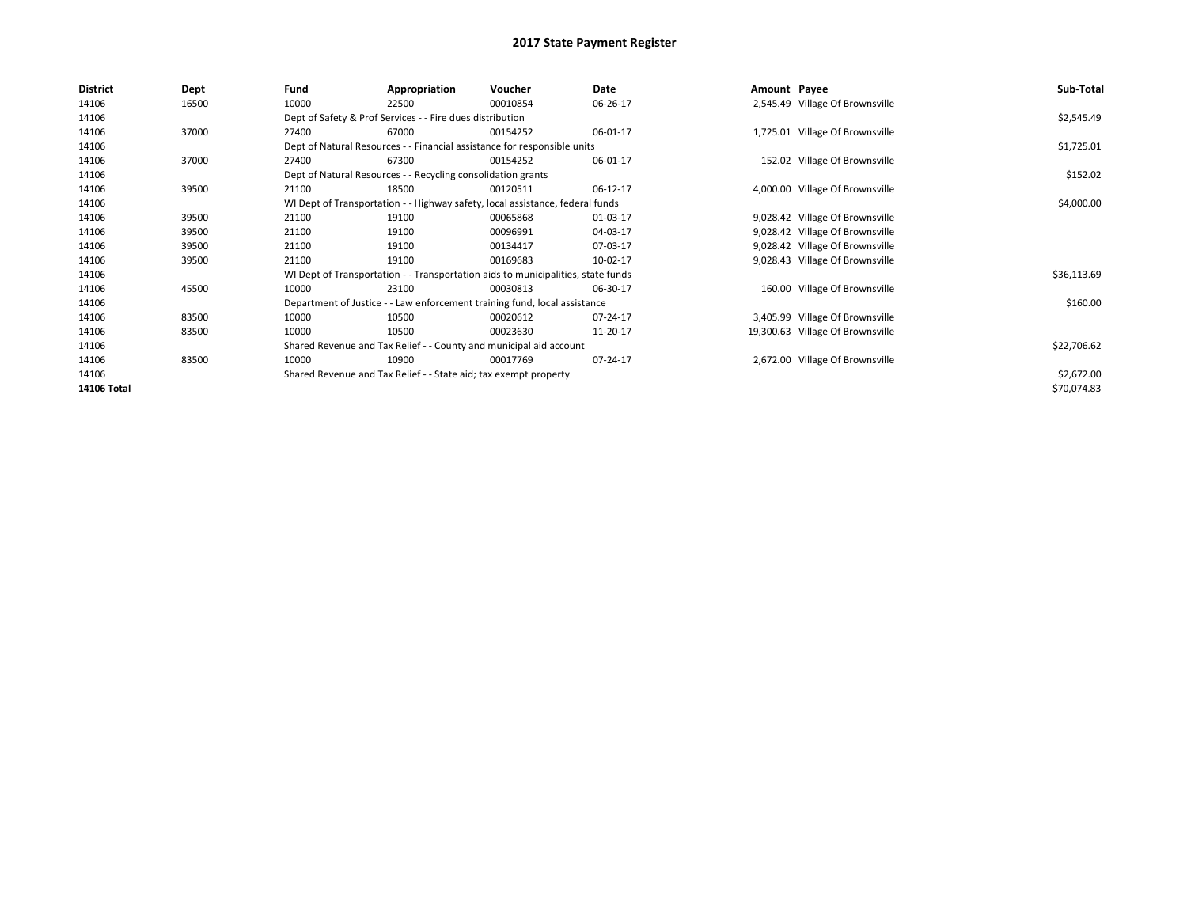# 2017 State Payment Register

| District | Dept | Fund | Appropriation | Voucher | Date | Amount | Payee | Sub-Total |
|---|---|---|---|---|---|---|---|---|
| 14106 | 16500 | 10000 | 22500 | 00010854 | 06-26-17 | 2,545.49 | Village Of Brownsville | |
| 14106 | | Dept of Safety & Prof Services - - Fire dues distribution | | | | | | $2,545.49 |
| 14106 | 37000 | 27400 | 67000 | 00154252 | 06-01-17 | 1,725.01 | Village Of Brownsville | |
| 14106 | | Dept of Natural Resources - - Financial assistance for responsible units | | | | | | $1,725.01 |
| 14106 | 37000 | 27400 | 67300 | 00154252 | 06-01-17 | 152.02 | Village Of Brownsville | |
| 14106 | | Dept of Natural Resources - - Recycling consolidation grants | | | | | | $152.02 |
| 14106 | 39500 | 21100 | 18500 | 00120511 | 06-12-17 | 4,000.00 | Village Of Brownsville | |
| 14106 | | WI Dept of Transportation - - Highway safety, local assistance, federal funds | | | | | | $4,000.00 |
| 14106 | 39500 | 21100 | 19100 | 00065868 | 01-03-17 | 9,028.42 | Village Of Brownsville | |
| 14106 | 39500 | 21100 | 19100 | 00096991 | 04-03-17 | 9,028.42 | Village Of Brownsville | |
| 14106 | 39500 | 21100 | 19100 | 00134417 | 07-03-17 | 9,028.42 | Village Of Brownsville | |
| 14106 | 39500 | 21100 | 19100 | 00169683 | 10-02-17 | 9,028.43 | Village Of Brownsville | |
| 14106 | | WI Dept of Transportation - - Transportation aids to municipalities, state funds | | | | | | $36,113.69 |
| 14106 | 45500 | 10000 | 23100 | 00030813 | 06-30-17 | 160.00 | Village Of Brownsville | |
| 14106 | | Department of Justice - - Law enforcement training fund, local assistance | | | | | | $160.00 |
| 14106 | 83500 | 10000 | 10500 | 00020612 | 07-24-17 | 3,405.99 | Village Of Brownsville | |
| 14106 | 83500 | 10000 | 10500 | 00023630 | 11-20-17 | 19,300.63 | Village Of Brownsville | |
| 14106 | | Shared Revenue and Tax Relief - - County and municipal aid account | | | | | | $22,706.62 |
| 14106 | 83500 | 10000 | 10900 | 00017769 | 07-24-17 | 2,672.00 | Village Of Brownsville | |
| 14106 | | Shared Revenue and Tax Relief - - State aid; tax exempt property | | | | | | $2,672.00 |
| **14106 Total** | | | | | | | | $70,074.83 |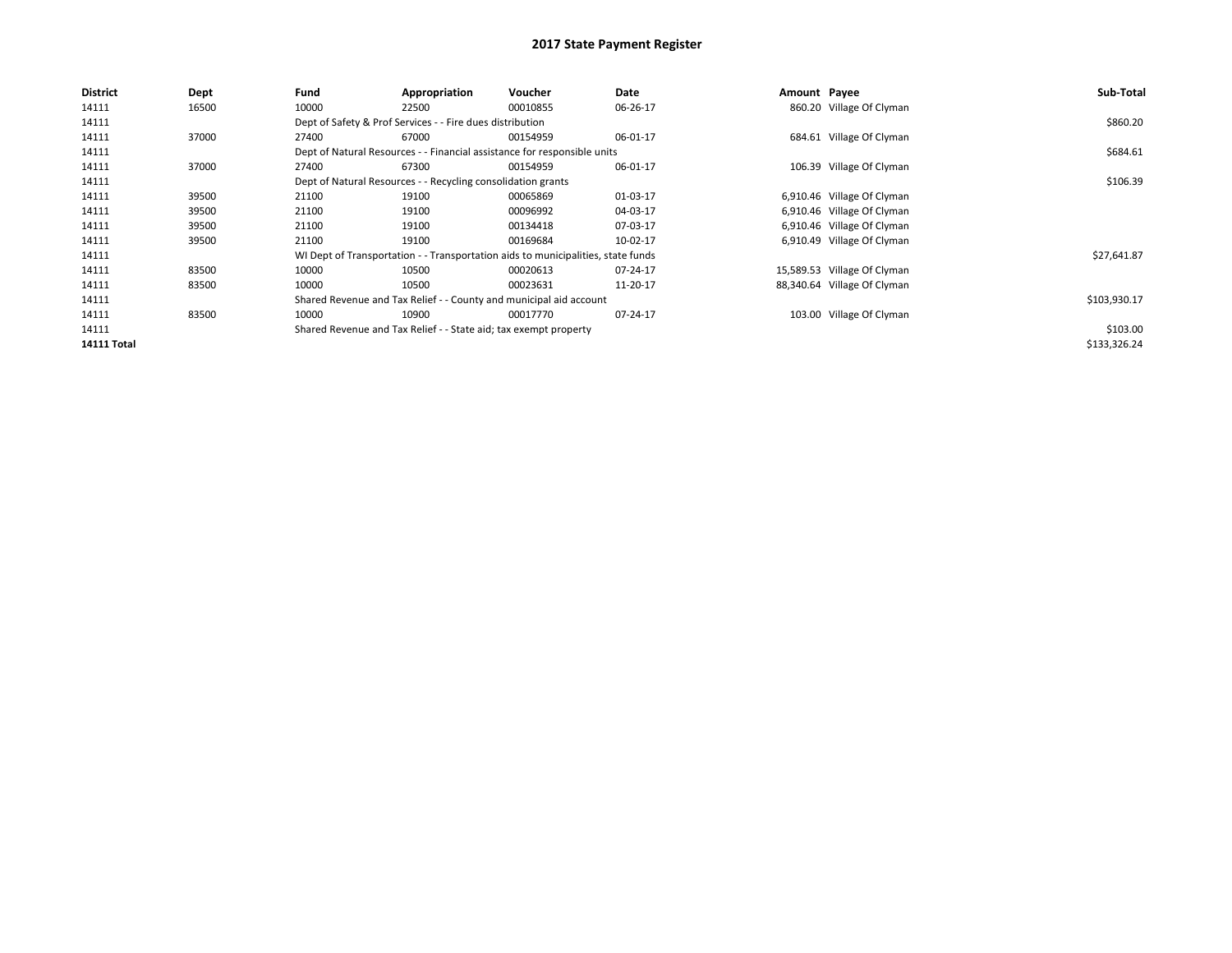# 2017 State Payment Register

| District | Dept | Fund | Appropriation | Voucher | Date | Amount | Payee | Sub-Total |
|---|---|---|---|---|---|---|---|---|
| 14111 | 16500 | 10000 | 22500 | 00010855 | 06-26-17 | 860.20 | Village Of Clyman | |
| 14111 | | Dept of Safety & Prof Services - - Fire dues distribution | | | | | | $860.20 |
| 14111 | 37000 | 27400 | 67000 | 00154959 | 06-01-17 | 684.61 | Village Of Clyman | |
| 14111 | | Dept of Natural Resources - - Financial assistance for responsible units | | | | | | $684.61 |
| 14111 | 37000 | 27400 | 67300 | 00154959 | 06-01-17 | 106.39 | Village Of Clyman | |
| 14111 | | Dept of Natural Resources - - Recycling consolidation grants | | | | | | $106.39 |
| 14111 | 39500 | 21100 | 19100 | 00065869 | 01-03-17 | 6,910.46 | Village Of Clyman | |
| 14111 | 39500 | 21100 | 19100 | 00096992 | 04-03-17 | 6,910.46 | Village Of Clyman | |
| 14111 | 39500 | 21100 | 19100 | 00134418 | 07-03-17 | 6,910.46 | Village Of Clyman | |
| 14111 | 39500 | 21100 | 19100 | 00169684 | 10-02-17 | 6,910.49 | Village Of Clyman | |
| 14111 | | WI Dept of Transportation - - Transportation aids to municipalities, state funds | | | | | | $27,641.87 |
| 14111 | 83500 | 10000 | 10500 | 00020613 | 07-24-17 | 15,589.53 | Village Of Clyman | |
| 14111 | 83500 | 10000 | 10500 | 00023631 | 11-20-17 | 88,340.64 | Village Of Clyman | |
| 14111 | | Shared Revenue and Tax Relief - - County and municipal aid account | | | | | | $103,930.17 |
| 14111 | 83500 | 10000 | 10900 | 00017770 | 07-24-17 | 103.00 | Village Of Clyman | |
| 14111 | | Shared Revenue and Tax Relief - - State aid; tax exempt property | | | | | | $103.00 |
| **14111 Total** | | | | | | | | $133,326.24 |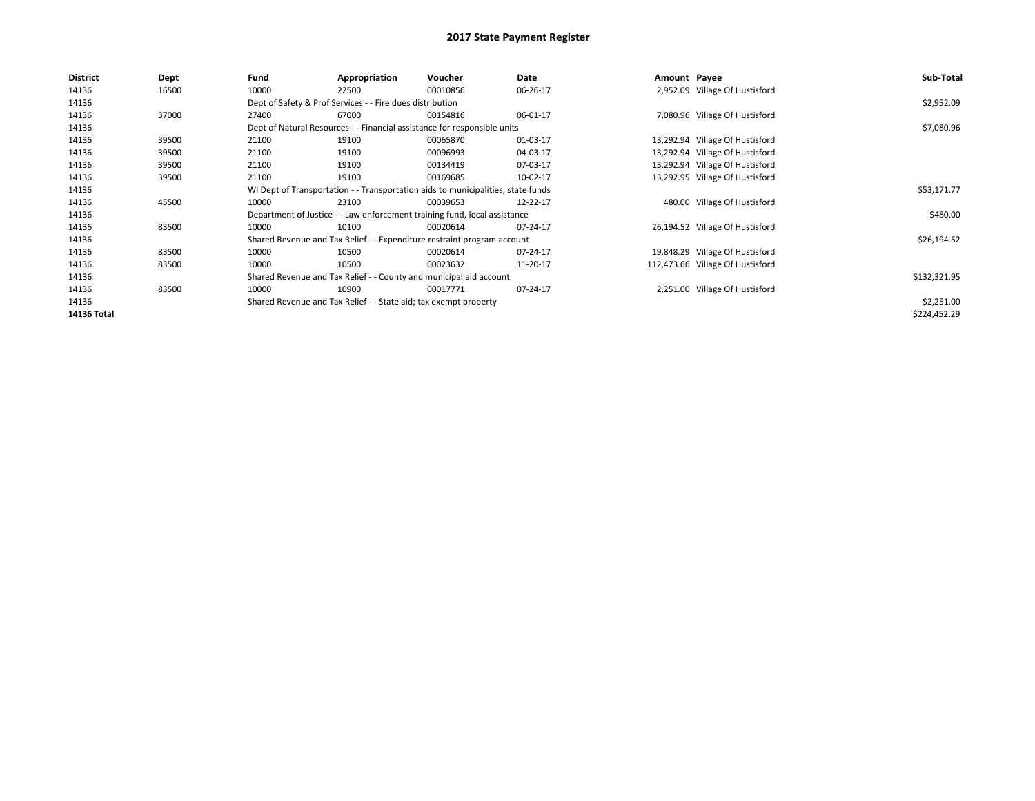# 2017 State Payment Register

| District | Dept | Fund | Appropriation | Voucher | Date | Amount | Payee | Sub-Total |
|---|---|---|---|---|---|---|---|---|
| 14136 | 16500 | 10000 | 22500 | 00010856 | 06-26-17 | 2,952.09 | Village Of Hustisford | |
| 14136 | | Dept of Safety & Prof Services - - Fire dues distribution | | | | | | $2,952.09 |
| 14136 | 37000 | 27400 | 67000 | 00154816 | 06-01-17 | 7,080.96 | Village Of Hustisford | |
| 14136 | | Dept of Natural Resources - - Financial assistance for responsible units | | | | | | $7,080.96 |
| 14136 | 39500 | 21100 | 19100 | 00065870 | 01-03-17 | 13,292.94 | Village Of Hustisford | |
| 14136 | 39500 | 21100 | 19100 | 00096993 | 04-03-17 | 13,292.94 | Village Of Hustisford | |
| 14136 | 39500 | 21100 | 19100 | 00134419 | 07-03-17 | 13,292.94 | Village Of Hustisford | |
| 14136 | 39500 | 21100 | 19100 | 00169685 | 10-02-17 | 13,292.95 | Village Of Hustisford | |
| 14136 | | WI Dept of Transportation - - Transportation aids to municipalities, state funds | | | | | | $53,171.77 |
| 14136 | 45500 | 10000 | 23100 | 00039653 | 12-22-17 | 480.00 | Village Of Hustisford | |
| 14136 | | Department of Justice - - Law enforcement training fund, local assistance | | | | | | $480.00 |
| 14136 | 83500 | 10000 | 10100 | 00020614 | 07-24-17 | 26,194.52 | Village Of Hustisford | |
| 14136 | | Shared Revenue and Tax Relief - - Expenditure restraint program account | | | | | | $26,194.52 |
| 14136 | 83500 | 10000 | 10500 | 00020614 | 07-24-17 | 19,848.29 | Village Of Hustisford | |
| 14136 | 83500 | 10000 | 10500 | 00023632 | 11-20-17 | 112,473.66 | Village Of Hustisford | |
| 14136 | | Shared Revenue and Tax Relief - - County and municipal aid account | | | | | | $132,321.95 |
| 14136 | 83500 | 10000 | 10900 | 00017771 | 07-24-17 | 2,251.00 | Village Of Hustisford | |
| 14136 | | Shared Revenue and Tax Relief - - State aid; tax exempt property | | | | | | $2,251.00 |
| **14136 Total** | | | | | | | | $224,452.29 |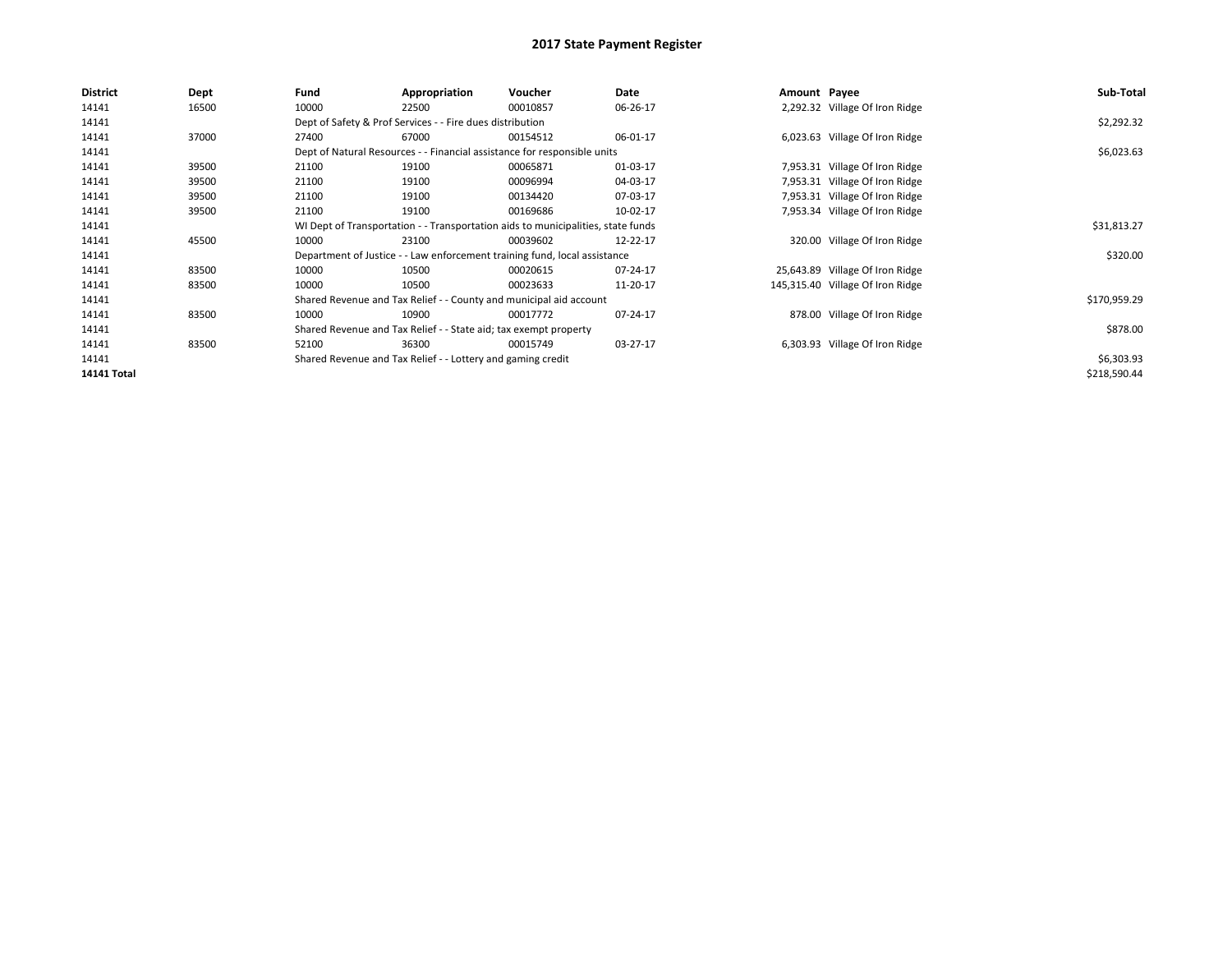# 2017 State Payment Register

| District | Dept | Fund | Appropriation | Voucher | Date | Amount | Payee | Sub-Total |
|---|---|---|---|---|---|---|---|---|
| 14141 | 16500 | 10000 | 22500 | 00010857 | 06-26-17 | 2,292.32 | Village Of Iron Ridge | |
| 14141 | | Dept of Safety & Prof Services - - Fire dues distribution | | | | | | $2,292.32 |
| 14141 | 37000 | 27400 | 67000 | 00154512 | 06-01-17 | 6,023.63 | Village Of Iron Ridge | |
| 14141 | | Dept of Natural Resources - - Financial assistance for responsible units | | | | | | $6,023.63 |
| 14141 | 39500 | 21100 | 19100 | 00065871 | 01-03-17 | 7,953.31 | Village Of Iron Ridge | |
| 14141 | 39500 | 21100 | 19100 | 00096994 | 04-03-17 | 7,953.31 | Village Of Iron Ridge | |
| 14141 | 39500 | 21100 | 19100 | 00134420 | 07-03-17 | 7,953.31 | Village Of Iron Ridge | |
| 14141 | 39500 | 21100 | 19100 | 00169686 | 10-02-17 | 7,953.34 | Village Of Iron Ridge | |
| 14141 | | WI Dept of Transportation - - Transportation aids to municipalities, state funds | | | | | | $31,813.27 |
| 14141 | 45500 | 10000 | 23100 | 00039602 | 12-22-17 | 320.00 | Village Of Iron Ridge | |
| 14141 | | Department of Justice - - Law enforcement training fund, local assistance | | | | | | $320.00 |
| 14141 | 83500 | 10000 | 10500 | 00020615 | 07-24-17 | 25,643.89 | Village Of Iron Ridge | |
| 14141 | 83500 | 10000 | 10500 | 00023633 | 11-20-17 | 145,315.40 | Village Of Iron Ridge | |
| 14141 | | Shared Revenue and Tax Relief - - County and municipal aid account | | | | | | $170,959.29 |
| 14141 | 83500 | 10000 | 10900 | 00017772 | 07-24-17 | 878.00 | Village Of Iron Ridge | |
| 14141 | | Shared Revenue and Tax Relief - - State aid; tax exempt property | | | | | | $878.00 |
| 14141 | 83500 | 52100 | 36300 | 00015749 | 03-27-17 | 6,303.93 | Village Of Iron Ridge | |
| 14141 | | Shared Revenue and Tax Relief - - Lottery and gaming credit | | | | | | $6,303.93 |
| **14141 Total** | | | | | | | | $218,590.44 |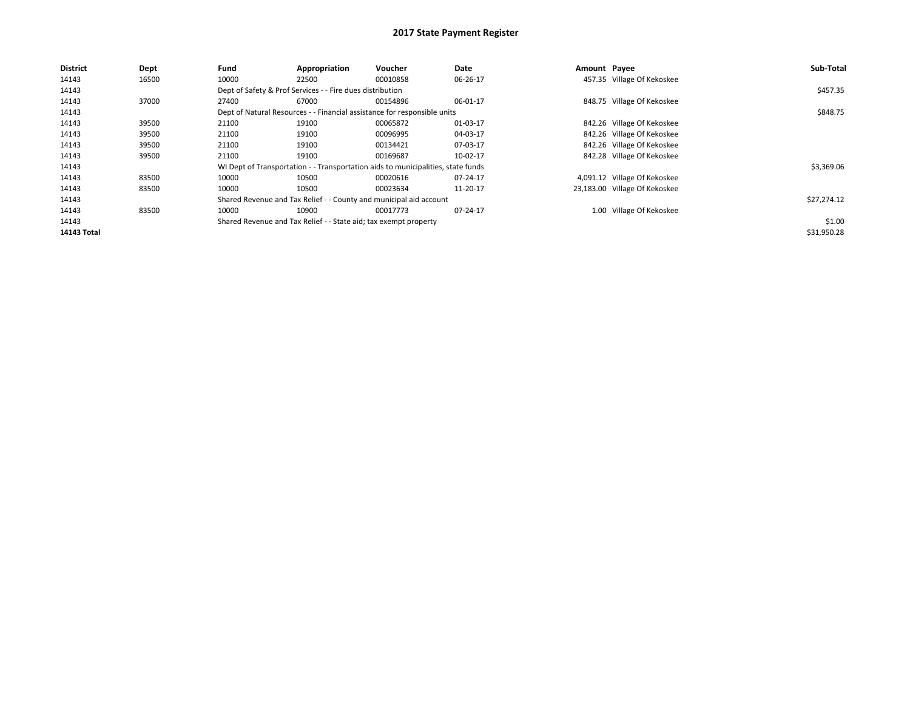# 2017 State Payment Register

| District | Dept | Fund | Appropriation | Voucher | Date | Amount | Payee | Sub-Total |
|---|---|---|---|---|---|---|---|---|
| 14143 | 16500 | 10000 | 22500 | 00010858 | 06-26-17 | 457.35 | Village Of Kekoskee | |
| 14143 | | Dept of Safety & Prof Services - - Fire dues distribution | | | | | | $457.35 |
| 14143 | 37000 | 27400 | 67000 | 00154896 | 06-01-17 | 848.75 | Village Of Kekoskee | |
| 14143 | | Dept of Natural Resources - - Financial assistance for responsible units | | | | | | $848.75 |
| 14143 | 39500 | 21100 | 19100 | 00065872 | 01-03-17 | 842.26 | Village Of Kekoskee | |
| 14143 | 39500 | 21100 | 19100 | 00096995 | 04-03-17 | 842.26 | Village Of Kekoskee | |
| 14143 | 39500 | 21100 | 19100 | 00134421 | 07-03-17 | 842.26 | Village Of Kekoskee | |
| 14143 | 39500 | 21100 | 19100 | 00169687 | 10-02-17 | 842.28 | Village Of Kekoskee | |
| 14143 | | WI Dept of Transportation - - Transportation aids to municipalities, state funds | | | | | | $3,369.06 |
| 14143 | 83500 | 10000 | 10500 | 00020616 | 07-24-17 | 4,091.12 | Village Of Kekoskee | |
| 14143 | 83500 | 10000 | 10500 | 00023634 | 11-20-17 | 23,183.00 | Village Of Kekoskee | |
| 14143 | | Shared Revenue and Tax Relief - - County and municipal aid account | | | | | | $27,274.12 |
| 14143 | 83500 | 10000 | 10900 | 00017773 | 07-24-17 | 1.00 | Village Of Kekoskee | |
| 14143 | | Shared Revenue and Tax Relief - - State aid; tax exempt property | | | | | | $1.00 |
| **14143 Total** | | | | | | | | $31,950.28 |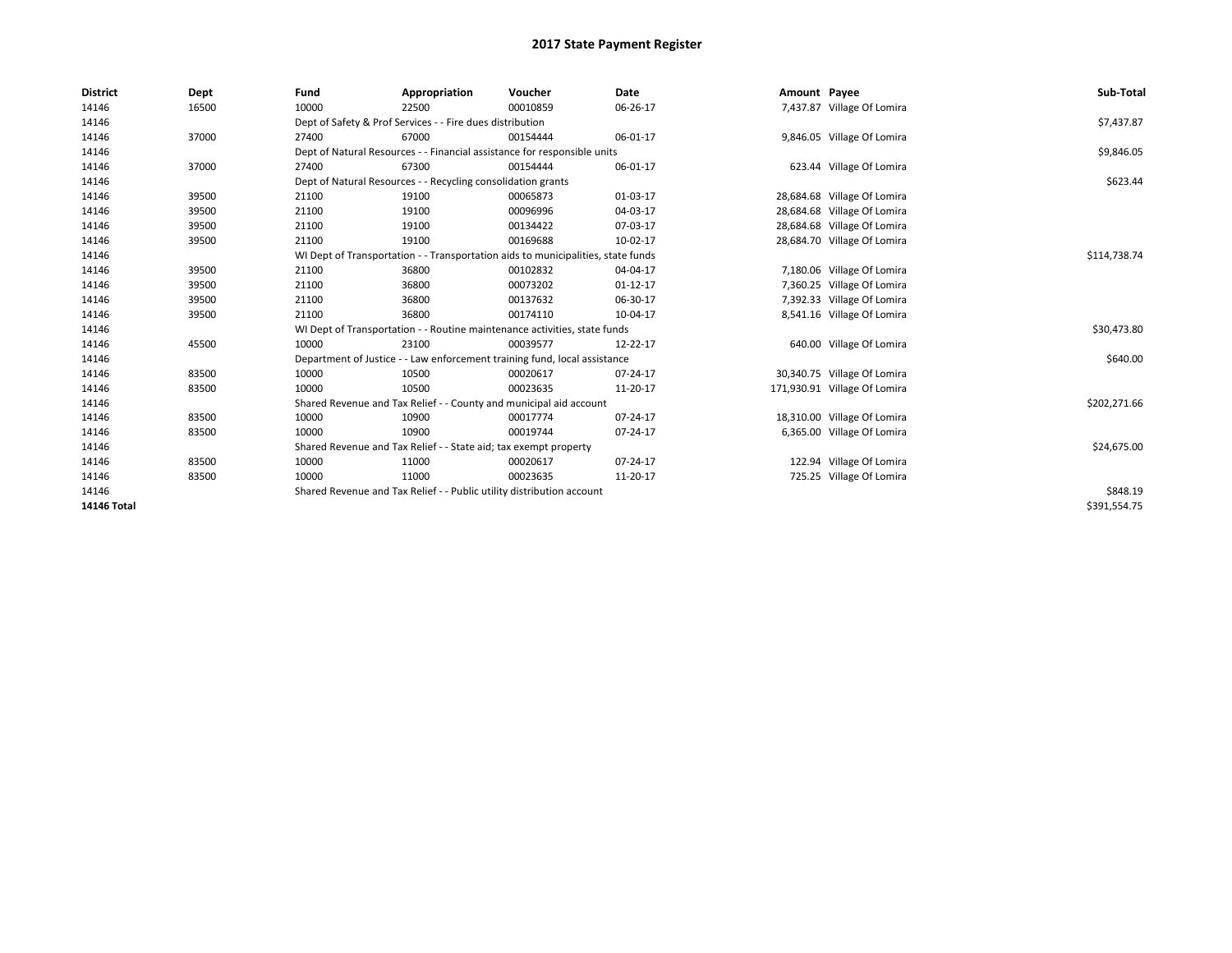# 2017 State Payment Register

| District | Dept | Fund | Appropriation | Voucher | Date | Amount | Payee | Sub-Total |
|---|---|---|---|---|---|---|---|---|
| 14146 | 16500 | 10000 | 22500 | 00010859 | 06-26-17 | 7,437.87 | Village Of Lomira | |
| 14146 | | Dept of Safety & Prof Services - - Fire dues distribution | | | | | | $7,437.87 |
| 14146 | 37000 | 27400 | 67000 | 00154444 | 06-01-17 | 9,846.05 | Village Of Lomira | |
| 14146 | | Dept of Natural Resources - - Financial assistance for responsible units | | | | | | $9,846.05 |
| 14146 | 37000 | 27400 | 67300 | 00154444 | 06-01-17 | 623.44 | Village Of Lomira | |
| 14146 | | Dept of Natural Resources - - Recycling consolidation grants | | | | | | $623.44 |
| 14146 | 39500 | 21100 | 19100 | 00065873 | 01-03-17 | 28,684.68 | Village Of Lomira | |
| 14146 | 39500 | 21100 | 19100 | 00096996 | 04-03-17 | 28,684.68 | Village Of Lomira | |
| 14146 | 39500 | 21100 | 19100 | 00134422 | 07-03-17 | 28,684.68 | Village Of Lomira | |
| 14146 | 39500 | 21100 | 19100 | 00169688 | 10-02-17 | 28,684.70 | Village Of Lomira | |
| 14146 | | WI Dept of Transportation - - Transportation aids to municipalities, state funds | | | | | | $114,738.74 |
| 14146 | 39500 | 21100 | 36800 | 00102832 | 04-04-17 | 7,180.06 | Village Of Lomira | |
| 14146 | 39500 | 21100 | 36800 | 00073202 | 01-12-17 | 7,360.25 | Village Of Lomira | |
| 14146 | 39500 | 21100 | 36800 | 00137632 | 06-30-17 | 7,392.33 | Village Of Lomira | |
| 14146 | 39500 | 21100 | 36800 | 00174110 | 10-04-17 | 8,541.16 | Village Of Lomira | |
| 14146 | | WI Dept of Transportation - - Routine maintenance activities, state funds | | | | | | $30,473.80 |
| 14146 | 45500 | 10000 | 23100 | 00039577 | 12-22-17 | 640.00 | Village Of Lomira | |
| 14146 | | Department of Justice - - Law enforcement training fund, local assistance | | | | | | $640.00 |
| 14146 | 83500 | 10000 | 10500 | 00020617 | 07-24-17 | 30,340.75 | Village Of Lomira | |
| 14146 | 83500 | 10000 | 10500 | 00023635 | 11-20-17 | 171,930.91 | Village Of Lomira | |
| 14146 | | Shared Revenue and Tax Relief - - County and municipal aid account | | | | | | $202,271.66 |
| 14146 | 83500 | 10000 | 10900 | 00017774 | 07-24-17 | 18,310.00 | Village Of Lomira | |
| 14146 | 83500 | 10000 | 10900 | 00019744 | 07-24-17 | 6,365.00 | Village Of Lomira | |
| 14146 | | Shared Revenue and Tax Relief - - State aid; tax exempt property | | | | | | $24,675.00 |
| 14146 | 83500 | 10000 | 11000 | 00020617 | 07-24-17 | 122.94 | Village Of Lomira | |
| 14146 | 83500 | 10000 | 11000 | 00023635 | 11-20-17 | 725.25 | Village Of Lomira | |
| 14146 | | Shared Revenue and Tax Relief - - Public utility distribution account | | | | | | $848.19 |
| **14146 Total** | | | | | | | | $391,554.75 |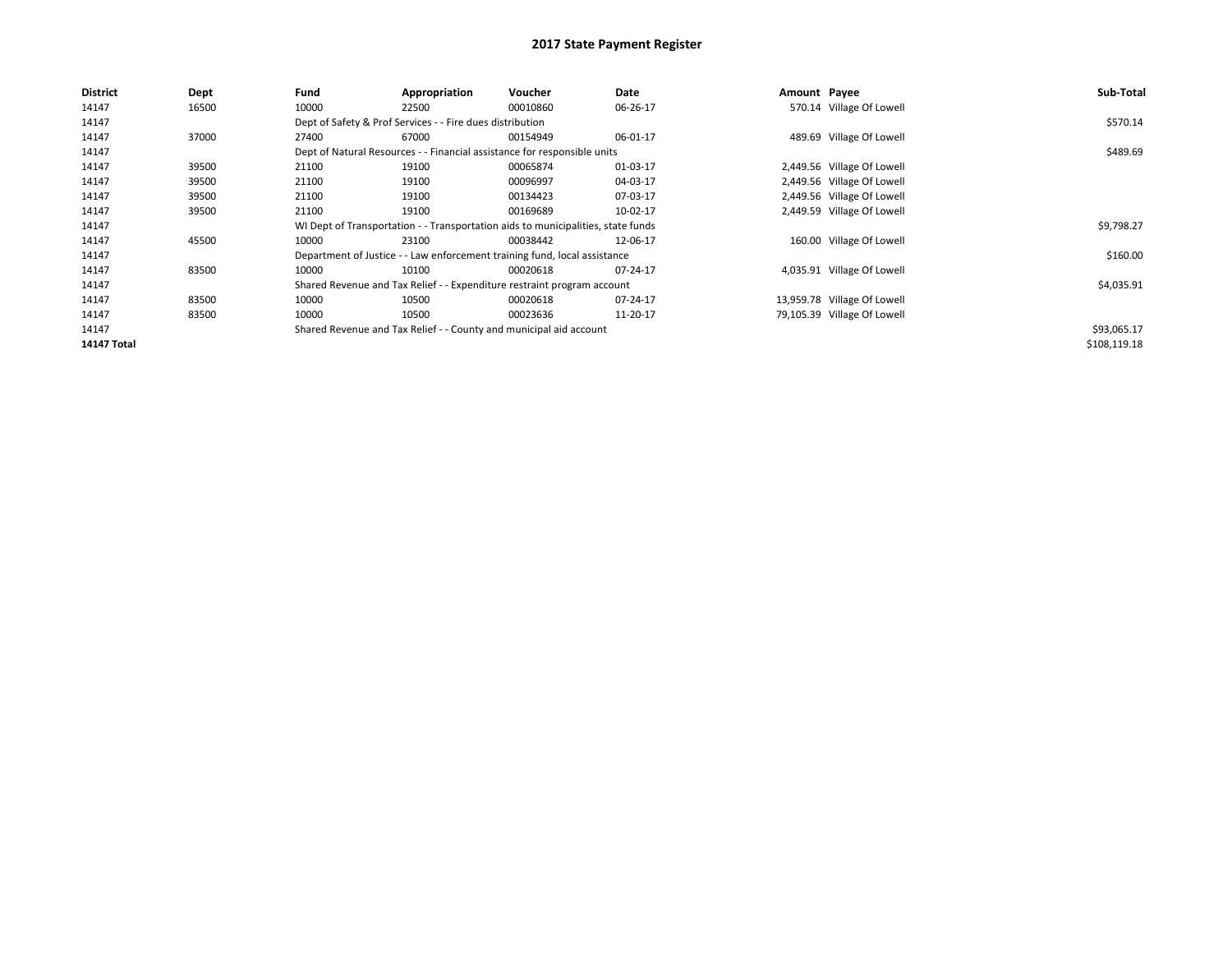# 2017 State Payment Register

| District | Dept | Fund | Appropriation | Voucher | Date | Amount | Payee | Sub-Total |
|---|---|---|---|---|---|---|---|---|
| 14147 | 16500 | 10000 | 22500 | 00010860 | 06-26-17 | 570.14 | Village Of Lowell | |
| 14147 | | Dept of Safety & Prof Services - - Fire dues distribution | | | | | | $570.14 |
| 14147 | 37000 | 27400 | 67000 | 00154949 | 06-01-17 | 489.69 | Village Of Lowell | |
| 14147 | | Dept of Natural Resources - - Financial assistance for responsible units | | | | | | $489.69 |
| 14147 | 39500 | 21100 | 19100 | 00065874 | 01-03-17 | 2,449.56 | Village Of Lowell | |
| 14147 | 39500 | 21100 | 19100 | 00096997 | 04-03-17 | 2,449.56 | Village Of Lowell | |
| 14147 | 39500 | 21100 | 19100 | 00134423 | 07-03-17 | 2,449.56 | Village Of Lowell | |
| 14147 | 39500 | 21100 | 19100 | 00169689 | 10-02-17 | 2,449.59 | Village Of Lowell | |
| 14147 | | WI Dept of Transportation - - Transportation aids to municipalities, state funds | | | | | | $9,798.27 |
| 14147 | 45500 | 10000 | 23100 | 00038442 | 12-06-17 | 160.00 | Village Of Lowell | |
| 14147 | | Department of Justice - - Law enforcement training fund, local assistance | | | | | | $160.00 |
| 14147 | 83500 | 10000 | 10100 | 00020618 | 07-24-17 | 4,035.91 | Village Of Lowell | |
| 14147 | | Shared Revenue and Tax Relief - - Expenditure restraint program account | | | | | | $4,035.91 |
| 14147 | 83500 | 10000 | 10500 | 00020618 | 07-24-17 | 13,959.78 | Village Of Lowell | |
| 14147 | 83500 | 10000 | 10500 | 00023636 | 11-20-17 | 79,105.39 | Village Of Lowell | |
| 14147 | | Shared Revenue and Tax Relief - - County and municipal aid account | | | | | | $93,065.17 |
| **14147 Total** | | | | | | | | $108,119.18 |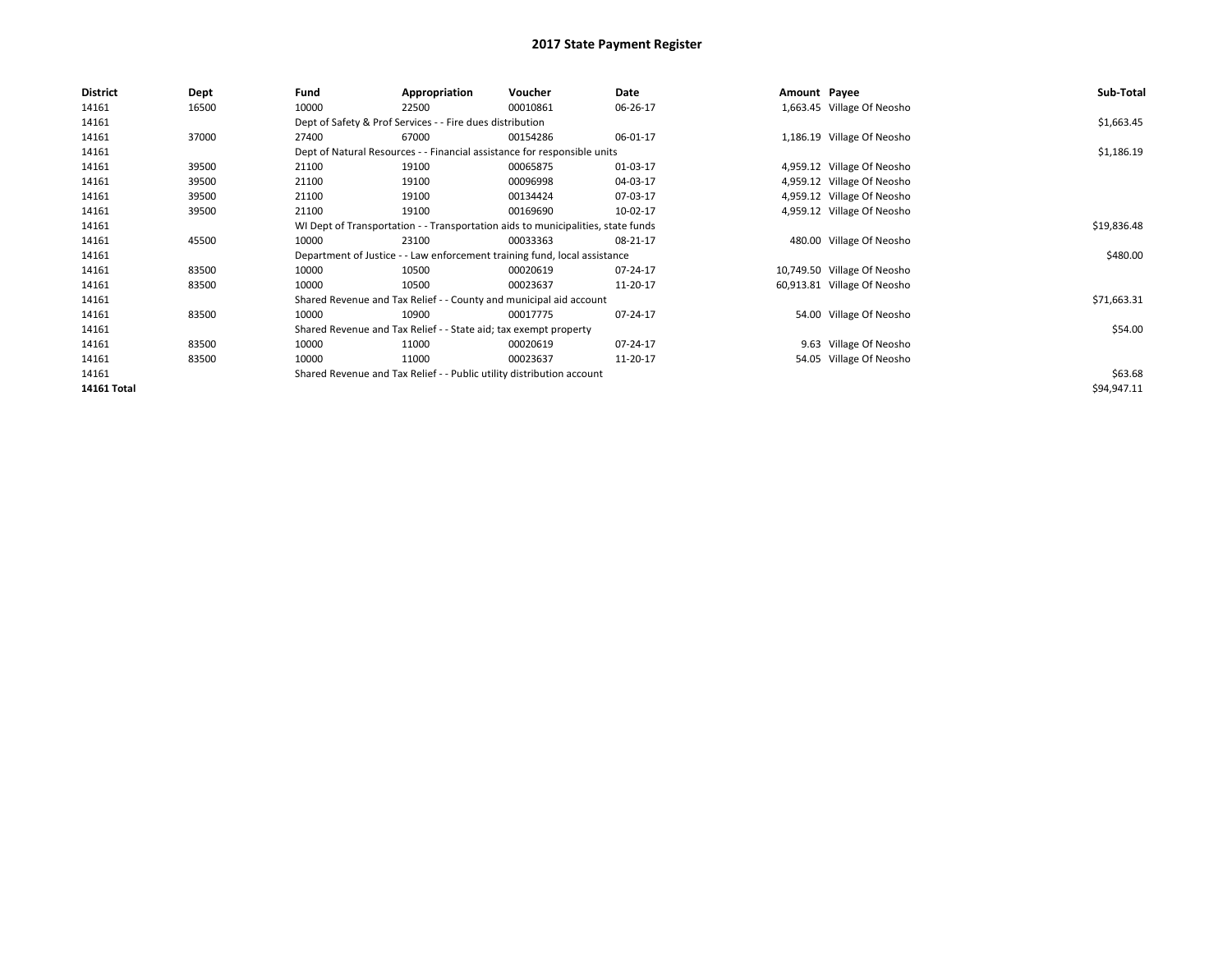# 2017 State Payment Register

| District | Dept | Fund | Appropriation | Voucher | Date | Amount | Payee | Sub-Total |
|---|---|---|---|---|---|---|---|---|
| 14161 | 16500 | 10000 | 22500 | 00010861 | 06-26-17 | 1,663.45 | Village Of Neosho | |
| 14161 | | Dept of Safety & Prof Services - - Fire dues distribution | | | | | | $1,663.45 |
| 14161 | 37000 | 27400 | 67000 | 00154286 | 06-01-17 | 1,186.19 | Village Of Neosho | |
| 14161 | | Dept of Natural Resources - - Financial assistance for responsible units | | | | | | $1,186.19 |
| 14161 | 39500 | 21100 | 19100 | 00065875 | 01-03-17 | 4,959.12 | Village Of Neosho | |
| 14161 | 39500 | 21100 | 19100 | 00096998 | 04-03-17 | 4,959.12 | Village Of Neosho | |
| 14161 | 39500 | 21100 | 19100 | 00134424 | 07-03-17 | 4,959.12 | Village Of Neosho | |
| 14161 | 39500 | 21100 | 19100 | 00169690 | 10-02-17 | 4,959.12 | Village Of Neosho | |
| 14161 | | WI Dept of Transportation - - Transportation aids to municipalities, state funds | | | | | | $19,836.48 |
| 14161 | 45500 | 10000 | 23100 | 00033363 | 08-21-17 | 480.00 | Village Of Neosho | |
| 14161 | | Department of Justice - - Law enforcement training fund, local assistance | | | | | | $480.00 |
| 14161 | 83500 | 10000 | 10500 | 00020619 | 07-24-17 | 10,749.50 | Village Of Neosho | |
| 14161 | 83500 | 10000 | 10500 | 00023637 | 11-20-17 | 60,913.81 | Village Of Neosho | |
| 14161 | | Shared Revenue and Tax Relief - - County and municipal aid account | | | | | | $71,663.31 |
| 14161 | 83500 | 10000 | 10900 | 00017775 | 07-24-17 | 54.00 | Village Of Neosho | |
| 14161 | | Shared Revenue and Tax Relief - - State aid; tax exempt property | | | | | | $54.00 |
| 14161 | 83500 | 10000 | 11000 | 00020619 | 07-24-17 | 9.63 | Village Of Neosho | |
| 14161 | 83500 | 10000 | 11000 | 00023637 | 11-20-17 | 54.05 | Village Of Neosho | |
| 14161 | | Shared Revenue and Tax Relief - - Public utility distribution account | | | | | | $63.68 |
| **14161 Total** | | | | | | | | $94,947.11 |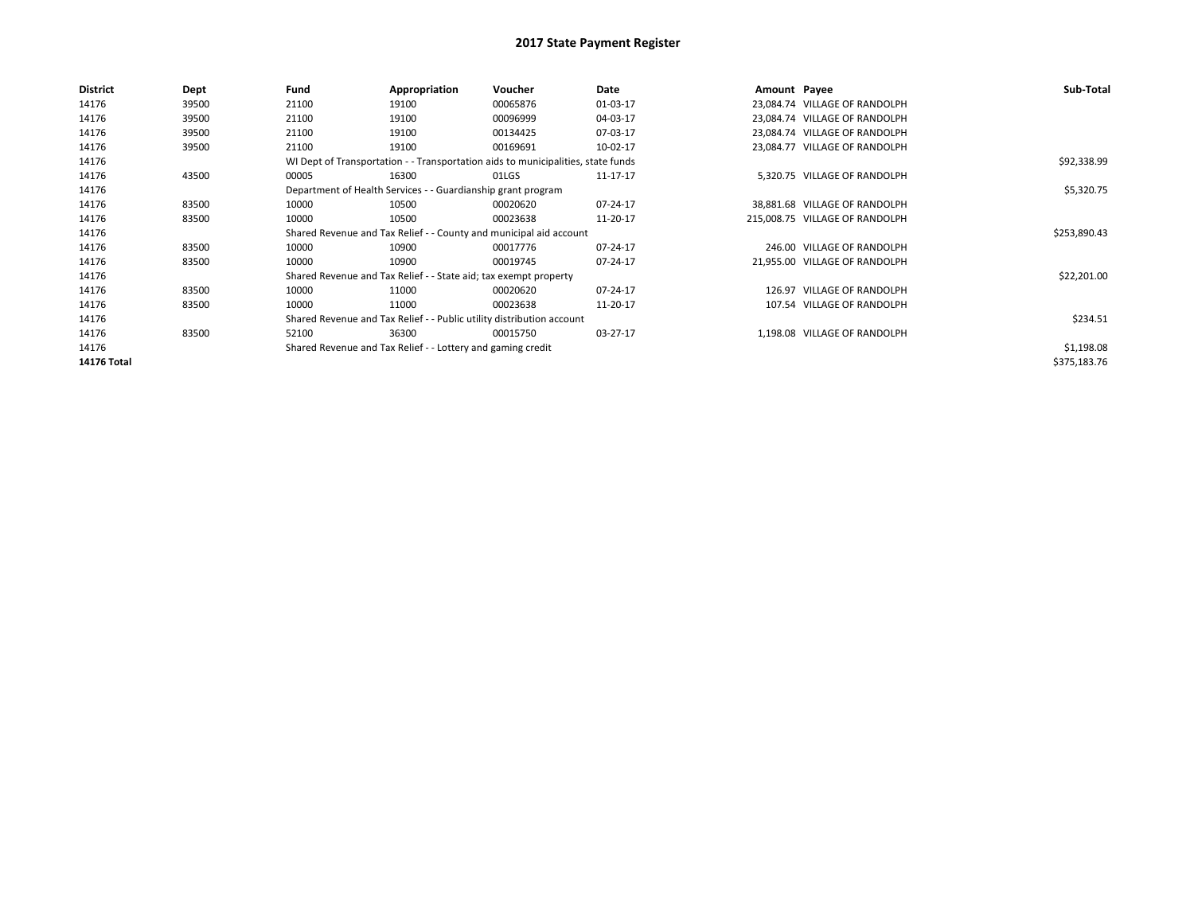# 2017 State Payment Register

| District | Dept | Fund | Appropriation | Voucher | Date | Amount | Payee | Sub-Total |
|---|---|---|---|---|---|---|---|---|
| 14176 | 39500 | 21100 | 19100 | 00065876 | 01-03-17 | 23,084.74 | VILLAGE OF RANDOLPH | |
| 14176 | 39500 | 21100 | 19100 | 00096999 | 04-03-17 | 23,084.74 | VILLAGE OF RANDOLPH | |
| 14176 | 39500 | 21100 | 19100 | 00134425 | 07-03-17 | 23,084.74 | VILLAGE OF RANDOLPH | |
| 14176 | 39500 | 21100 | 19100 | 00169691 | 10-02-17 | 23,084.77 | VILLAGE OF RANDOLPH | |
| 14176 | | WI Dept of Transportation - - Transportation aids to municipalities, state funds | | | | | | $92,338.99 |
| 14176 | 43500 | 00005 | 16300 | 01LGS | 11-17-17 | 5,320.75 | VILLAGE OF RANDOLPH | |
| 14176 | | Department of Health Services - - Guardianship grant program | | | | | | $5,320.75 |
| 14176 | 83500 | 10000 | 10500 | 00020620 | 07-24-17 | 38,881.68 | VILLAGE OF RANDOLPH | |
| 14176 | 83500 | 10000 | 10500 | 00023638 | 11-20-17 | 215,008.75 | VILLAGE OF RANDOLPH | |
| 14176 | | Shared Revenue and Tax Relief - - County and municipal aid account | | | | | | $253,890.43 |
| 14176 | 83500 | 10000 | 10900 | 00017776 | 07-24-17 | 246.00 | VILLAGE OF RANDOLPH | |
| 14176 | 83500 | 10000 | 10900 | 00019745 | 07-24-17 | 21,955.00 | VILLAGE OF RANDOLPH | |
| 14176 | | Shared Revenue and Tax Relief - - State aid; tax exempt property | | | | | | $22,201.00 |
| 14176 | 83500 | 10000 | 11000 | 00020620 | 07-24-17 | 126.97 | VILLAGE OF RANDOLPH | |
| 14176 | 83500 | 10000 | 11000 | 00023638 | 11-20-17 | 107.54 | VILLAGE OF RANDOLPH | |
| 14176 | | Shared Revenue and Tax Relief - - Public utility distribution account | | | | | | $234.51 |
| 14176 | 83500 | 52100 | 36300 | 00015750 | 03-27-17 | 1,198.08 | VILLAGE OF RANDOLPH | |
| 14176 | | Shared Revenue and Tax Relief - - Lottery and gaming credit | | | | | | $1,198.08 |
| **14176 Total** | | | | | | | | $375,183.76 |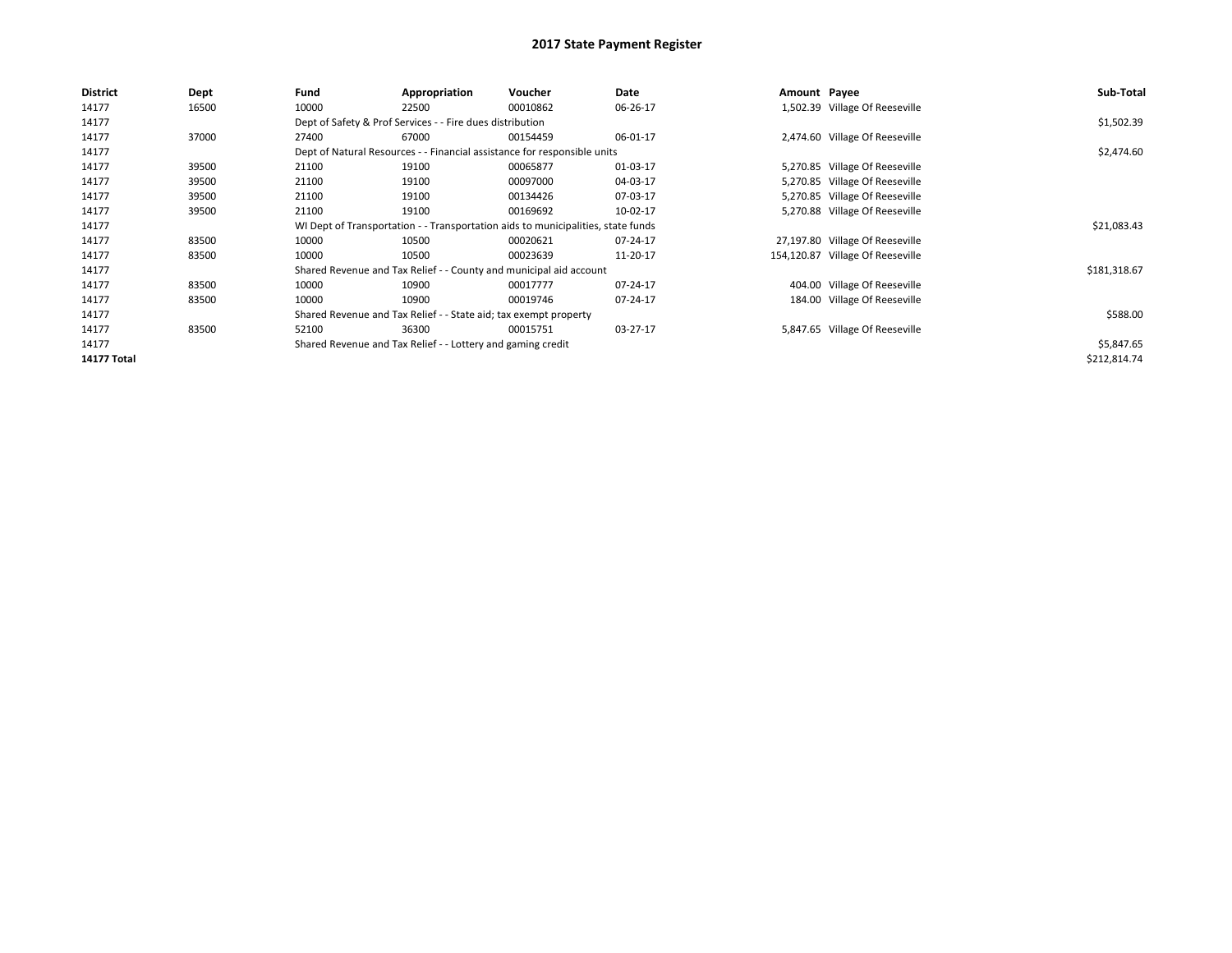# 2017 State Payment Register

| District | Dept | Fund | Appropriation | Voucher | Date | Amount | Payee | Sub-Total |
|---|---|---|---|---|---|---|---|---|
| 14177 | 16500 | 10000 | 22500 | 00010862 | 06-26-17 | 1,502.39 | Village Of Reeseville | |
| 14177 | | Dept of Safety & Prof Services - - Fire dues distribution | | | | | | $1,502.39 |
| 14177 | 37000 | 27400 | 67000 | 00154459 | 06-01-17 | 2,474.60 | Village Of Reeseville | |
| 14177 | | Dept of Natural Resources - - Financial assistance for responsible units | | | | | | $2,474.60 |
| 14177 | 39500 | 21100 | 19100 | 00065877 | 01-03-17 | 5,270.85 | Village Of Reeseville | |
| 14177 | 39500 | 21100 | 19100 | 00097000 | 04-03-17 | 5,270.85 | Village Of Reeseville | |
| 14177 | 39500 | 21100 | 19100 | 00134426 | 07-03-17 | 5,270.85 | Village Of Reeseville | |
| 14177 | 39500 | 21100 | 19100 | 00169692 | 10-02-17 | 5,270.88 | Village Of Reeseville | |
| 14177 | | WI Dept of Transportation - - Transportation aids to municipalities, state funds | | | | | | $21,083.43 |
| 14177 | 83500 | 10000 | 10500 | 00020621 | 07-24-17 | 27,197.80 | Village Of Reeseville | |
| 14177 | 83500 | 10000 | 10500 | 00023639 | 11-20-17 | 154,120.87 | Village Of Reeseville | |
| 14177 | | Shared Revenue and Tax Relief - - County and municipal aid account | | | | | | $181,318.67 |
| 14177 | 83500 | 10000 | 10900 | 00017777 | 07-24-17 | 404.00 | Village Of Reeseville | |
| 14177 | 83500 | 10000 | 10900 | 00019746 | 07-24-17 | 184.00 | Village Of Reeseville | |
| 14177 | | Shared Revenue and Tax Relief - - State aid; tax exempt property | | | | | | $588.00 |
| 14177 | 83500 | 52100 | 36300 | 00015751 | 03-27-17 | 5,847.65 | Village Of Reeseville | |
| 14177 | | Shared Revenue and Tax Relief - - Lottery and gaming credit | | | | | | $5,847.65 |
| **14177 Total** | | | | | | | | $212,814.74 |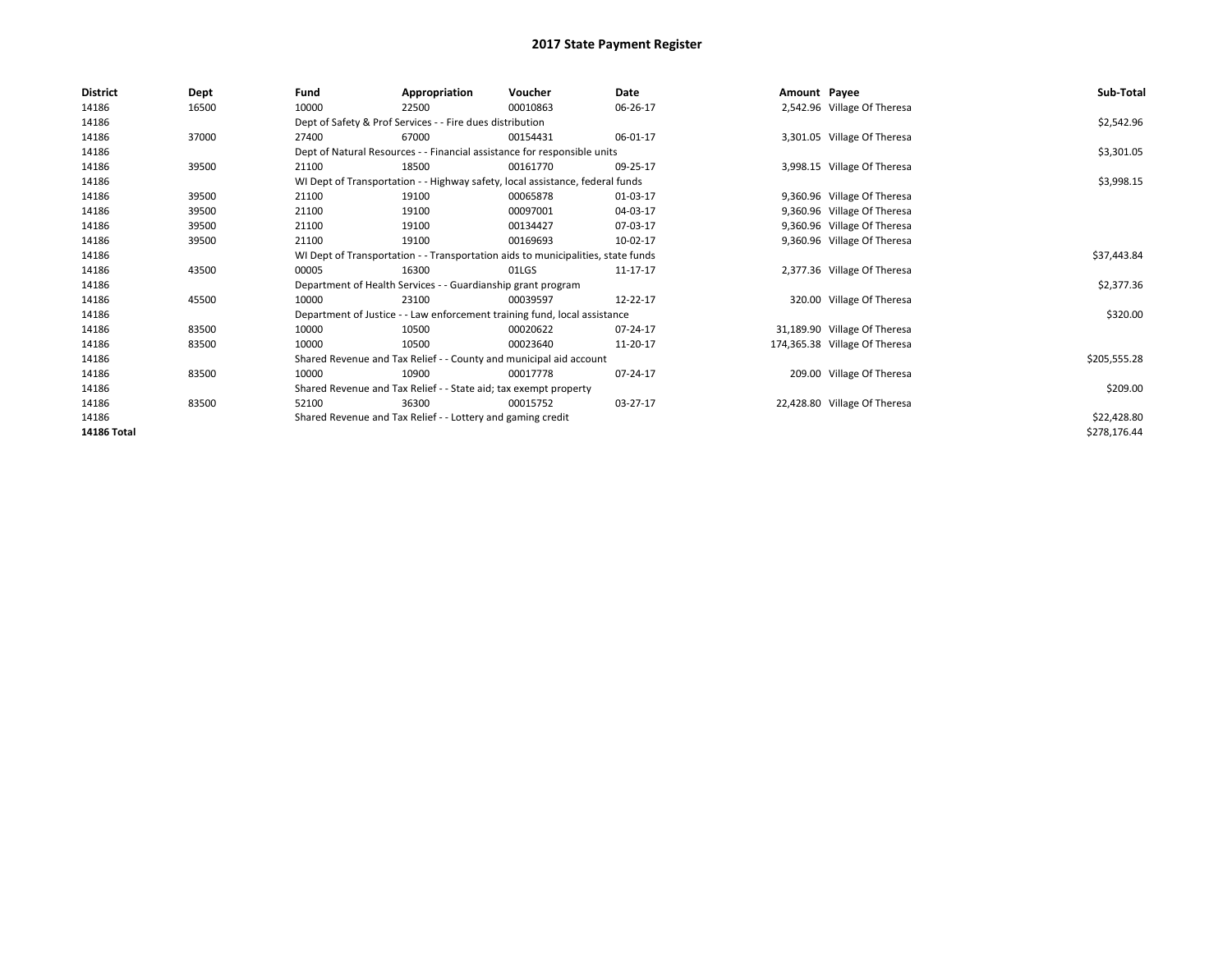# 2017 State Payment Register

| District | Dept | Fund | Appropriation | Voucher | Date | Amount | Payee | Sub-Total |
|---|---|---|---|---|---|---|---|---|
| 14186 | 16500 | 10000 | 22500 | 00010863 | 06-26-17 | 2,542.96 | Village Of Theresa | |
| 14186 | | Dept of Safety & Prof Services - - Fire dues distribution | | | | | | $2,542.96 |
| 14186 | 37000 | 27400 | 67000 | 00154431 | 06-01-17 | 3,301.05 | Village Of Theresa | |
| 14186 | | Dept of Natural Resources - - Financial assistance for responsible units | | | | | | $3,301.05 |
| 14186 | 39500 | 21100 | 18500 | 00161770 | 09-25-17 | 3,998.15 | Village Of Theresa | |
| 14186 | | WI Dept of Transportation - - Highway safety, local assistance, federal funds | | | | | | $3,998.15 |
| 14186 | 39500 | 21100 | 19100 | 00065878 | 01-03-17 | 9,360.96 | Village Of Theresa | |
| 14186 | 39500 | 21100 | 19100 | 00097001 | 04-03-17 | 9,360.96 | Village Of Theresa | |
| 14186 | 39500 | 21100 | 19100 | 00134427 | 07-03-17 | 9,360.96 | Village Of Theresa | |
| 14186 | 39500 | 21100 | 19100 | 00169693 | 10-02-17 | 9,360.96 | Village Of Theresa | |
| 14186 | | WI Dept of Transportation - - Transportation aids to municipalities, state funds | | | | | | $37,443.84 |
| 14186 | 43500 | 00005 | 16300 | 01LGS | 11-17-17 | 2,377.36 | Village Of Theresa | |
| 14186 | | Department of Health Services - - Guardianship grant program | | | | | | $2,377.36 |
| 14186 | 45500 | 10000 | 23100 | 00039597 | 12-22-17 | 320.00 | Village Of Theresa | |
| 14186 | | Department of Justice - - Law enforcement training fund, local assistance | | | | | | $320.00 |
| 14186 | 83500 | 10000 | 10500 | 00020622 | 07-24-17 | 31,189.90 | Village Of Theresa | |
| 14186 | 83500 | 10000 | 10500 | 00023640 | 11-20-17 | 174,365.38 | Village Of Theresa | |
| 14186 | | Shared Revenue and Tax Relief - - County and municipal aid account | | | | | | $205,555.28 |
| 14186 | 83500 | 10000 | 10900 | 00017778 | 07-24-17 | 209.00 | Village Of Theresa | |
| 14186 | | Shared Revenue and Tax Relief - - State aid; tax exempt property | | | | | | $209.00 |
| 14186 | 83500 | 52100 | 36300 | 00015752 | 03-27-17 | 22,428.80 | Village Of Theresa | |
| 14186 | | Shared Revenue and Tax Relief - - Lottery and gaming credit | | | | | | $22,428.80 |
| **14186 Total** | | | | | | | | $278,176.44 |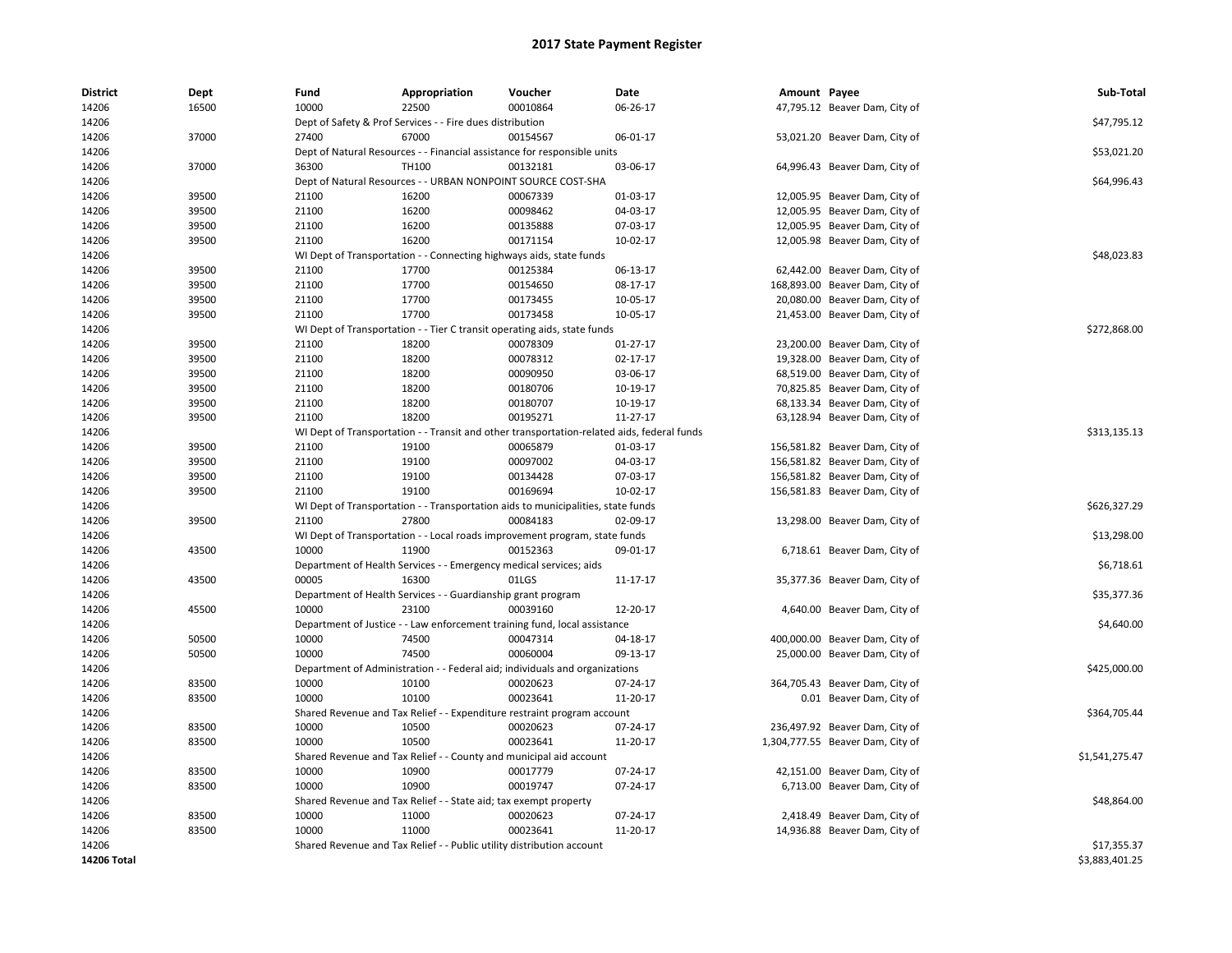# 2017 State Payment Register

| District | Dept | Fund | Appropriation | Voucher | Date | Amount | Payee | Sub-Total |
|---|---|---|---|---|---|---|---|---|
| 14206 | 16500 | 10000 | 22500 | 00010864 | 06-26-17 | 47,795.12 | Beaver Dam, City of | |
| 14206 | | Dept of Safety & Prof Services - - Fire dues distribution | | | | | | $47,795.12 |
| 14206 | 37000 | 27400 | 67000 | 00154567 | 06-01-17 | 53,021.20 | Beaver Dam, City of | |
| 14206 | | Dept of Natural Resources - - Financial assistance for responsible units | | | | | | $53,021.20 |
| 14206 | 37000 | 36300 | TH100 | 00132181 | 03-06-17 | 64,996.43 | Beaver Dam, City of | |
| 14206 | | Dept of Natural Resources - - URBAN NONPOINT SOURCE COST-SHA | | | | | | $64,996.43 |
| 14206 | 39500 | 21100 | 16200 | 00067339 | 01-03-17 | 12,005.95 | Beaver Dam, City of | |
| 14206 | 39500 | 21100 | 16200 | 00098462 | 04-03-17 | 12,005.95 | Beaver Dam, City of | |
| 14206 | 39500 | 21100 | 16200 | 00135888 | 07-03-17 | 12,005.95 | Beaver Dam, City of | |
| 14206 | 39500 | 21100 | 16200 | 00171154 | 10-02-17 | 12,005.98 | Beaver Dam, City of | |
| 14206 | | WI Dept of Transportation - - Connecting highways aids, state funds | | | | | | $48,023.83 |
| 14206 | 39500 | 21100 | 17700 | 00125384 | 06-13-17 | 62,442.00 | Beaver Dam, City of | |
| 14206 | 39500 | 21100 | 17700 | 00154650 | 08-17-17 | 168,893.00 | Beaver Dam, City of | |
| 14206 | 39500 | 21100 | 17700 | 00173455 | 10-05-17 | 20,080.00 | Beaver Dam, City of | |
| 14206 | 39500 | 21100 | 17700 | 00173458 | 10-05-17 | 21,453.00 | Beaver Dam, City of | |
| 14206 | | WI Dept of Transportation - - Tier C transit operating aids, state funds | | | | | | $272,868.00 |
| 14206 | 39500 | 21100 | 18200 | 00078309 | 01-27-17 | 23,200.00 | Beaver Dam, City of | |
| 14206 | 39500 | 21100 | 18200 | 00078312 | 02-17-17 | 19,328.00 | Beaver Dam, City of | |
| 14206 | 39500 | 21100 | 18200 | 00090950 | 03-06-17 | 68,519.00 | Beaver Dam, City of | |
| 14206 | 39500 | 21100 | 18200 | 00180706 | 10-19-17 | 70,825.85 | Beaver Dam, City of | |
| 14206 | 39500 | 21100 | 18200 | 00180707 | 10-19-17 | 68,133.34 | Beaver Dam, City of | |
| 14206 | 39500 | 21100 | 18200 | 00195271 | 11-27-17 | 63,128.94 | Beaver Dam, City of | |
| 14206 | | WI Dept of Transportation - - Transit and other transportation-related aids, federal funds | | | | | | $313,135.13 |
| 14206 | 39500 | 21100 | 19100 | 00065879 | 01-03-17 | 156,581.82 | Beaver Dam, City of | |
| 14206 | 39500 | 21100 | 19100 | 00097002 | 04-03-17 | 156,581.82 | Beaver Dam, City of | |
| 14206 | 39500 | 21100 | 19100 | 00134428 | 07-03-17 | 156,581.82 | Beaver Dam, City of | |
| 14206 | 39500 | 21100 | 19100 | 00169694 | 10-02-17 | 156,581.83 | Beaver Dam, City of | |
| 14206 | | WI Dept of Transportation - - Transportation aids to municipalities, state funds | | | | | | $626,327.29 |
| 14206 | 39500 | 21100 | 27800 | 00084183 | 02-09-17 | 13,298.00 | Beaver Dam, City of | |
| 14206 | | WI Dept of Transportation - - Local roads improvement program, state funds | | | | | | $13,298.00 |
| 14206 | 43500 | 10000 | 11900 | 00152363 | 09-01-17 | 6,718.61 | Beaver Dam, City of | |
| 14206 | | Department of Health Services - - Emergency medical services; aids | | | | | | $6,718.61 |
| 14206 | 43500 | 00005 | 16300 | 01LGS | 11-17-17 | 35,377.36 | Beaver Dam, City of | |
| 14206 | | Department of Health Services - - Guardianship grant program | | | | | | $35,377.36 |
| 14206 | 45500 | 10000 | 23100 | 00039160 | 12-20-17 | 4,640.00 | Beaver Dam, City of | |
| 14206 | | Department of Justice - - Law enforcement training fund, local assistance | | | | | | $4,640.00 |
| 14206 | 50500 | 10000 | 74500 | 00047314 | 04-18-17 | 400,000.00 | Beaver Dam, City of | |
| 14206 | 50500 | 10000 | 74500 | 00060004 | 09-13-17 | 25,000.00 | Beaver Dam, City of | |
| 14206 | | Department of Administration - - Federal aid; individuals and organizations | | | | | | $425,000.00 |
| 14206 | 83500 | 10000 | 10100 | 00020623 | 07-24-17 | 364,705.43 | Beaver Dam, City of | |
| 14206 | 83500 | 10000 | 10100 | 00023641 | 11-20-17 | 0.01 | Beaver Dam, City of | |
| 14206 | | Shared Revenue and Tax Relief - - Expenditure restraint program account | | | | | | $364,705.44 |
| 14206 | 83500 | 10000 | 10500 | 00020623 | 07-24-17 | 236,497.92 | Beaver Dam, City of | |
| 14206 | 83500 | 10000 | 10500 | 00023641 | 11-20-17 | 1,304,777.55 | Beaver Dam, City of | |
| 14206 | | Shared Revenue and Tax Relief - - County and municipal aid account | | | | | | $1,541,275.47 |
| 14206 | 83500 | 10000 | 10900 | 00017779 | 07-24-17 | 42,151.00 | Beaver Dam, City of | |
| 14206 | 83500 | 10000 | 10900 | 00019747 | 07-24-17 | 6,713.00 | Beaver Dam, City of | |
| 14206 | | Shared Revenue and Tax Relief - - State aid; tax exempt property | | | | | | $48,864.00 |
| 14206 | 83500 | 10000 | 11000 | 00020623 | 07-24-17 | 2,418.49 | Beaver Dam, City of | |
| 14206 | 83500 | 10000 | 11000 | 00023641 | 11-20-17 | 14,936.88 | Beaver Dam, City of | |
| 14206 | | Shared Revenue and Tax Relief - - Public utility distribution account | | | | | | $17,355.37 |
| **14206 Total** | | | | | | | | $3,883,401.25 |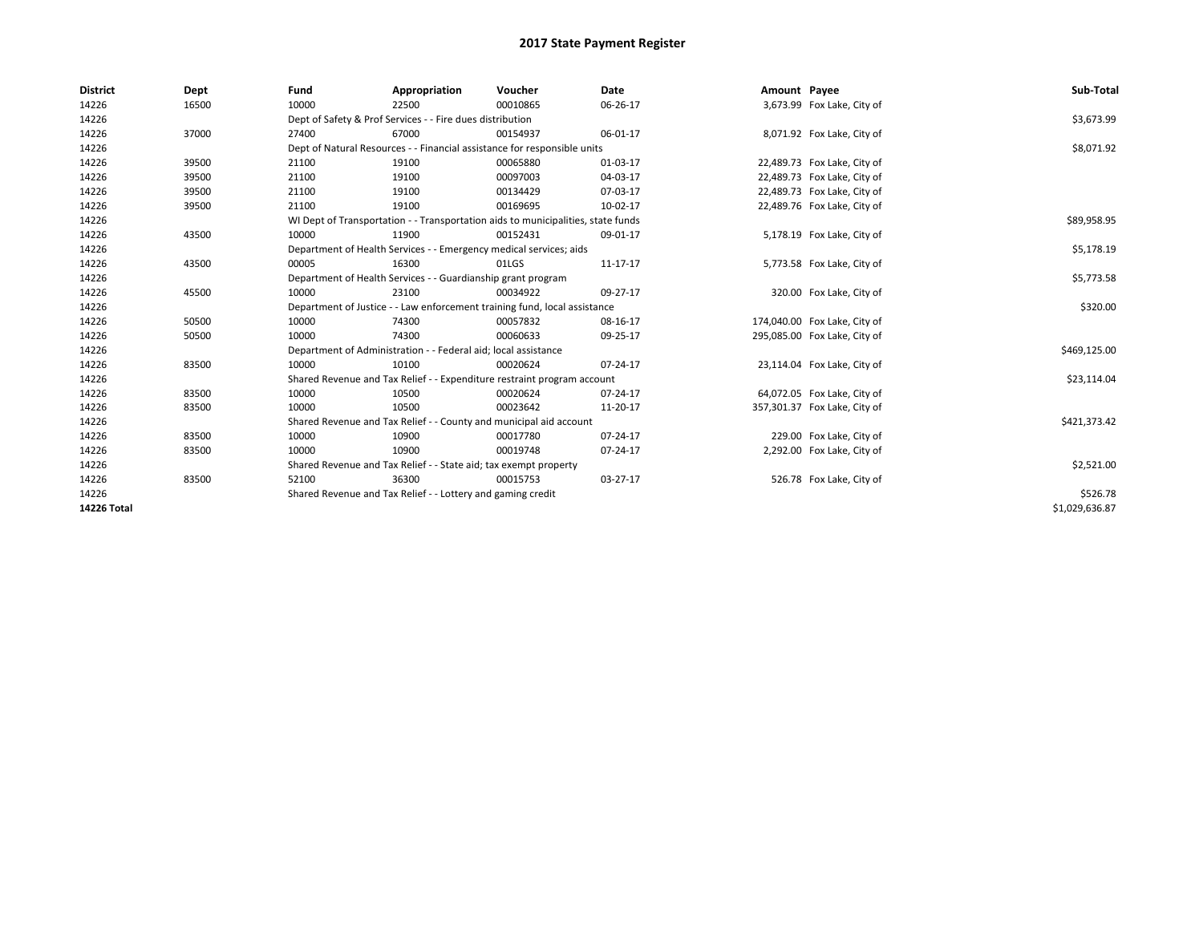# 2017 State Payment Register

| District | Dept | Fund | Appropriation | Voucher | Date | Amount | Payee | Sub-Total |
|---|---|---|---|---|---|---|---|---|
| 14226 | 16500 | 10000 | 22500 | 00010865 | 06-26-17 | 3,673.99 | Fox Lake, City of | |
| 14226 | | Dept of Safety & Prof Services - - Fire dues distribution | | | | | | $3,673.99 |
| 14226 | 37000 | 27400 | 67000 | 00154937 | 06-01-17 | 8,071.92 | Fox Lake, City of | |
| 14226 | | Dept of Natural Resources - - Financial assistance for responsible units | | | | | | $8,071.92 |
| 14226 | 39500 | 21100 | 19100 | 00065880 | 01-03-17 | 22,489.73 | Fox Lake, City of | |
| 14226 | 39500 | 21100 | 19100 | 00097003 | 04-03-17 | 22,489.73 | Fox Lake, City of | |
| 14226 | 39500 | 21100 | 19100 | 00134429 | 07-03-17 | 22,489.73 | Fox Lake, City of | |
| 14226 | 39500 | 21100 | 19100 | 00169695 | 10-02-17 | 22,489.76 | Fox Lake, City of | |
| 14226 | | WI Dept of Transportation - - Transportation aids to municipalities, state funds | | | | | | $89,958.95 |
| 14226 | 43500 | 10000 | 11900 | 00152431 | 09-01-17 | 5,178.19 | Fox Lake, City of | |
| 14226 | | Department of Health Services - - Emergency medical services; aids | | | | | | $5,178.19 |
| 14226 | 43500 | 00005 | 16300 | 01LGS | 11-17-17 | 5,773.58 | Fox Lake, City of | |
| 14226 | | Department of Health Services - - Guardianship grant program | | | | | | $5,773.58 |
| 14226 | 45500 | 10000 | 23100 | 00034922 | 09-27-17 | 320.00 | Fox Lake, City of | |
| 14226 | | Department of Justice - - Law enforcement training fund, local assistance | | | | | | $320.00 |
| 14226 | 50500 | 10000 | 74300 | 00057832 | 08-16-17 | 174,040.00 | Fox Lake, City of | |
| 14226 | 50500 | 10000 | 74300 | 00060633 | 09-25-17 | 295,085.00 | Fox Lake, City of | |
| 14226 | | Department of Administration - - Federal aid; local assistance | | | | | | $469,125.00 |
| 14226 | 83500 | 10000 | 10100 | 00020624 | 07-24-17 | 23,114.04 | Fox Lake, City of | |
| 14226 | | Shared Revenue and Tax Relief - - Expenditure restraint program account | | | | | | $23,114.04 |
| 14226 | 83500 | 10000 | 10500 | 00020624 | 07-24-17 | 64,072.05 | Fox Lake, City of | |
| 14226 | 83500 | 10000 | 10500 | 00023642 | 11-20-17 | 357,301.37 | Fox Lake, City of | |
| 14226 | | Shared Revenue and Tax Relief - - County and municipal aid account | | | | | | $421,373.42 |
| 14226 | 83500 | 10000 | 10900 | 00017780 | 07-24-17 | 229.00 | Fox Lake, City of | |
| 14226 | 83500 | 10000 | 10900 | 00019748 | 07-24-17 | 2,292.00 | Fox Lake, City of | |
| 14226 | | Shared Revenue and Tax Relief - - State aid; tax exempt property | | | | | | $2,521.00 |
| 14226 | 83500 | 52100 | 36300 | 00015753 | 03-27-17 | 526.78 | Fox Lake, City of | |
| 14226 | | Shared Revenue and Tax Relief - - Lottery and gaming credit | | | | | | $526.78 |
| **14226 Total** | | | | | | | | $1,029,636.87 |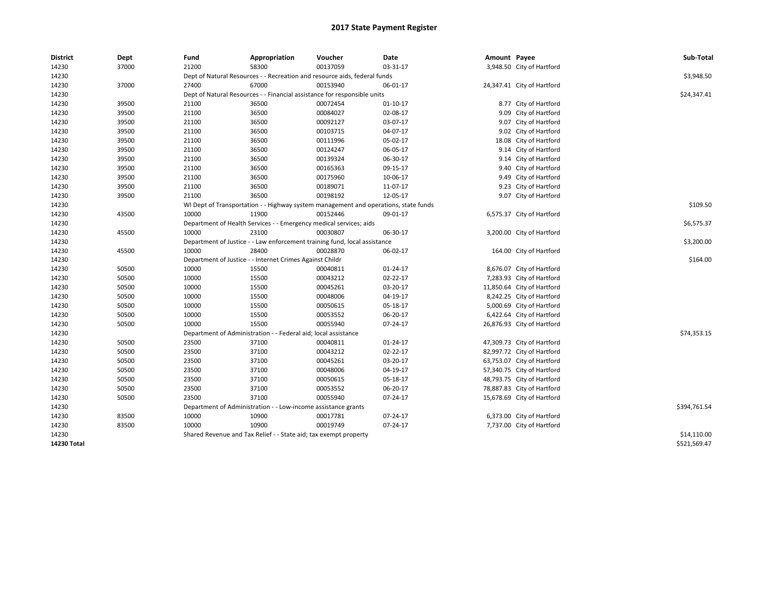# 2017 State Payment Register

| District | Dept | Fund | Appropriation | Voucher | Date | Amount | Payee | Sub-Total |
|---|---|---|---|---|---|---|---|---|
| 14230 | 37000 | 21200 | 58300 | 00137059 | 03-31-17 | 3,948.50 | City of Hartford | |
| 14230 | | Dept of Natural Resources - - Recreation and resource aids, federal funds | | | | | | $3,948.50 |
| 14230 | 37000 | 27400 | 67000 | 00153940 | 06-01-17 | 24,347.41 | City of Hartford | |
| 14230 | | Dept of Natural Resources - - Financial assistance for responsible units | | | | | | $24,347.41 |
| 14230 | 39500 | 21100 | 36500 | 00072454 | 01-10-17 | 8.77 | City of Hartford | |
| 14230 | 39500 | 21100 | 36500 | 00084027 | 02-08-17 | 9.09 | City of Hartford | |
| 14230 | 39500 | 21100 | 36500 | 00092127 | 03-07-17 | 9.07 | City of Hartford | |
| 14230 | 39500 | 21100 | 36500 | 00103715 | 04-07-17 | 9.02 | City of Hartford | |
| 14230 | 39500 | 21100 | 36500 | 00111996 | 05-02-17 | 18.08 | City of Hartford | |
| 14230 | 39500 | 21100 | 36500 | 00124247 | 06-05-17 | 9.14 | City of Hartford | |
| 14230 | 39500 | 21100 | 36500 | 00139324 | 06-30-17 | 9.14 | City of Hartford | |
| 14230 | 39500 | 21100 | 36500 | 00165363 | 09-15-17 | 9.40 | City of Hartford | |
| 14230 | 39500 | 21100 | 36500 | 00175960 | 10-06-17 | 9.49 | City of Hartford | |
| 14230 | 39500 | 21100 | 36500 | 00189071 | 11-07-17 | 9.23 | City of Hartford | |
| 14230 | 39500 | 21100 | 36500 | 00198192 | 12-05-17 | 9.07 | City of Hartford | |
| 14230 | | WI Dept of Transportation - - Highway system management and operations, state funds | | | | | | $109.50 |
| 14230 | 43500 | 10000 | 11900 | 00152446 | 09-01-17 | 6,575.37 | City of Hartford | |
| 14230 | | Department of Health Services - - Emergency medical services; aids | | | | | | $6,575.37 |
| 14230 | 45500 | 10000 | 23100 | 00030807 | 06-30-17 | 3,200.00 | City of Hartford | |
| 14230 | | Department of Justice - - Law enforcement training fund, local assistance | | | | | | $3,200.00 |
| 14230 | 45500 | 10000 | 28400 | 00028870 | 06-02-17 | 164.00 | City of Hartford | |
| 14230 | | Department of Justice - - Internet Crimes Against Childr | | | | | | $164.00 |
| 14230 | 50500 | 10000 | 15500 | 00040811 | 01-24-17 | 8,676.07 | City of Hartford | |
| 14230 | 50500 | 10000 | 15500 | 00043212 | 02-22-17 | 7,283.93 | City of Hartford | |
| 14230 | 50500 | 10000 | 15500 | 00045261 | 03-20-17 | 11,850.64 | City of Hartford | |
| 14230 | 50500 | 10000 | 15500 | 00048006 | 04-19-17 | 8,242.25 | City of Hartford | |
| 14230 | 50500 | 10000 | 15500 | 00050615 | 05-18-17 | 5,000.69 | City of Hartford | |
| 14230 | 50500 | 10000 | 15500 | 00053552 | 06-20-17 | 6,422.64 | City of Hartford | |
| 14230 | 50500 | 10000 | 15500 | 00055940 | 07-24-17 | 26,876.93 | City of Hartford | |
| 14230 | | Department of Administration - - Federal aid; local assistance | | | | | | $74,353.15 |
| 14230 | 50500 | 23500 | 37100 | 00040811 | 01-24-17 | 47,309.73 | City of Hartford | |
| 14230 | 50500 | 23500 | 37100 | 00043212 | 02-22-17 | 82,997.72 | City of Hartford | |
| 14230 | 50500 | 23500 | 37100 | 00045261 | 03-20-17 | 63,753.07 | City of Hartford | |
| 14230 | 50500 | 23500 | 37100 | 00048006 | 04-19-17 | 57,340.75 | City of Hartford | |
| 14230 | 50500 | 23500 | 37100 | 00050615 | 05-18-17 | 48,793.75 | City of Hartford | |
| 14230 | 50500 | 23500 | 37100 | 00053552 | 06-20-17 | 78,887.83 | City of Hartford | |
| 14230 | 50500 | 23500 | 37100 | 00055940 | 07-24-17 | 15,678.69 | City of Hartford | |
| 14230 | | Department of Administration - - Low-income assistance grants | | | | | | $394,761.54 |
| 14230 | 83500 | 10000 | 10900 | 00017781 | 07-24-17 | 6,373.00 | City of Hartford | |
| 14230 | 83500 | 10000 | 10900 | 00019749 | 07-24-17 | 7,737.00 | City of Hartford | |
| 14230 | | Shared Revenue and Tax Relief - - State aid; tax exempt property | | | | | | $14,110.00 |
| **14230 Total** | | | | | | | | $521,569.47 |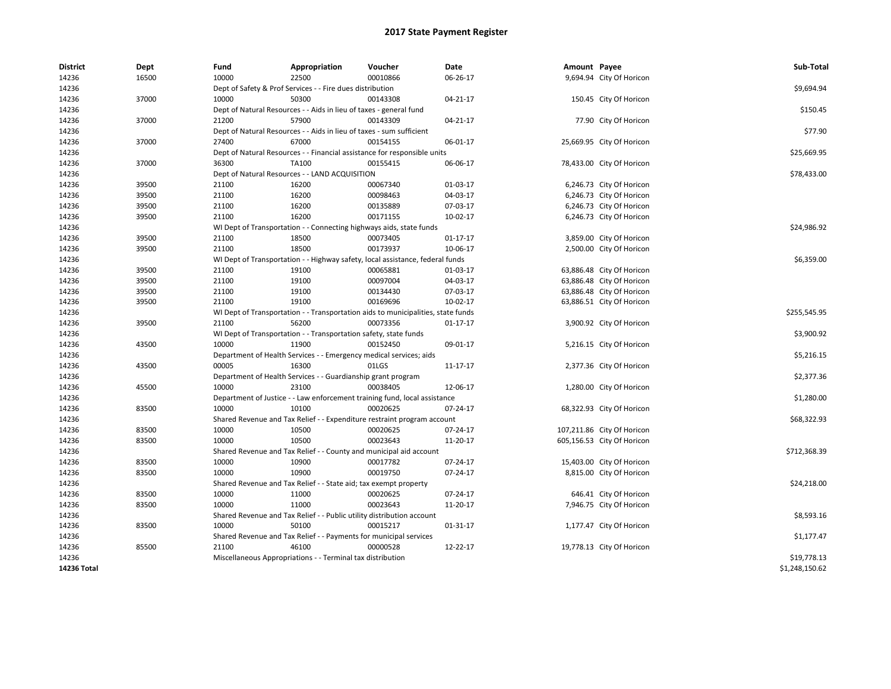# 2017 State Payment Register

| District | Dept | Fund | Appropriation | Voucher | Date | Amount | Payee | Sub-Total |
|---|---|---|---|---|---|---|---|---|
| 14236 | 16500 | 10000 | 22500 | 00010866 | 06-26-17 | 9,694.94 | City Of Horicon | |
| 14236 | | Dept of Safety & Prof Services - - Fire dues distribution | | | | | | $9,694.94 |
| 14236 | 37000 | 10000 | 50300 | 00143308 | 04-21-17 | 150.45 | City Of Horicon | |
| 14236 | | Dept of Natural Resources - - Aids in lieu of taxes - general fund | | | | | | $150.45 |
| 14236 | 37000 | 21200 | 57900 | 00143309 | 04-21-17 | 77.90 | City Of Horicon | |
| 14236 | | Dept of Natural Resources - - Aids in lieu of taxes - sum sufficient | | | | | | $77.90 |
| 14236 | 37000 | 27400 | 67000 | 00154155 | 06-01-17 | 25,669.95 | City Of Horicon | |
| 14236 | | Dept of Natural Resources - - Financial assistance for responsible units | | | | | | $25,669.95 |
| 14236 | 37000 | 36300 | TA100 | 00155415 | 06-06-17 | 78,433.00 | City Of Horicon | |
| 14236 | | Dept of Natural Resources - - LAND ACQUISITION | | | | | | $78,433.00 |
| 14236 | 39500 | 21100 | 16200 | 00067340 | 01-03-17 | 6,246.73 | City Of Horicon | |
| 14236 | 39500 | 21100 | 16200 | 00098463 | 04-03-17 | 6,246.73 | City Of Horicon | |
| 14236 | 39500 | 21100 | 16200 | 00135889 | 07-03-17 | 6,246.73 | City Of Horicon | |
| 14236 | 39500 | 21100 | 16200 | 00171155 | 10-02-17 | 6,246.73 | City Of Horicon | |
| 14236 | | WI Dept of Transportation - - Connecting highways aids, state funds | | | | | | $24,986.92 |
| 14236 | 39500 | 21100 | 18500 | 00073405 | 01-17-17 | 3,859.00 | City Of Horicon | |
| 14236 | 39500 | 21100 | 18500 | 00173937 | 10-06-17 | 2,500.00 | City Of Horicon | |
| 14236 | | WI Dept of Transportation - - Highway safety, local assistance, federal funds | | | | | | $6,359.00 |
| 14236 | 39500 | 21100 | 19100 | 00065881 | 01-03-17 | 63,886.48 | City Of Horicon | |
| 14236 | 39500 | 21100 | 19100 | 00097004 | 04-03-17 | 63,886.48 | City Of Horicon | |
| 14236 | 39500 | 21100 | 19100 | 00134430 | 07-03-17 | 63,886.48 | City Of Horicon | |
| 14236 | 39500 | 21100 | 19100 | 00169696 | 10-02-17 | 63,886.51 | City Of Horicon | |
| 14236 | | WI Dept of Transportation - - Transportation aids to municipalities, state funds | | | | | | $255,545.95 |
| 14236 | 39500 | 21100 | 56200 | 00073356 | 01-17-17 | 3,900.92 | City Of Horicon | |
| 14236 | | WI Dept of Transportation - - Transportation safety, state funds | | | | | | $3,900.92 |
| 14236 | 43500 | 10000 | 11900 | 00152450 | 09-01-17 | 5,216.15 | City Of Horicon | |
| 14236 | | Department of Health Services - - Emergency medical services; aids | | | | | | $5,216.15 |
| 14236 | 43500 | 00005 | 16300 | 01LGS | 11-17-17 | 2,377.36 | City Of Horicon | |
| 14236 | | Department of Health Services - - Guardianship grant program | | | | | | $2,377.36 |
| 14236 | 45500 | 10000 | 23100 | 00038405 | 12-06-17 | 1,280.00 | City Of Horicon | |
| 14236 | | Department of Justice - - Law enforcement training fund, local assistance | | | | | | $1,280.00 |
| 14236 | 83500 | 10000 | 10100 | 00020625 | 07-24-17 | 68,322.93 | City Of Horicon | |
| 14236 | | Shared Revenue and Tax Relief - - Expenditure restraint program account | | | | | | $68,322.93 |
| 14236 | 83500 | 10000 | 10500 | 00020625 | 07-24-17 | 107,211.86 | City Of Horicon | |
| 14236 | 83500 | 10000 | 10500 | 00023643 | 11-20-17 | 605,156.53 | City Of Horicon | |
| 14236 | | Shared Revenue and Tax Relief - - County and municipal aid account | | | | | | $712,368.39 |
| 14236 | 83500 | 10000 | 10900 | 00017782 | 07-24-17 | 15,403.00 | City Of Horicon | |
| 14236 | 83500 | 10000 | 10900 | 00019750 | 07-24-17 | 8,815.00 | City Of Horicon | |
| 14236 | | Shared Revenue and Tax Relief - - State aid; tax exempt property | | | | | | $24,218.00 |
| 14236 | 83500 | 10000 | 11000 | 00020625 | 07-24-17 | 646.41 | City Of Horicon | |
| 14236 | 83500 | 10000 | 11000 | 00023643 | 11-20-17 | 7,946.75 | City Of Horicon | |
| 14236 | | Shared Revenue and Tax Relief - - Public utility distribution account | | | | | | $8,593.16 |
| 14236 | 83500 | 10000 | 50100 | 00015217 | 01-31-17 | 1,177.47 | City Of Horicon | |
| 14236 | | Shared Revenue and Tax Relief - - Payments for municipal services | | | | | | $1,177.47 |
| 14236 | 85500 | 21100 | 46100 | 00000528 | 12-22-17 | 19,778.13 | City Of Horicon | |
| 14236 | | Miscellaneous Appropriations - - Terminal tax distribution | | | | | | $19,778.13 |
| **14236 Total** | | | | | | | | $1,248,150.62 |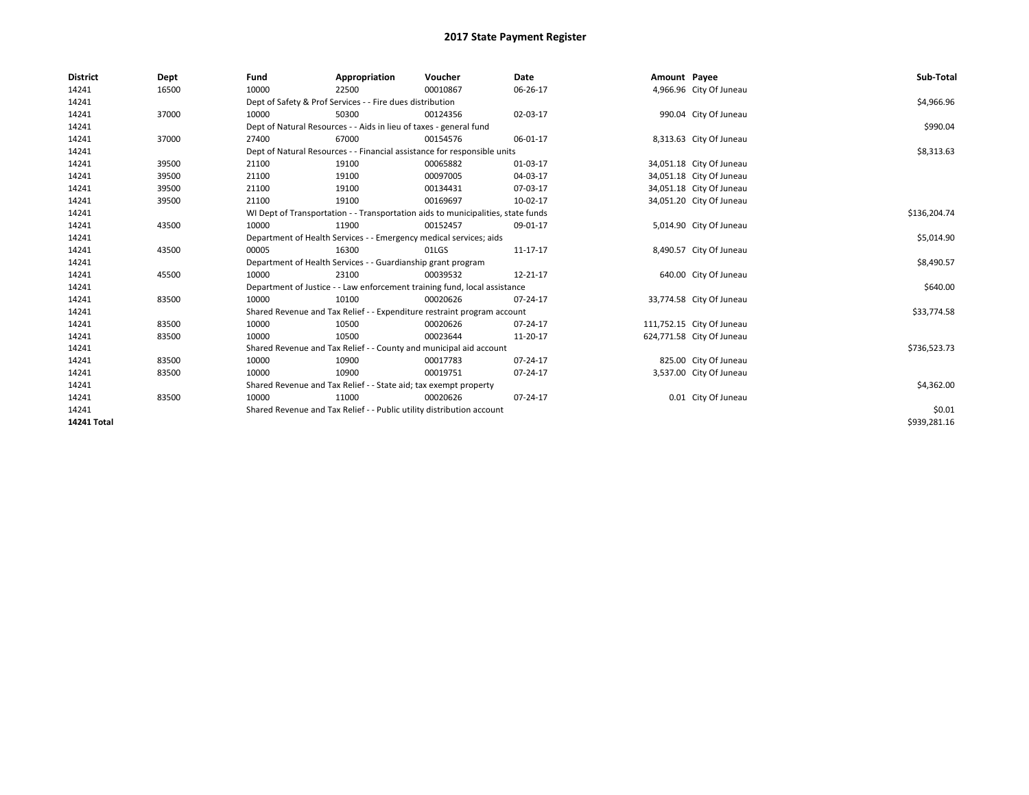# 2017 State Payment Register

| District | Dept | Fund | Appropriation | Voucher | Date | Amount | Payee | Sub-Total |
|---|---|---|---|---|---|---|---|---|
| 14241 | 16500 | 10000 | 22500 | 00010867 | 06-26-17 | 4,966.96 | City Of Juneau | |
| 14241 | | Dept of Safety & Prof Services - - Fire dues distribution | | | | | | $4,966.96 |
| 14241 | 37000 | 10000 | 50300 | 00124356 | 02-03-17 | 990.04 | City Of Juneau | |
| 14241 | | Dept of Natural Resources - - Aids in lieu of taxes - general fund | | | | | | $990.04 |
| 14241 | 37000 | 27400 | 67000 | 00154576 | 06-01-17 | 8,313.63 | City Of Juneau | |
| 14241 | | Dept of Natural Resources - - Financial assistance for responsible units | | | | | | $8,313.63 |
| 14241 | 39500 | 21100 | 19100 | 00065882 | 01-03-17 | 34,051.18 | City Of Juneau | |
| 14241 | 39500 | 21100 | 19100 | 00097005 | 04-03-17 | 34,051.18 | City Of Juneau | |
| 14241 | 39500 | 21100 | 19100 | 00134431 | 07-03-17 | 34,051.18 | City Of Juneau | |
| 14241 | 39500 | 21100 | 19100 | 00169697 | 10-02-17 | 34,051.20 | City Of Juneau | |
| 14241 | | WI Dept of Transportation - - Transportation aids to municipalities, state funds | | | | | | $136,204.74 |
| 14241 | 43500 | 10000 | 11900 | 00152457 | 09-01-17 | 5,014.90 | City Of Juneau | |
| 14241 | | Department of Health Services - - Emergency medical services; aids | | | | | | $5,014.90 |
| 14241 | 43500 | 00005 | 16300 | 01LGS | 11-17-17 | 8,490.57 | City Of Juneau | |
| 14241 | | Department of Health Services - - Guardianship grant program | | | | | | $8,490.57 |
| 14241 | 45500 | 10000 | 23100 | 00039532 | 12-21-17 | 640.00 | City Of Juneau | |
| 14241 | | Department of Justice - - Law enforcement training fund, local assistance | | | | | | $640.00 |
| 14241 | 83500 | 10000 | 10100 | 00020626 | 07-24-17 | 33,774.58 | City Of Juneau | |
| 14241 | | Shared Revenue and Tax Relief - - Expenditure restraint program account | | | | | | $33,774.58 |
| 14241 | 83500 | 10000 | 10500 | 00020626 | 07-24-17 | 111,752.15 | City Of Juneau | |
| 14241 | 83500 | 10000 | 10500 | 00023644 | 11-20-17 | 624,771.58 | City Of Juneau | |
| 14241 | | Shared Revenue and Tax Relief - - County and municipal aid account | | | | | | $736,523.73 |
| 14241 | 83500 | 10000 | 10900 | 00017783 | 07-24-17 | 825.00 | City Of Juneau | |
| 14241 | 83500 | 10000 | 10900 | 00019751 | 07-24-17 | 3,537.00 | City Of Juneau | |
| 14241 | | Shared Revenue and Tax Relief - - State aid; tax exempt property | | | | | | $4,362.00 |
| 14241 | 83500 | 10000 | 11000 | 00020626 | 07-24-17 | 0.01 | City Of Juneau | |
| 14241 | | Shared Revenue and Tax Relief - - Public utility distribution account | | | | | | $0.01 |
| **14241 Total** | | | | | | | | $939,281.16 |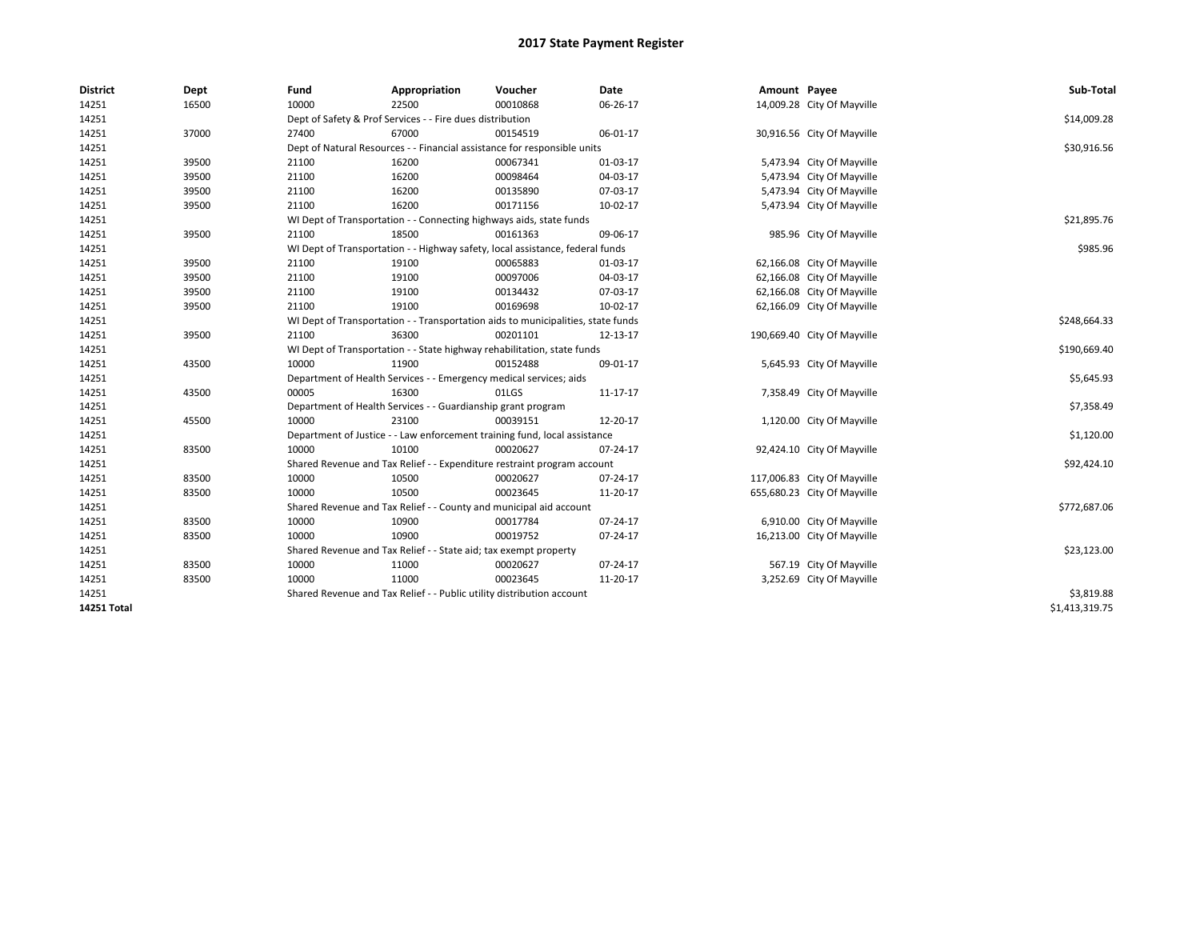# 2017 State Payment Register

| District | Dept | Fund | Appropriation | Voucher | Date | Amount | Payee | Sub-Total |
|---|---|---|---|---|---|---|---|---|
| 14251 | 16500 | 10000 | 22500 | 00010868 | 06-26-17 | 14,009.28 | City Of Mayville | |
| 14251 | | Dept of Safety & Prof Services - - Fire dues distribution | | | | | | $14,009.28 |
| 14251 | 37000 | 27400 | 67000 | 00154519 | 06-01-17 | 30,916.56 | City Of Mayville | |
| 14251 | | Dept of Natural Resources - - Financial assistance for responsible units | | | | | | $30,916.56 |
| 14251 | 39500 | 21100 | 16200 | 00067341 | 01-03-17 | 5,473.94 | City Of Mayville | |
| 14251 | 39500 | 21100 | 16200 | 00098464 | 04-03-17 | 5,473.94 | City Of Mayville | |
| 14251 | 39500 | 21100 | 16200 | 00135890 | 07-03-17 | 5,473.94 | City Of Mayville | |
| 14251 | 39500 | 21100 | 16200 | 00171156 | 10-02-17 | 5,473.94 | City Of Mayville | |
| 14251 | | WI Dept of Transportation - - Connecting highways aids, state funds | | | | | | $21,895.76 |
| 14251 | 39500 | 21100 | 18500 | 00161363 | 09-06-17 | 985.96 | City Of Mayville | |
| 14251 | | WI Dept of Transportation - - Highway safety, local assistance, federal funds | | | | | | $985.96 |
| 14251 | 39500 | 21100 | 19100 | 00065883 | 01-03-17 | 62,166.08 | City Of Mayville | |
| 14251 | 39500 | 21100 | 19100 | 00097006 | 04-03-17 | 62,166.08 | City Of Mayville | |
| 14251 | 39500 | 21100 | 19100 | 00134432 | 07-03-17 | 62,166.08 | City Of Mayville | |
| 14251 | 39500 | 21100 | 19100 | 00169698 | 10-02-17 | 62,166.09 | City Of Mayville | |
| 14251 | | WI Dept of Transportation - - Transportation aids to municipalities, state funds | | | | | | $248,664.33 |
| 14251 | 39500 | 21100 | 36300 | 00201101 | 12-13-17 | 190,669.40 | City Of Mayville | |
| 14251 | | WI Dept of Transportation - - State highway rehabilitation, state funds | | | | | | $190,669.40 |
| 14251 | 43500 | 10000 | 11900 | 00152488 | 09-01-17 | 5,645.93 | City Of Mayville | |
| 14251 | | Department of Health Services - - Emergency medical services; aids | | | | | | $5,645.93 |
| 14251 | 43500 | 00005 | 16300 | 01LGS | 11-17-17 | 7,358.49 | City Of Mayville | |
| 14251 | | Department of Health Services - - Guardianship grant program | | | | | | $7,358.49 |
| 14251 | 45500 | 10000 | 23100 | 00039151 | 12-20-17 | 1,120.00 | City Of Mayville | |
| 14251 | | Department of Justice - - Law enforcement training fund, local assistance | | | | | | $1,120.00 |
| 14251 | 83500 | 10000 | 10100 | 00020627 | 07-24-17 | 92,424.10 | City Of Mayville | |
| 14251 | | Shared Revenue and Tax Relief - - Expenditure restraint program account | | | | | | $92,424.10 |
| 14251 | 83500 | 10000 | 10500 | 00020627 | 07-24-17 | 117,006.83 | City Of Mayville | |
| 14251 | 83500 | 10000 | 10500 | 00023645 | 11-20-17 | 655,680.23 | City Of Mayville | |
| 14251 | | Shared Revenue and Tax Relief - - County and municipal aid account | | | | | | $772,687.06 |
| 14251 | 83500 | 10000 | 10900 | 00017784 | 07-24-17 | 6,910.00 | City Of Mayville | |
| 14251 | 83500 | 10000 | 10900 | 00019752 | 07-24-17 | 16,213.00 | City Of Mayville | |
| 14251 | | Shared Revenue and Tax Relief - - State aid; tax exempt property | | | | | | $23,123.00 |
| 14251 | 83500 | 10000 | 11000 | 00020627 | 07-24-17 | 567.19 | City Of Mayville | |
| 14251 | 83500 | 10000 | 11000 | 00023645 | 11-20-17 | 3,252.69 | City Of Mayville | |
| 14251 | | Shared Revenue and Tax Relief - - Public utility distribution account | | | | | | $3,819.88 |
| **14251 Total** | | | | | | | | $1,413,319.75 |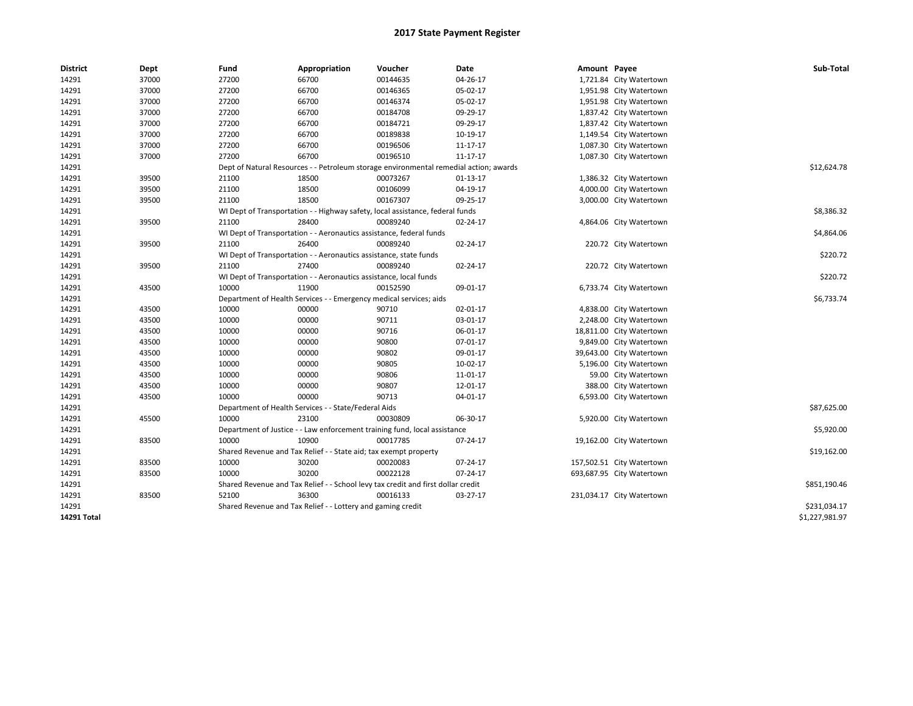# 2017 State Payment Register

| District | Dept | Fund | Appropriation | Voucher | Date | Amount | Payee | Sub-Total |
|---|---|---|---|---|---|---|---|---|
| 14291 | 37000 | 27200 | 66700 | 00144635 | 04-26-17 | 1,721.84 | City Watertown | |
| 14291 | 37000 | 27200 | 66700 | 00146365 | 05-02-17 | 1,951.98 | City Watertown | |
| 14291 | 37000 | 27200 | 66700 | 00146374 | 05-02-17 | 1,951.98 | City Watertown | |
| 14291 | 37000 | 27200 | 66700 | 00184708 | 09-29-17 | 1,837.42 | City Watertown | |
| 14291 | 37000 | 27200 | 66700 | 00184721 | 09-29-17 | 1,837.42 | City Watertown | |
| 14291 | 37000 | 27200 | 66700 | 00189838 | 10-19-17 | 1,149.54 | City Watertown | |
| 14291 | 37000 | 27200 | 66700 | 00196506 | 11-17-17 | 1,087.30 | City Watertown | |
| 14291 | 37000 | 27200 | 66700 | 00196510 | 11-17-17 | 1,087.30 | City Watertown | |
| 14291 | | Dept of Natural Resources - - Petroleum storage environmental remedial action; awards | | | | | | $12,624.78 |
| 14291 | 39500 | 21100 | 18500 | 00073267 | 01-13-17 | 1,386.32 | City Watertown | |
| 14291 | 39500 | 21100 | 18500 | 00106099 | 04-19-17 | 4,000.00 | City Watertown | |
| 14291 | 39500 | 21100 | 18500 | 00167307 | 09-25-17 | 3,000.00 | City Watertown | |
| 14291 | | WI Dept of Transportation - - Highway safety, local assistance, federal funds | | | | | | $8,386.32 |
| 14291 | 39500 | 21100 | 28400 | 00089240 | 02-24-17 | 4,864.06 | City Watertown | |
| 14291 | | WI Dept of Transportation - - Aeronautics assistance, federal funds | | | | | | $4,864.06 |
| 14291 | 39500 | 21100 | 26400 | 00089240 | 02-24-17 | 220.72 | City Watertown | |
| 14291 | | WI Dept of Transportation - - Aeronautics assistance, state funds | | | | | | $220.72 |
| 14291 | 39500 | 21100 | 27400 | 00089240 | 02-24-17 | 220.72 | City Watertown | |
| 14291 | | WI Dept of Transportation - - Aeronautics assistance, local funds | | | | | | $220.72 |
| 14291 | 43500 | 10000 | 11900 | 00152590 | 09-01-17 | 6,733.74 | City Watertown | |
| 14291 | | Department of Health Services - - Emergency medical services; aids | | | | | | $6,733.74 |
| 14291 | 43500 | 10000 | 00000 | 90710 | 02-01-17 | 4,838.00 | City Watertown | |
| 14291 | 43500 | 10000 | 00000 | 90711 | 03-01-17 | 2,248.00 | City Watertown | |
| 14291 | 43500 | 10000 | 00000 | 90716 | 06-01-17 | 18,811.00 | City Watertown | |
| 14291 | 43500 | 10000 | 00000 | 90800 | 07-01-17 | 9,849.00 | City Watertown | |
| 14291 | 43500 | 10000 | 00000 | 90802 | 09-01-17 | 39,643.00 | City Watertown | |
| 14291 | 43500 | 10000 | 00000 | 90805 | 10-02-17 | 5,196.00 | City Watertown | |
| 14291 | 43500 | 10000 | 00000 | 90806 | 11-01-17 | 59.00 | City Watertown | |
| 14291 | 43500 | 10000 | 00000 | 90807 | 12-01-17 | 388.00 | City Watertown | |
| 14291 | 43500 | 10000 | 00000 | 90713 | 04-01-17 | 6,593.00 | City Watertown | |
| 14291 | | Department of Health Services - - State/Federal Aids | | | | | | $87,625.00 |
| 14291 | 45500 | 10000 | 23100 | 00030809 | 06-30-17 | 5,920.00 | City Watertown | |
| 14291 | | Department of Justice - - Law enforcement training fund, local assistance | | | | | | $5,920.00 |
| 14291 | 83500 | 10000 | 10900 | 00017785 | 07-24-17 | 19,162.00 | City Watertown | |
| 14291 | | Shared Revenue and Tax Relief - - State aid; tax exempt property | | | | | | $19,162.00 |
| 14291 | 83500 | 10000 | 30200 | 00020083 | 07-24-17 | 157,502.51 | City Watertown | |
| 14291 | 83500 | 10000 | 30200 | 00022128 | 07-24-17 | 693,687.95 | City Watertown | |
| 14291 | | Shared Revenue and Tax Relief - - School levy tax credit and first dollar credit | | | | | | $851,190.46 |
| 14291 | 83500 | 52100 | 36300 | 00016133 | 03-27-17 | 231,034.17 | City Watertown | |
| 14291 | | Shared Revenue and Tax Relief - - Lottery and gaming credit | | | | | | $231,034.17 |
| **14291 Total** | | | | | | | | $1,227,981.97 |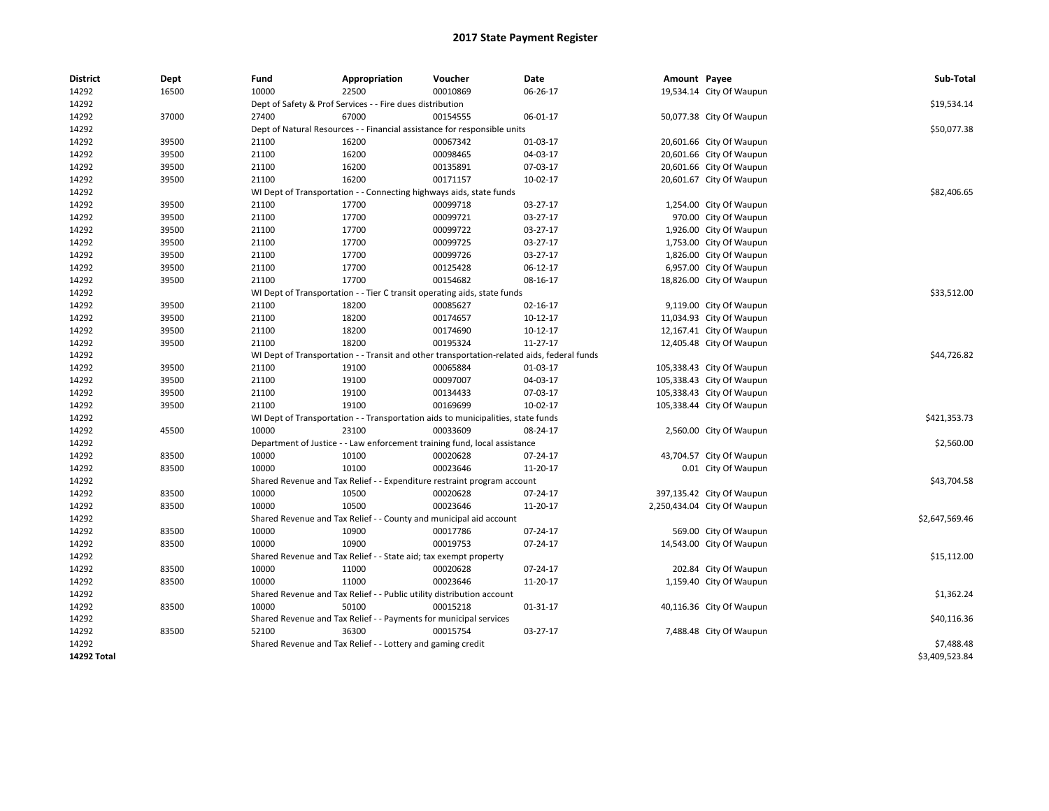# 2017 State Payment Register

| District | Dept | Fund | Appropriation | Voucher | Date | Amount | Payee | Sub-Total |
|---|---|---|---|---|---|---|---|---|
| 14292 | 16500 | 10000 | 22500 | 00010869 | 06-26-17 | 19,534.14 | City Of Waupun | |
| 14292 | | Dept of Safety & Prof Services - - Fire dues distribution | | | | | | $19,534.14 |
| 14292 | 37000 | 27400 | 67000 | 00154555 | 06-01-17 | 50,077.38 | City Of Waupun | |
| 14292 | | Dept of Natural Resources - - Financial assistance for responsible units | | | | | | $50,077.38 |
| 14292 | 39500 | 21100 | 16200 | 00067342 | 01-03-17 | 20,601.66 | City Of Waupun | |
| 14292 | 39500 | 21100 | 16200 | 00098465 | 04-03-17 | 20,601.66 | City Of Waupun | |
| 14292 | 39500 | 21100 | 16200 | 00135891 | 07-03-17 | 20,601.66 | City Of Waupun | |
| 14292 | 39500 | 21100 | 16200 | 00171157 | 10-02-17 | 20,601.67 | City Of Waupun | |
| 14292 | | WI Dept of Transportation - - Connecting highways aids, state funds | | | | | | $82,406.65 |
| 14292 | 39500 | 21100 | 17700 | 00099718 | 03-27-17 | 1,254.00 | City Of Waupun | |
| 14292 | 39500 | 21100 | 17700 | 00099721 | 03-27-17 | 970.00 | City Of Waupun | |
| 14292 | 39500 | 21100 | 17700 | 00099722 | 03-27-17 | 1,926.00 | City Of Waupun | |
| 14292 | 39500 | 21100 | 17700 | 00099725 | 03-27-17 | 1,753.00 | City Of Waupun | |
| 14292 | 39500 | 21100 | 17700 | 00099726 | 03-27-17 | 1,826.00 | City Of Waupun | |
| 14292 | 39500 | 21100 | 17700 | 00125428 | 06-12-17 | 6,957.00 | City Of Waupun | |
| 14292 | 39500 | 21100 | 17700 | 00154682 | 08-16-17 | 18,826.00 | City Of Waupun | |
| 14292 | | WI Dept of Transportation - - Tier C transit operating aids, state funds | | | | | | $33,512.00 |
| 14292 | 39500 | 21100 | 18200 | 00085627 | 02-16-17 | 9,119.00 | City Of Waupun | |
| 14292 | 39500 | 21100 | 18200 | 00174657 | 10-12-17 | 11,034.93 | City Of Waupun | |
| 14292 | 39500 | 21100 | 18200 | 00174690 | 10-12-17 | 12,167.41 | City Of Waupun | |
| 14292 | 39500 | 21100 | 18200 | 00195324 | 11-27-17 | 12,405.48 | City Of Waupun | |
| 14292 | | WI Dept of Transportation - - Transit and other transportation-related aids, federal funds | | | | | | $44,726.82 |
| 14292 | 39500 | 21100 | 19100 | 00065884 | 01-03-17 | 105,338.43 | City Of Waupun | |
| 14292 | 39500 | 21100 | 19100 | 00097007 | 04-03-17 | 105,338.43 | City Of Waupun | |
| 14292 | 39500 | 21100 | 19100 | 00134433 | 07-03-17 | 105,338.43 | City Of Waupun | |
| 14292 | 39500 | 21100 | 19100 | 00169699 | 10-02-17 | 105,338.44 | City Of Waupun | |
| 14292 | | WI Dept of Transportation - - Transportation aids to municipalities, state funds | | | | | | $421,353.73 |
| 14292 | 45500 | 10000 | 23100 | 00033609 | 08-24-17 | 2,560.00 | City Of Waupun | |
| 14292 | | Department of Justice - - Law enforcement training fund, local assistance | | | | | | $2,560.00 |
| 14292 | 83500 | 10000 | 10100 | 00020628 | 07-24-17 | 43,704.57 | City Of Waupun | |
| 14292 | 83500 | 10000 | 10100 | 00023646 | 11-20-17 | 0.01 | City Of Waupun | |
| 14292 | | Shared Revenue and Tax Relief - - Expenditure restraint program account | | | | | | $43,704.58 |
| 14292 | 83500 | 10000 | 10500 | 00020628 | 07-24-17 | 397,135.42 | City Of Waupun | |
| 14292 | 83500 | 10000 | 10500 | 00023646 | 11-20-17 | 2,250,434.04 | City Of Waupun | |
| 14292 | | Shared Revenue and Tax Relief - - County and municipal aid account | | | | | | $2,647,569.46 |
| 14292 | 83500 | 10000 | 10900 | 00017786 | 07-24-17 | 569.00 | City Of Waupun | |
| 14292 | 83500 | 10000 | 10900 | 00019753 | 07-24-17 | 14,543.00 | City Of Waupun | |
| 14292 | | Shared Revenue and Tax Relief - - State aid; tax exempt property | | | | | | $15,112.00 |
| 14292 | 83500 | 10000 | 11000 | 00020628 | 07-24-17 | 202.84 | City Of Waupun | |
| 14292 | 83500 | 10000 | 11000 | 00023646 | 11-20-17 | 1,159.40 | City Of Waupun | |
| 14292 | | Shared Revenue and Tax Relief - - Public utility distribution account | | | | | | $1,362.24 |
| 14292 | 83500 | 10000 | 50100 | 00015218 | 01-31-17 | 40,116.36 | City Of Waupun | |
| 14292 | | Shared Revenue and Tax Relief - - Payments for municipal services | | | | | | $40,116.36 |
| 14292 | 83500 | 52100 | 36300 | 00015754 | 03-27-17 | 7,488.48 | City Of Waupun | |
| 14292 | | Shared Revenue and Tax Relief - - Lottery and gaming credit | | | | | | $7,488.48 |
| **14292 Total** | | | | | | | | $3,409,523.84 |